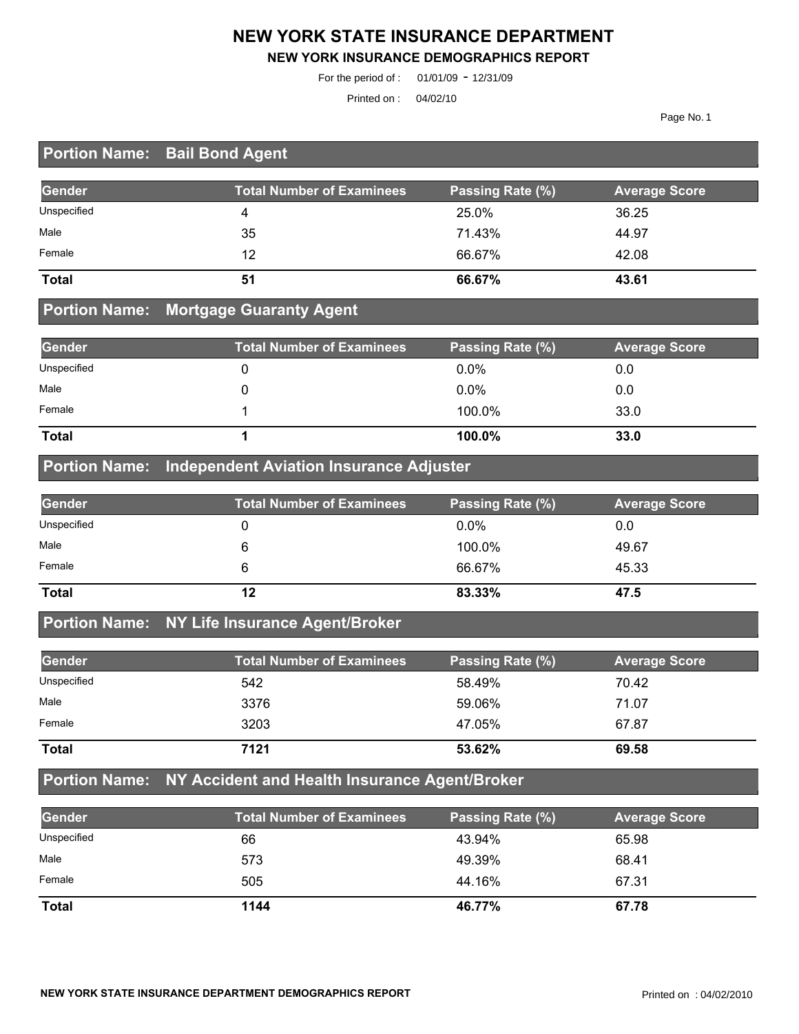# NEW YORK STATE INSURANCE DEPARTMENT

## NEW YORK INSURANCE DEMOGRAPHICS REPORT

For the period of : 01/01/09 - 12/31/09

Printed on : 04/02/10

## Portion Name: Bail Bond Agent

| Gender | Total Number of Examinees | Passing Rate (%) | Average Score |
|---|---|---|---|
| Unspecified | 4 | 25.0% | 36.25 |
| Male | 35 | 71.43% | 44.97 |
| Female | 12 | 66.67% | 42.08 |
| **Total** | **51** | **66.67%** | **43.61** |

## Portion Name: Mortgage Guaranty Agent

| Gender | Total Number of Examinees | Passing Rate (%) | Average Score |
|---|---|---|---|
| Unspecified | 0 | 0.0% | 0.0 |
| Male | 0 | 0.0% | 0.0 |
| Female | 1 | 100.0% | 33.0 |
| **Total** | **1** | **100.0%** | **33.0** |

## Portion Name: Independent Aviation Insurance Adjuster

| Gender | Total Number of Examinees | Passing Rate (%) | Average Score |
|---|---|---|---|
| Unspecified | 0 | 0.0% | 0.0 |
| Male | 6 | 100.0% | 49.67 |
| Female | 6 | 66.67% | 45.33 |
| **Total** | **12** | **83.33%** | **47.5** |

## Portion Name: NY Life Insurance Agent/Broker

| Gender | Total Number of Examinees | Passing Rate (%) | Average Score |
|---|---|---|---|
| Unspecified | 542 | 58.49% | 70.42 |
| Male | 3376 | 59.06% | 71.07 |
| Female | 3203 | 47.05% | 67.87 |
| **Total** | **7121** | **53.62%** | **69.58** |

## Portion Name: NY Accident and Health Insurance Agent/Broker

| Gender | Total Number of Examinees | Passing Rate (%) | Average Score |
|---|---|---|---|
| Unspecified | 66 | 43.94% | 65.98 |
| Male | 573 | 49.39% | 68.41 |
| Female | 505 | 44.16% | 67.31 |
| **Total** | **1144** | **46.77%** | **67.78** |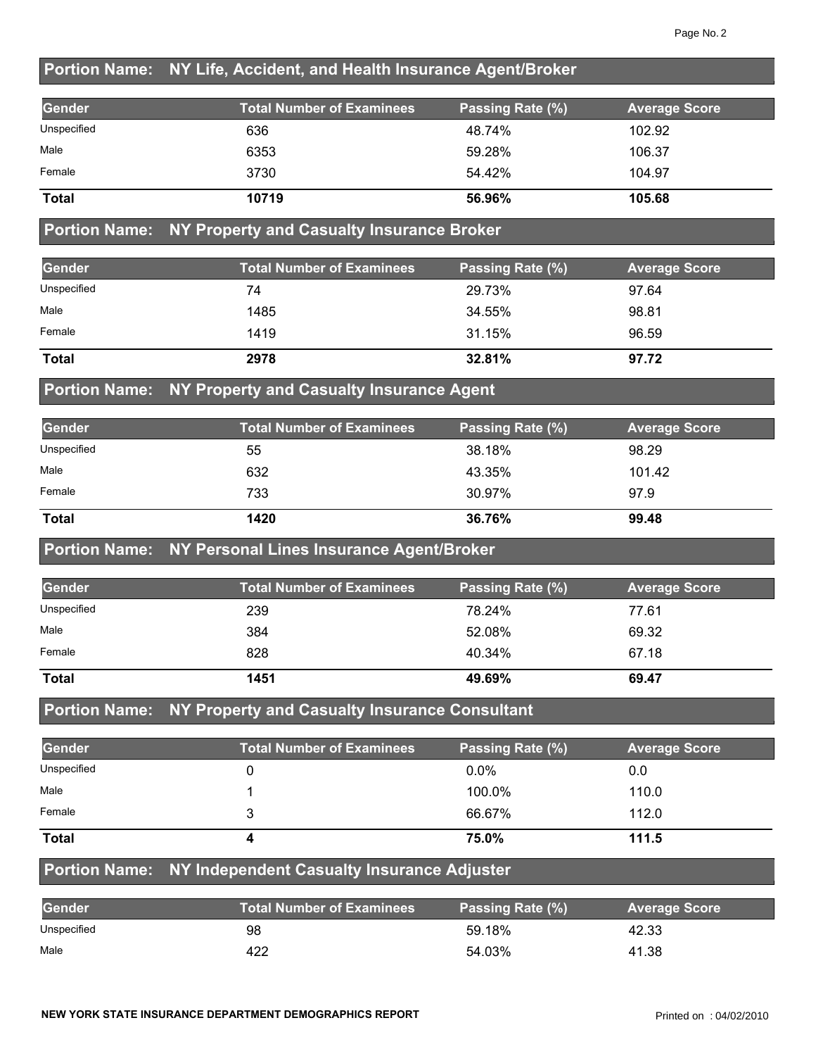## Portion Name: NY Life, Accident, and Health Insurance Agent/Broker

| Gender | Total Number of Examinees | Passing Rate (%) | Average Score |
|---|---|---|---|
| Unspecified | 636 | 48.74% | 102.92 |
| Male | 6353 | 59.28% | 106.37 |
| Female | 3730 | 54.42% | 104.97 |
| **Total** | **10719** | **56.96%** | **105.68** |

## Portion Name: NY Property and Casualty Insurance Broker

| Gender | Total Number of Examinees | Passing Rate (%) | Average Score |
|---|---|---|---|
| Unspecified | 74 | 29.73% | 97.64 |
| Male | 1485 | 34.55% | 98.81 |
| Female | 1419 | 31.15% | 96.59 |
| **Total** | **2978** | **32.81%** | **97.72** |

## Portion Name: NY Property and Casualty Insurance Agent

| Gender | Total Number of Examinees | Passing Rate (%) | Average Score |
|---|---|---|---|
| Unspecified | 55 | 38.18% | 98.29 |
| Male | 632 | 43.35% | 101.42 |
| Female | 733 | 30.97% | 97.9 |
| **Total** | **1420** | **36.76%** | **99.48** |

## Portion Name: NY Personal Lines Insurance Agent/Broker

| Gender | Total Number of Examinees | Passing Rate (%) | Average Score |
|---|---|---|---|
| Unspecified | 239 | 78.24% | 77.61 |
| Male | 384 | 52.08% | 69.32 |
| Female | 828 | 40.34% | 67.18 |
| **Total** | **1451** | **49.69%** | **69.47** |

## Portion Name: NY Property and Casualty Insurance Consultant

| Gender | Total Number of Examinees | Passing Rate (%) | Average Score |
|---|---|---|---|
| Unspecified | 0 | 0.0% | 0.0 |
| Male | 1 | 100.0% | 110.0 |
| Female | 3 | 66.67% | 112.0 |
| **Total** | **4** | **75.0%** | **111.5** |

## Portion Name: NY Independent Casualty Insurance Adjuster

| Gender | Total Number of Examinees | Passing Rate (%) | Average Score |
|---|---|---|---|
| Unspecified | 98 | 59.18% | 42.33 |
| Male | 422 | 54.03% | 41.38 |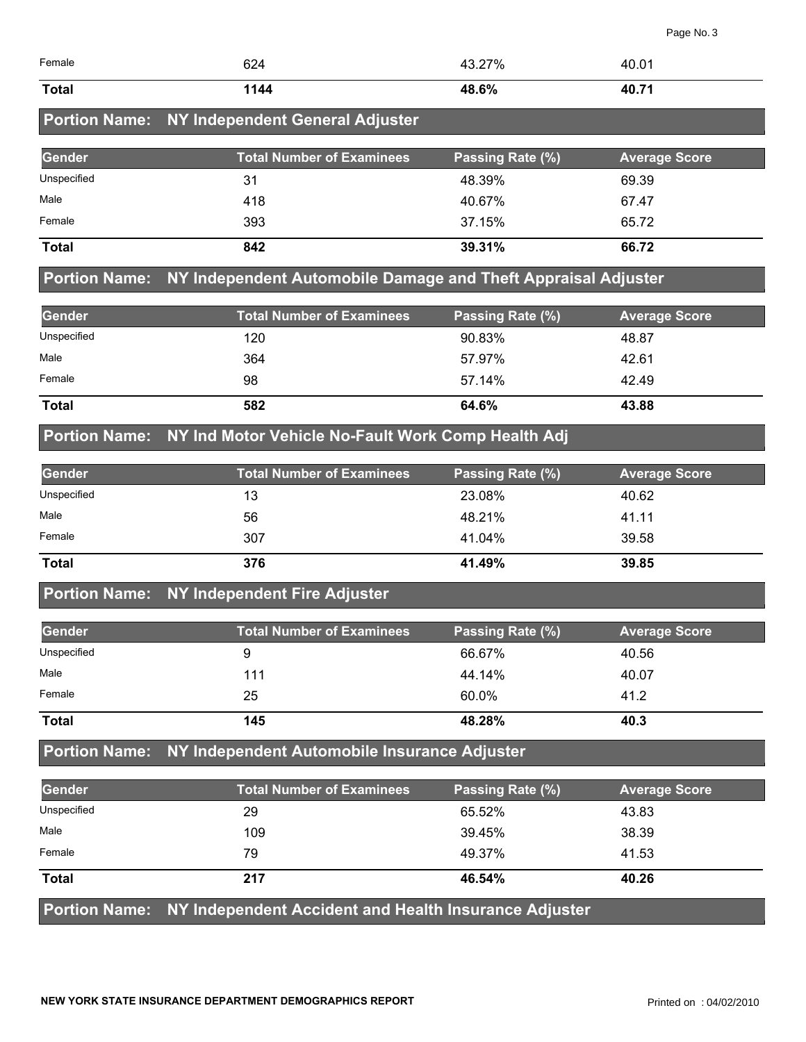| Female | 624 | 43.27% | 40.01 |
|---|---|---|---|
| **Total** | **1144** | **48.6%** | **40.71** |

## Portion Name: NY Independent General Adjuster

| Gender | Total Number of Examinees | Passing Rate (%) | Average Score |
|---|---|---|---|
| Unspecified | 31 | 48.39% | 69.39 |
| Male | 418 | 40.67% | 67.47 |
| Female | 393 | 37.15% | 65.72 |
| **Total** | **842** | **39.31%** | **66.72** |

## Portion Name: NY Independent Automobile Damage and Theft Appraisal Adjuster

| Gender | Total Number of Examinees | Passing Rate (%) | Average Score |
|---|---|---|---|
| Unspecified | 120 | 90.83% | 48.87 |
| Male | 364 | 57.97% | 42.61 |
| Female | 98 | 57.14% | 42.49 |
| **Total** | **582** | **64.6%** | **43.88** |

## Portion Name: NY Ind Motor Vehicle No-Fault Work Comp Health Adj

| Gender | Total Number of Examinees | Passing Rate (%) | Average Score |
|---|---|---|---|
| Unspecified | 13 | 23.08% | 40.62 |
| Male | 56 | 48.21% | 41.11 |
| Female | 307 | 41.04% | 39.58 |
| **Total** | **376** | **41.49%** | **39.85** |

## Portion Name: NY Independent Fire Adjuster

| Gender | Total Number of Examinees | Passing Rate (%) | Average Score |
|---|---|---|---|
| Unspecified | 9 | 66.67% | 40.56 |
| Male | 111 | 44.14% | 40.07 |
| Female | 25 | 60.0% | 41.2 |
| **Total** | **145** | **48.28%** | **40.3** |

## Portion Name: NY Independent Automobile Insurance Adjuster

| Gender | Total Number of Examinees | Passing Rate (%) | Average Score |
|---|---|---|---|
| Unspecified | 29 | 65.52% | 43.83 |
| Male | 109 | 39.45% | 38.39 |
| Female | 79 | 49.37% | 41.53 |
| **Total** | **217** | **46.54%** | **40.26** |

## Portion Name: NY Independent Accident and Health Insurance Adjuster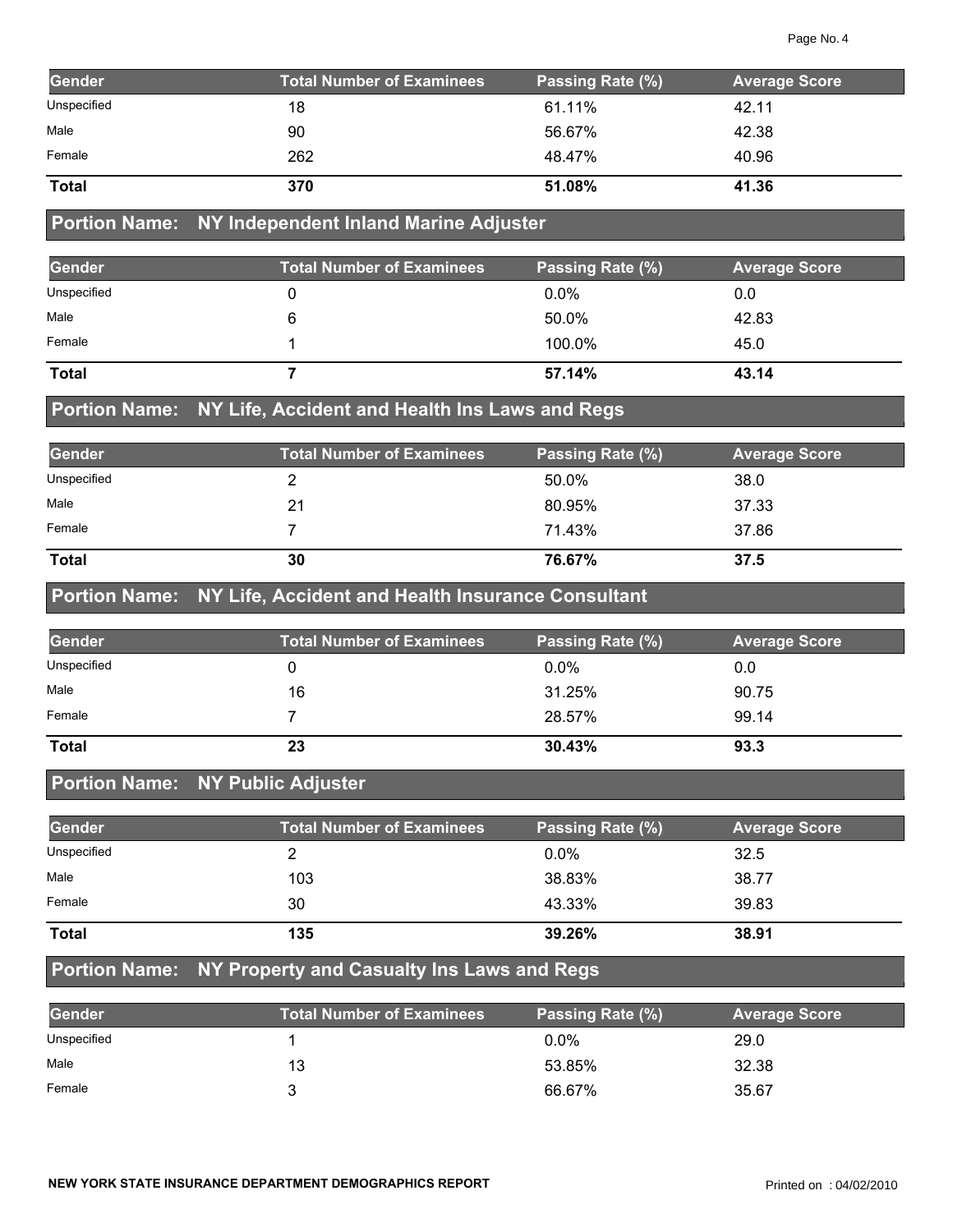| Gender | Total Number of Examinees | Passing Rate (%) | Average Score |
|---|---|---|---|
| Unspecified | 18 | 61.11% | 42.11 |
| Male | 90 | 56.67% | 42.38 |
| Female | 262 | 48.47% | 40.96 |
| **Total** | **370** | **51.08%** | **41.36** |

## Portion Name: NY Independent Inland Marine Adjuster

| Gender | Total Number of Examinees | Passing Rate (%) | Average Score |
|---|---|---|---|
| Unspecified | 0 | 0.0% | 0.0 |
| Male | 6 | 50.0% | 42.83 |
| Female | 1 | 100.0% | 45.0 |
| **Total** | **7** | **57.14%** | **43.14** |

## Portion Name: NY Life, Accident and Health Ins Laws and Regs

| Gender | Total Number of Examinees | Passing Rate (%) | Average Score |
|---|---|---|---|
| Unspecified | 2 | 50.0% | 38.0 |
| Male | 21 | 80.95% | 37.33 |
| Female | 7 | 71.43% | 37.86 |
| **Total** | **30** | **76.67%** | **37.5** |

## Portion Name: NY Life, Accident and Health Insurance Consultant

| Gender | Total Number of Examinees | Passing Rate (%) | Average Score |
|---|---|---|---|
| Unspecified | 0 | 0.0% | 0.0 |
| Male | 16 | 31.25% | 90.75 |
| Female | 7 | 28.57% | 99.14 |
| **Total** | **23** | **30.43%** | **93.3** |

## Portion Name: NY Public Adjuster

| Gender | Total Number of Examinees | Passing Rate (%) | Average Score |
|---|---|---|---|
| Unspecified | 2 | 0.0% | 32.5 |
| Male | 103 | 38.83% | 38.77 |
| Female | 30 | 43.33% | 39.83 |
| **Total** | **135** | **39.26%** | **38.91** |

## Portion Name: NY Property and Casualty Ins Laws and Regs

| Gender | Total Number of Examinees | Passing Rate (%) | Average Score |
|---|---|---|---|
| Unspecified | 1 | 0.0% | 29.0 |
| Male | 13 | 53.85% | 32.38 |
| Female | 3 | 66.67% | 35.67 |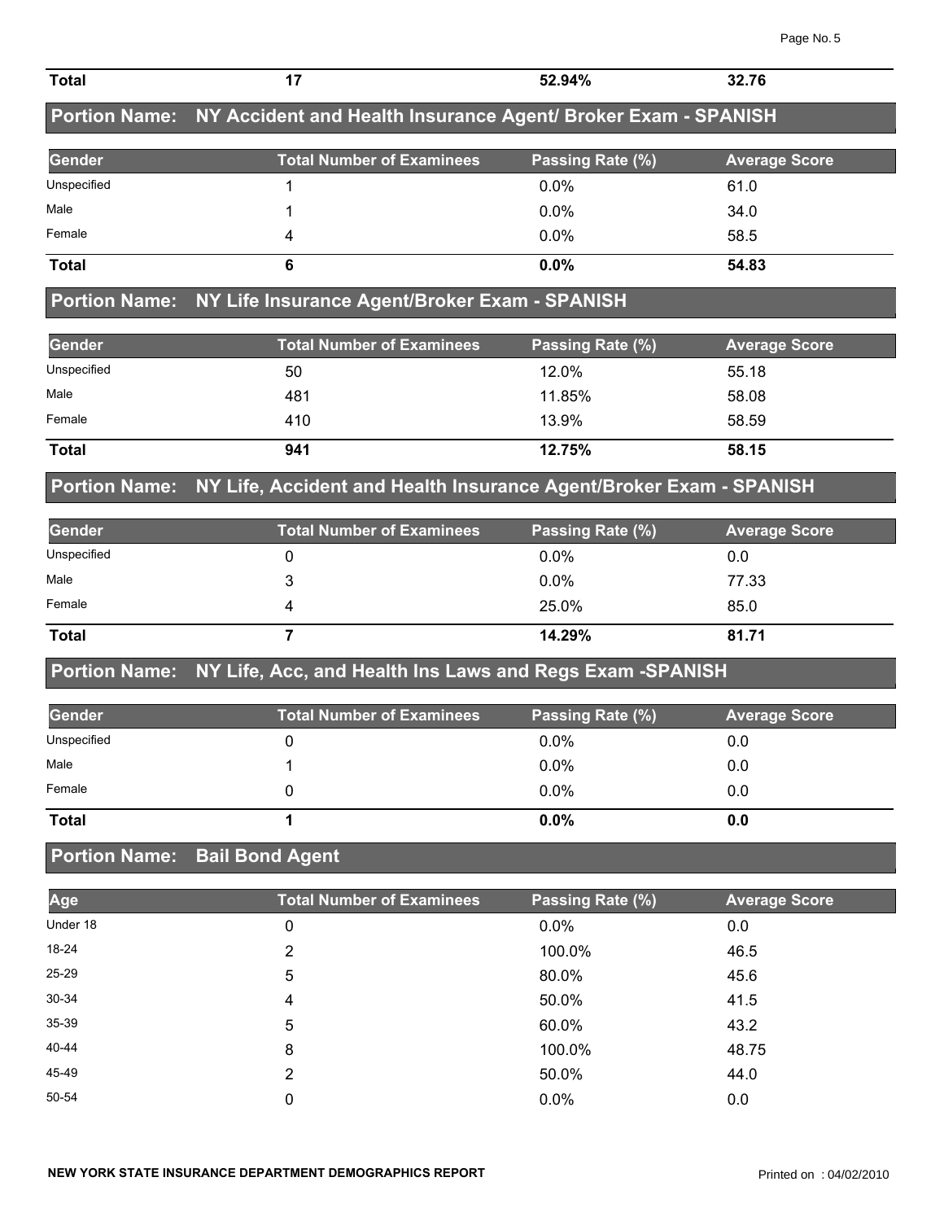| Total | 17 | 52.94% | 32.76 |
|---|---|---|---|

## Portion Name: NY Accident and Health Insurance Agent/ Broker Exam - SPANISH

| Gender | Total Number of Examinees | Passing Rate (%) | Average Score |
|---|---|---|---|
| Unspecified | 1 | 0.0% | 61.0 |
| Male | 1 | 0.0% | 34.0 |
| Female | 4 | 0.0% | 58.5 |
| **Total** | **6** | **0.0%** | **54.83** |

## Portion Name: NY Life Insurance Agent/Broker Exam - SPANISH

| Gender | Total Number of Examinees | Passing Rate (%) | Average Score |
|---|---|---|---|
| Unspecified | 50 | 12.0% | 55.18 |
| Male | 481 | 11.85% | 58.08 |
| Female | 410 | 13.9% | 58.59 |
| **Total** | **941** | **12.75%** | **58.15** |

## Portion Name: NY Life, Accident and Health Insurance Agent/Broker Exam - SPANISH

| Gender | Total Number of Examinees | Passing Rate (%) | Average Score |
|---|---|---|---|
| Unspecified | 0 | 0.0% | 0.0 |
| Male | 3 | 0.0% | 77.33 |
| Female | 4 | 25.0% | 85.0 |
| **Total** | **7** | **14.29%** | **81.71** |

## Portion Name: NY Life, Acc, and Health Ins Laws and Regs Exam -SPANISH

| Gender | Total Number of Examinees | Passing Rate (%) | Average Score |
|---|---|---|---|
| Unspecified | 0 | 0.0% | 0.0 |
| Male | 1 | 0.0% | 0.0 |
| Female | 0 | 0.0% | 0.0 |
| **Total** | **1** | **0.0%** | **0.0** |

## Portion Name: Bail Bond Agent

| Age | Total Number of Examinees | Passing Rate (%) | Average Score |
|---|---|---|---|
| Under 18 | 0 | 0.0% | 0.0 |
| 18-24 | 2 | 100.0% | 46.5 |
| 25-29 | 5 | 80.0% | 45.6 |
| 30-34 | 4 | 50.0% | 41.5 |
| 35-39 | 5 | 60.0% | 43.2 |
| 40-44 | 8 | 100.0% | 48.75 |
| 45-49 | 2 | 50.0% | 44.0 |
| 50-54 | 0 | 0.0% | 0.0 |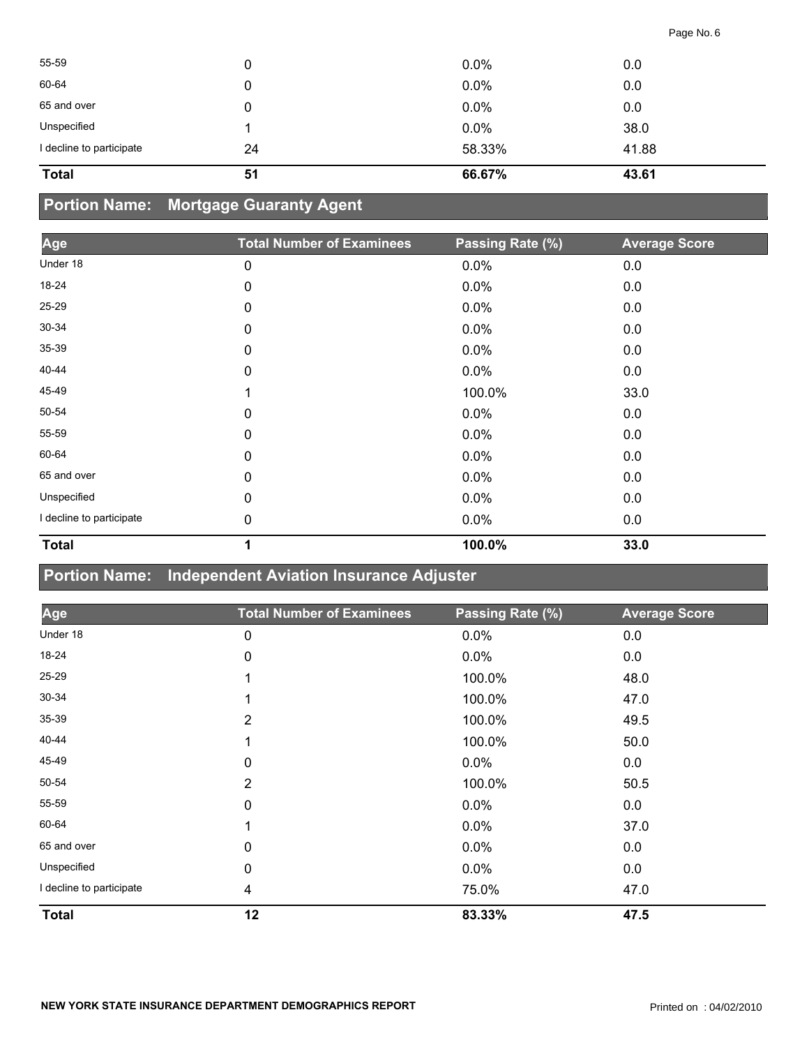| | | | |
|---|---|---|---|
| 55-59 | 0 | 0.0% | 0.0 |
| 60-64 | 0 | 0.0% | 0.0 |
| 65 and over | 0 | 0.0% | 0.0 |
| Unspecified | 1 | 0.0% | 38.0 |
| I decline to participate | 24 | 58.33% | 41.88 |
| **Total** | **51** | **66.67%** | **43.61** |

## Portion Name: Mortgage Guaranty Agent

| Age | Total Number of Examinees | Passing Rate (%) | Average Score |
|---|---|---|---|
| Under 18 | 0 | 0.0% | 0.0 |
| 18-24 | 0 | 0.0% | 0.0 |
| 25-29 | 0 | 0.0% | 0.0 |
| 30-34 | 0 | 0.0% | 0.0 |
| 35-39 | 0 | 0.0% | 0.0 |
| 40-44 | 0 | 0.0% | 0.0 |
| 45-49 | 1 | 100.0% | 33.0 |
| 50-54 | 0 | 0.0% | 0.0 |
| 55-59 | 0 | 0.0% | 0.0 |
| 60-64 | 0 | 0.0% | 0.0 |
| 65 and over | 0 | 0.0% | 0.0 |
| Unspecified | 0 | 0.0% | 0.0 |
| I decline to participate | 0 | 0.0% | 0.0 |
| **Total** | **1** | **100.0%** | **33.0** |

## Portion Name: Independent Aviation Insurance Adjuster

| Age | Total Number of Examinees | Passing Rate (%) | Average Score |
|---|---|---|---|
| Under 18 | 0 | 0.0% | 0.0 |
| 18-24 | 0 | 0.0% | 0.0 |
| 25-29 | 1 | 100.0% | 48.0 |
| 30-34 | 1 | 100.0% | 47.0 |
| 35-39 | 2 | 100.0% | 49.5 |
| 40-44 | 1 | 100.0% | 50.0 |
| 45-49 | 0 | 0.0% | 0.0 |
| 50-54 | 2 | 100.0% | 50.5 |
| 55-59 | 0 | 0.0% | 0.0 |
| 60-64 | 1 | 0.0% | 37.0 |
| 65 and over | 0 | 0.0% | 0.0 |
| Unspecified | 0 | 0.0% | 0.0 |
| I decline to participate | 4 | 75.0% | 47.0 |
| **Total** | **12** | **83.33%** | **47.5** |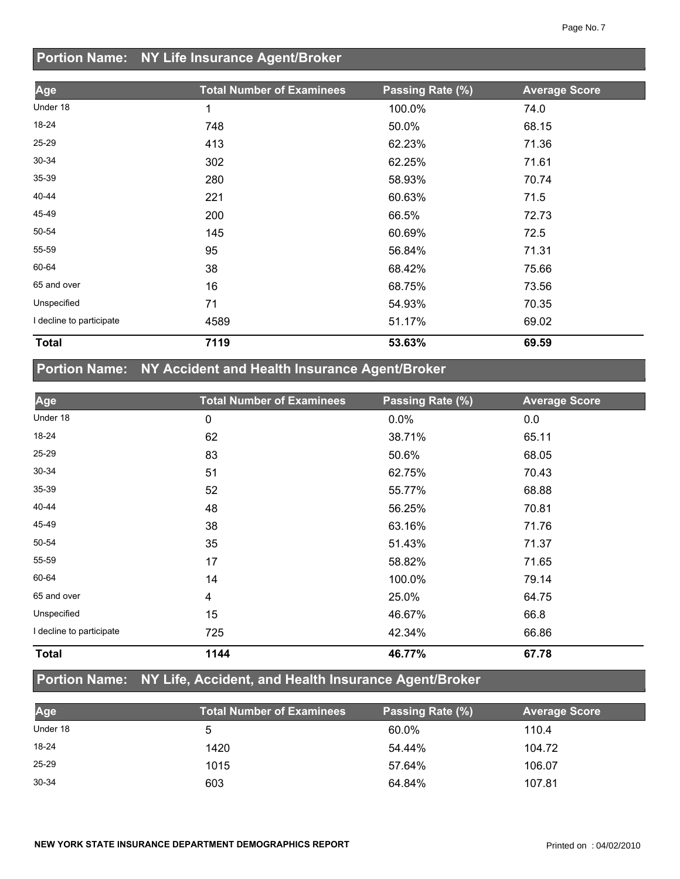## Portion Name: NY Life Insurance Agent/Broker

| Age | Total Number of Examinees | Passing Rate (%) | Average Score |
|---|---|---|---|
| Under 18 | 1 | 100.0% | 74.0 |
| 18-24 | 748 | 50.0% | 68.15 |
| 25-29 | 413 | 62.23% | 71.36 |
| 30-34 | 302 | 62.25% | 71.61 |
| 35-39 | 280 | 58.93% | 70.74 |
| 40-44 | 221 | 60.63% | 71.5 |
| 45-49 | 200 | 66.5% | 72.73 |
| 50-54 | 145 | 60.69% | 72.5 |
| 55-59 | 95 | 56.84% | 71.31 |
| 60-64 | 38 | 68.42% | 75.66 |
| 65 and over | 16 | 68.75% | 73.56 |
| Unspecified | 71 | 54.93% | 70.35 |
| I decline to participate | 4589 | 51.17% | 69.02 |
| **Total** | **7119** | **53.63%** | **69.59** |

## Portion Name: NY Accident and Health Insurance Agent/Broker

| Age | Total Number of Examinees | Passing Rate (%) | Average Score |
|---|---|---|---|
| Under 18 | 0 | 0.0% | 0.0 |
| 18-24 | 62 | 38.71% | 65.11 |
| 25-29 | 83 | 50.6% | 68.05 |
| 30-34 | 51 | 62.75% | 70.43 |
| 35-39 | 52 | 55.77% | 68.88 |
| 40-44 | 48 | 56.25% | 70.81 |
| 45-49 | 38 | 63.16% | 71.76 |
| 50-54 | 35 | 51.43% | 71.37 |
| 55-59 | 17 | 58.82% | 71.65 |
| 60-64 | 14 | 100.0% | 79.14 |
| 65 and over | 4 | 25.0% | 64.75 |
| Unspecified | 15 | 46.67% | 66.8 |
| I decline to participate | 725 | 42.34% | 66.86 |
| **Total** | **1144** | **46.77%** | **67.78** |

## Portion Name: NY Life, Accident, and Health Insurance Agent/Broker

| Age | Total Number of Examinees | Passing Rate (%) | Average Score |
|---|---|---|---|
| Under 18 | 5 | 60.0% | 110.4 |
| 18-24 | 1420 | 54.44% | 104.72 |
| 25-29 | 1015 | 57.64% | 106.07 |
| 30-34 | 603 | 64.84% | 107.81 |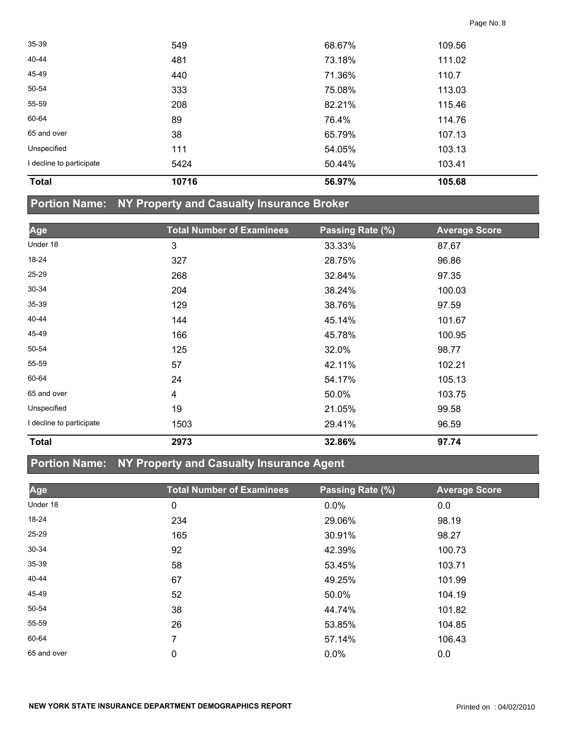| Age | Total Number of Examinees | Passing Rate (%) | Average Score |
|---|---|---|---|
| 35-39 | 549 | 68.67% | 109.56 |
| 40-44 | 481 | 73.18% | 111.02 |
| 45-49 | 440 | 71.36% | 110.7 |
| 50-54 | 333 | 75.08% | 113.03 |
| 55-59 | 208 | 82.21% | 115.46 |
| 60-64 | 89 | 76.4% | 114.76 |
| 65 and over | 38 | 65.79% | 107.13 |
| Unspecified | 111 | 54.05% | 103.13 |
| I decline to participate | 5424 | 50.44% | 103.41 |
| **Total** | **10716** | **56.97%** | **105.68** |

## Portion Name: NY Property and Casualty Insurance Broker

| Age | Total Number of Examinees | Passing Rate (%) | Average Score |
|---|---|---|---|
| Under 18 | 3 | 33.33% | 87.67 |
| 18-24 | 327 | 28.75% | 96.86 |
| 25-29 | 268 | 32.84% | 97.35 |
| 30-34 | 204 | 38.24% | 100.03 |
| 35-39 | 129 | 38.76% | 97.59 |
| 40-44 | 144 | 45.14% | 101.67 |
| 45-49 | 166 | 45.78% | 100.95 |
| 50-54 | 125 | 32.0% | 98.77 |
| 55-59 | 57 | 42.11% | 102.21 |
| 60-64 | 24 | 54.17% | 105.13 |
| 65 and over | 4 | 50.0% | 103.75 |
| Unspecified | 19 | 21.05% | 99.58 |
| I decline to participate | 1503 | 29.41% | 96.59 |
| **Total** | **2973** | **32.86%** | **97.74** |

## Portion Name: NY Property and Casualty Insurance Agent

| Age | Total Number of Examinees | Passing Rate (%) | Average Score |
|---|---|---|---|
| Under 18 | 0 | 0.0% | 0.0 |
| 18-24 | 234 | 29.06% | 98.19 |
| 25-29 | 165 | 30.91% | 98.27 |
| 30-34 | 92 | 42.39% | 100.73 |
| 35-39 | 58 | 53.45% | 103.71 |
| 40-44 | 67 | 49.25% | 101.99 |
| 45-49 | 52 | 50.0% | 104.19 |
| 50-54 | 38 | 44.74% | 101.82 |
| 55-59 | 26 | 53.85% | 104.85 |
| 60-64 | 7 | 57.14% | 106.43 |
| 65 and over | 0 | 0.0% | 0.0 |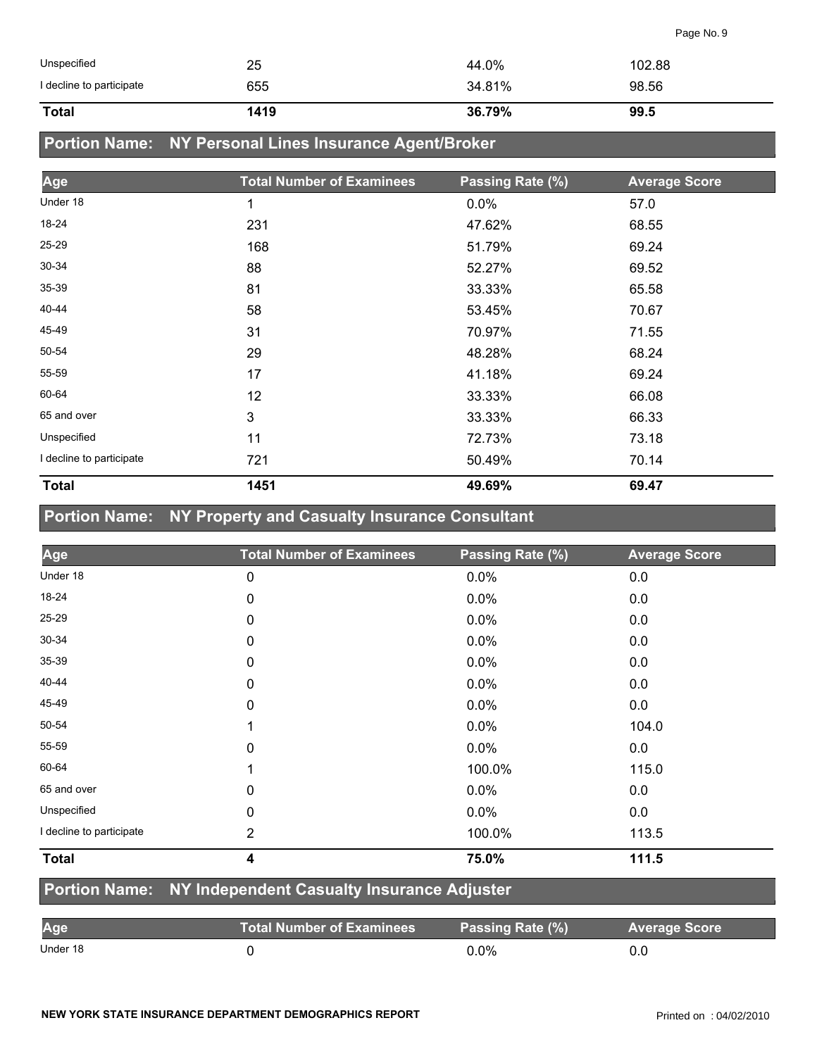| | | | |
|---|---|---|---|
| Unspecified | 25 | 44.0% | 102.88 |
| I decline to participate | 655 | 34.81% | 98.56 |
| **Total** | **1419** | **36.79%** | **99.5** |

## Portion Name: NY Personal Lines Insurance Agent/Broker

| Age | Total Number of Examinees | Passing Rate (%) | Average Score |
|---|---|---|---|
| Under 18 | 1 | 0.0% | 57.0 |
| 18-24 | 231 | 47.62% | 68.55 |
| 25-29 | 168 | 51.79% | 69.24 |
| 30-34 | 88 | 52.27% | 69.52 |
| 35-39 | 81 | 33.33% | 65.58 |
| 40-44 | 58 | 53.45% | 70.67 |
| 45-49 | 31 | 70.97% | 71.55 |
| 50-54 | 29 | 48.28% | 68.24 |
| 55-59 | 17 | 41.18% | 69.24 |
| 60-64 | 12 | 33.33% | 66.08 |
| 65 and over | 3 | 33.33% | 66.33 |
| Unspecified | 11 | 72.73% | 73.18 |
| I decline to participate | 721 | 50.49% | 70.14 |
| **Total** | **1451** | **49.69%** | **69.47** |

## Portion Name: NY Property and Casualty Insurance Consultant

| Age | Total Number of Examinees | Passing Rate (%) | Average Score |
|---|---|---|---|
| Under 18 | 0 | 0.0% | 0.0 |
| 18-24 | 0 | 0.0% | 0.0 |
| 25-29 | 0 | 0.0% | 0.0 |
| 30-34 | 0 | 0.0% | 0.0 |
| 35-39 | 0 | 0.0% | 0.0 |
| 40-44 | 0 | 0.0% | 0.0 |
| 45-49 | 0 | 0.0% | 0.0 |
| 50-54 | 1 | 0.0% | 104.0 |
| 55-59 | 0 | 0.0% | 0.0 |
| 60-64 | 1 | 100.0% | 115.0 |
| 65 and over | 0 | 0.0% | 0.0 |
| Unspecified | 0 | 0.0% | 0.0 |
| I decline to participate | 2 | 100.0% | 113.5 |
| **Total** | **4** | **75.0%** | **111.5** |

## Portion Name: NY Independent Casualty Insurance Adjuster

| Age | Total Number of Examinees | Passing Rate (%) | Average Score |
|---|---|---|---|
| Under 18 | 0 | 0.0% | 0.0 |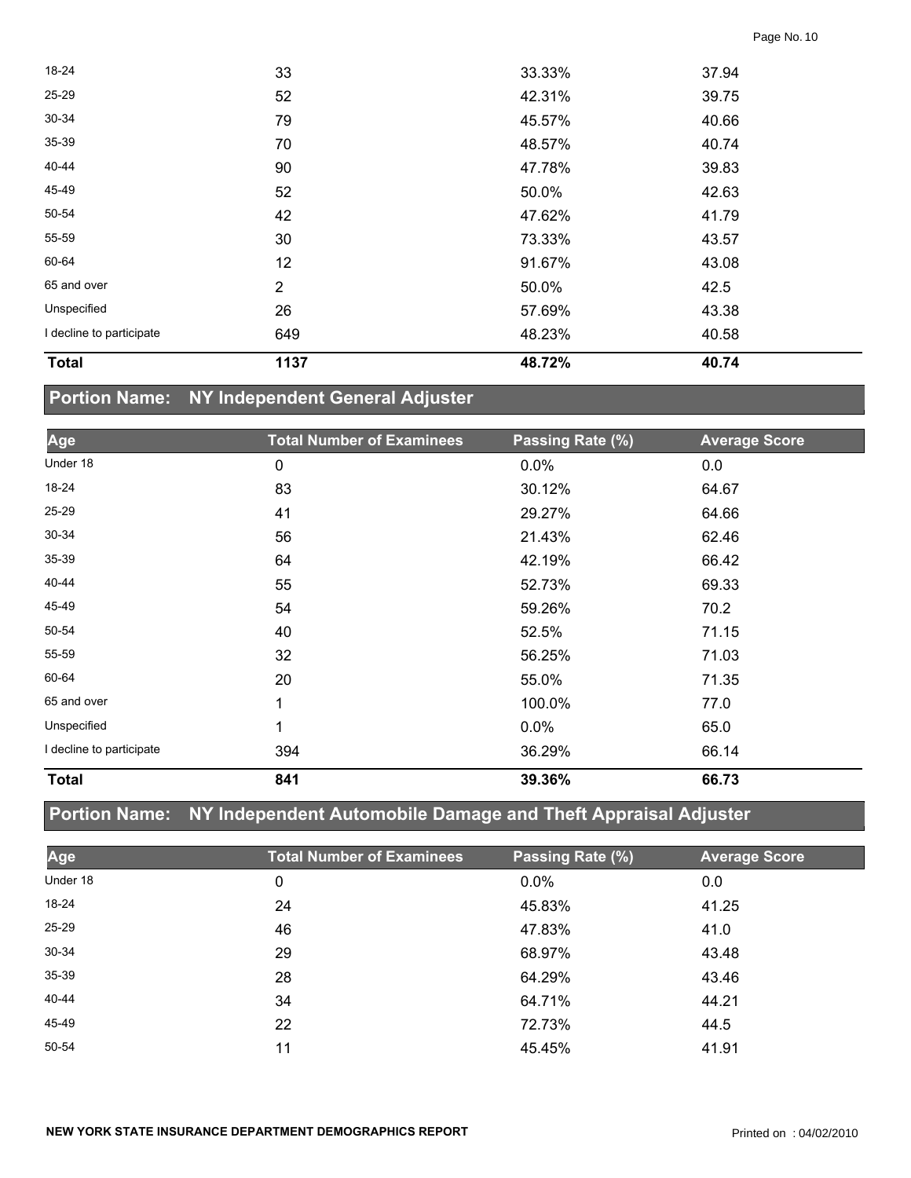| Age | Total Number of Examinees | Passing Rate (%) | Average Score |
|---|---|---|---|
| 18-24 | 33 | 33.33% | 37.94 |
| 25-29 | 52 | 42.31% | 39.75 |
| 30-34 | 79 | 45.57% | 40.66 |
| 35-39 | 70 | 48.57% | 40.74 |
| 40-44 | 90 | 47.78% | 39.83 |
| 45-49 | 52 | 50.0% | 42.63 |
| 50-54 | 42 | 47.62% | 41.79 |
| 55-59 | 30 | 73.33% | 43.57 |
| 60-64 | 12 | 91.67% | 43.08 |
| 65 and over | 2 | 50.0% | 42.5 |
| Unspecified | 26 | 57.69% | 43.38 |
| I decline to participate | 649 | 48.23% | 40.58 |
| **Total** | **1137** | **48.72%** | **40.74** |

## Portion Name: NY Independent General Adjuster

| Age | Total Number of Examinees | Passing Rate (%) | Average Score |
|---|---|---|---|
| Under 18 | 0 | 0.0% | 0.0 |
| 18-24 | 83 | 30.12% | 64.67 |
| 25-29 | 41 | 29.27% | 64.66 |
| 30-34 | 56 | 21.43% | 62.46 |
| 35-39 | 64 | 42.19% | 66.42 |
| 40-44 | 55 | 52.73% | 69.33 |
| 45-49 | 54 | 59.26% | 70.2 |
| 50-54 | 40 | 52.5% | 71.15 |
| 55-59 | 32 | 56.25% | 71.03 |
| 60-64 | 20 | 55.0% | 71.35 |
| 65 and over | 1 | 100.0% | 77.0 |
| Unspecified | 1 | 0.0% | 65.0 |
| I decline to participate | 394 | 36.29% | 66.14 |
| **Total** | **841** | **39.36%** | **66.73** |

## Portion Name: NY Independent Automobile Damage and Theft Appraisal Adjuster

| Age | Total Number of Examinees | Passing Rate (%) | Average Score |
|---|---|---|---|
| Under 18 | 0 | 0.0% | 0.0 |
| 18-24 | 24 | 45.83% | 41.25 |
| 25-29 | 46 | 47.83% | 41.0 |
| 30-34 | 29 | 68.97% | 43.48 |
| 35-39 | 28 | 64.29% | 43.46 |
| 40-44 | 34 | 64.71% | 44.21 |
| 45-49 | 22 | 72.73% | 44.5 |
| 50-54 | 11 | 45.45% | 41.91 |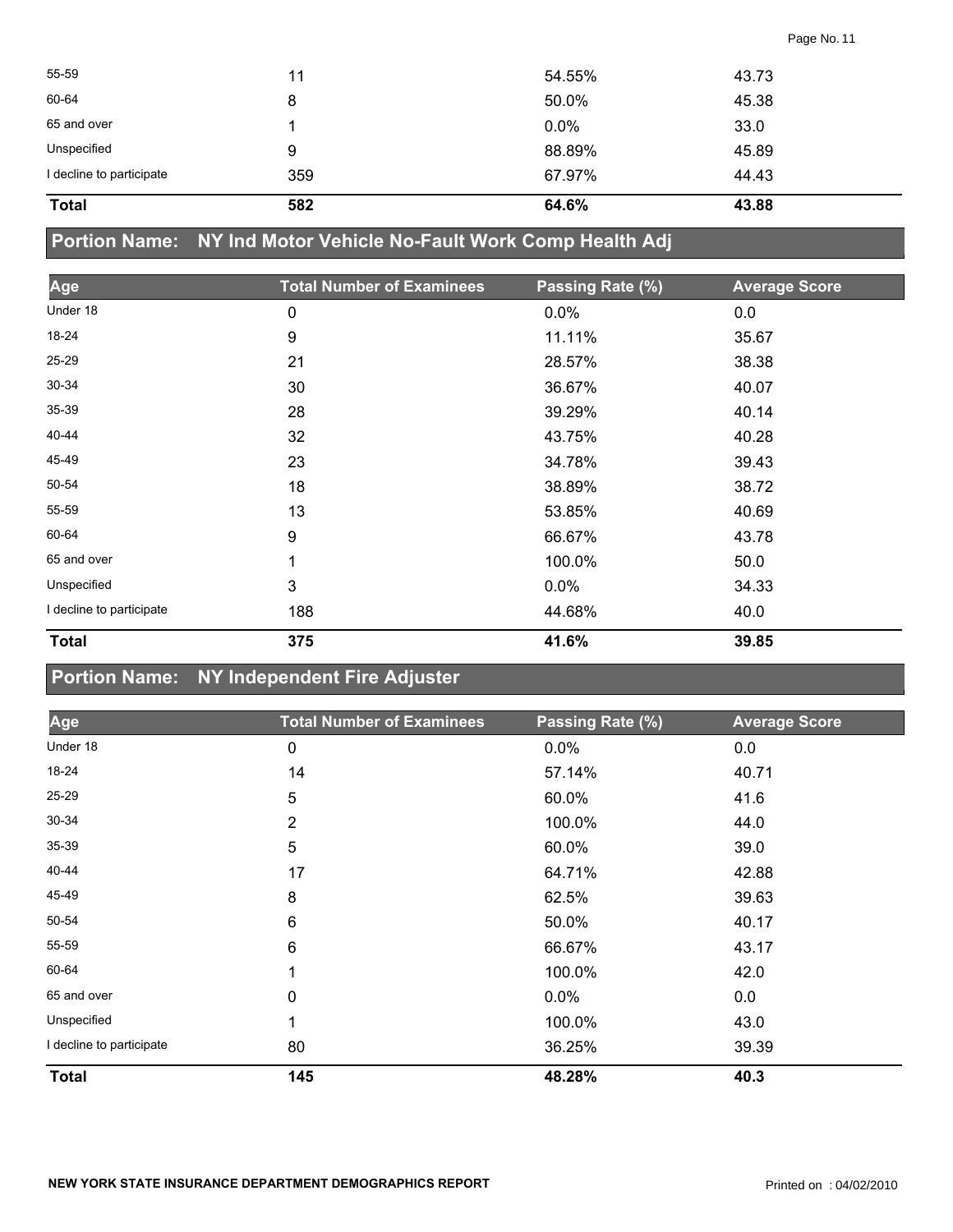| Age | Total Number of Examinees | Passing Rate (%) | Average Score |
|---|---|---|---|
| 55-59 | 11 | 54.55% | 43.73 |
| 60-64 | 8 | 50.0% | 45.38 |
| 65 and over | 1 | 0.0% | 33.0 |
| Unspecified | 9 | 88.89% | 45.89 |
| I decline to participate | 359 | 67.97% | 44.43 |
| **Total** | **582** | **64.6%** | **43.88** |

## Portion Name: NY Ind Motor Vehicle No-Fault Work Comp Health Adj

| Age | Total Number of Examinees | Passing Rate (%) | Average Score |
|---|---|---|---|
| Under 18 | 0 | 0.0% | 0.0 |
| 18-24 | 9 | 11.11% | 35.67 |
| 25-29 | 21 | 28.57% | 38.38 |
| 30-34 | 30 | 36.67% | 40.07 |
| 35-39 | 28 | 39.29% | 40.14 |
| 40-44 | 32 | 43.75% | 40.28 |
| 45-49 | 23 | 34.78% | 39.43 |
| 50-54 | 18 | 38.89% | 38.72 |
| 55-59 | 13 | 53.85% | 40.69 |
| 60-64 | 9 | 66.67% | 43.78 |
| 65 and over | 1 | 100.0% | 50.0 |
| Unspecified | 3 | 0.0% | 34.33 |
| I decline to participate | 188 | 44.68% | 40.0 |
| **Total** | **375** | **41.6%** | **39.85** |

## Portion Name: NY Independent Fire Adjuster

| Age | Total Number of Examinees | Passing Rate (%) | Average Score |
|---|---|---|---|
| Under 18 | 0 | 0.0% | 0.0 |
| 18-24 | 14 | 57.14% | 40.71 |
| 25-29 | 5 | 60.0% | 41.6 |
| 30-34 | 2 | 100.0% | 44.0 |
| 35-39 | 5 | 60.0% | 39.0 |
| 40-44 | 17 | 64.71% | 42.88 |
| 45-49 | 8 | 62.5% | 39.63 |
| 50-54 | 6 | 50.0% | 40.17 |
| 55-59 | 6 | 66.67% | 43.17 |
| 60-64 | 1 | 100.0% | 42.0 |
| 65 and over | 0 | 0.0% | 0.0 |
| Unspecified | 1 | 100.0% | 43.0 |
| I decline to participate | 80 | 36.25% | 39.39 |
| **Total** | **145** | **48.28%** | **40.3** |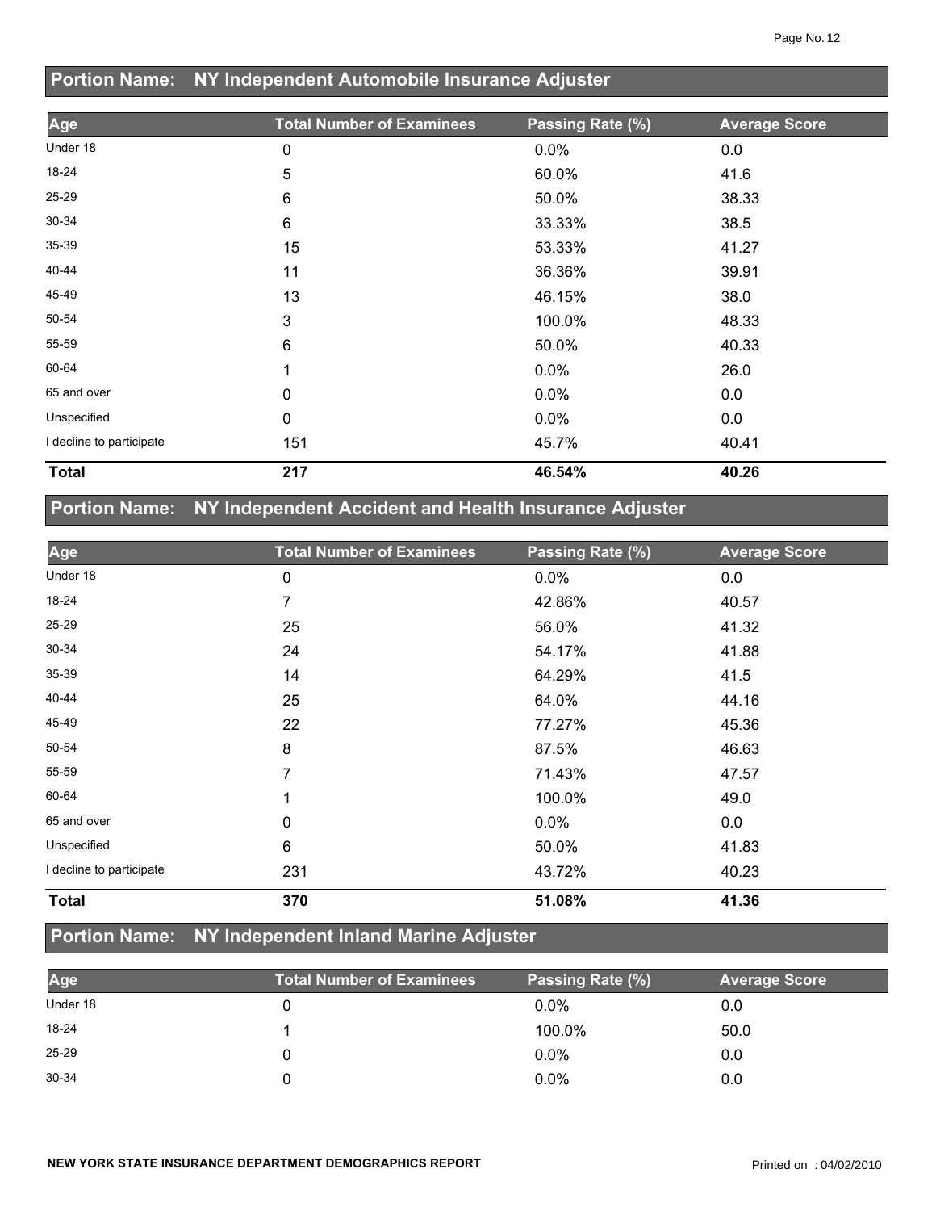## Portion Name: NY Independent Automobile Insurance Adjuster

| Age | Total Number of Examinees | Passing Rate (%) | Average Score |
|---|---|---|---|
| Under 18 | 0 | 0.0% | 0.0 |
| 18-24 | 5 | 60.0% | 41.6 |
| 25-29 | 6 | 50.0% | 38.33 |
| 30-34 | 6 | 33.33% | 38.5 |
| 35-39 | 15 | 53.33% | 41.27 |
| 40-44 | 11 | 36.36% | 39.91 |
| 45-49 | 13 | 46.15% | 38.0 |
| 50-54 | 3 | 100.0% | 48.33 |
| 55-59 | 6 | 50.0% | 40.33 |
| 60-64 | 1 | 0.0% | 26.0 |
| 65 and over | 0 | 0.0% | 0.0 |
| Unspecified | 0 | 0.0% | 0.0 |
| I decline to participate | 151 | 45.7% | 40.41 |
| **Total** | **217** | **46.54%** | **40.26** |

## Portion Name: NY Independent Accident and Health Insurance Adjuster

| Age | Total Number of Examinees | Passing Rate (%) | Average Score |
|---|---|---|---|
| Under 18 | 0 | 0.0% | 0.0 |
| 18-24 | 7 | 42.86% | 40.57 |
| 25-29 | 25 | 56.0% | 41.32 |
| 30-34 | 24 | 54.17% | 41.88 |
| 35-39 | 14 | 64.29% | 41.5 |
| 40-44 | 25 | 64.0% | 44.16 |
| 45-49 | 22 | 77.27% | 45.36 |
| 50-54 | 8 | 87.5% | 46.63 |
| 55-59 | 7 | 71.43% | 47.57 |
| 60-64 | 1 | 100.0% | 49.0 |
| 65 and over | 0 | 0.0% | 0.0 |
| Unspecified | 6 | 50.0% | 41.83 |
| I decline to participate | 231 | 43.72% | 40.23 |
| **Total** | **370** | **51.08%** | **41.36** |

## Portion Name: NY Independent Inland Marine Adjuster

| Age | Total Number of Examinees | Passing Rate (%) | Average Score |
|---|---|---|---|
| Under 18 | 0 | 0.0% | 0.0 |
| 18-24 | 1 | 100.0% | 50.0 |
| 25-29 | 0 | 0.0% | 0.0 |
| 30-34 | 0 | 0.0% | 0.0 |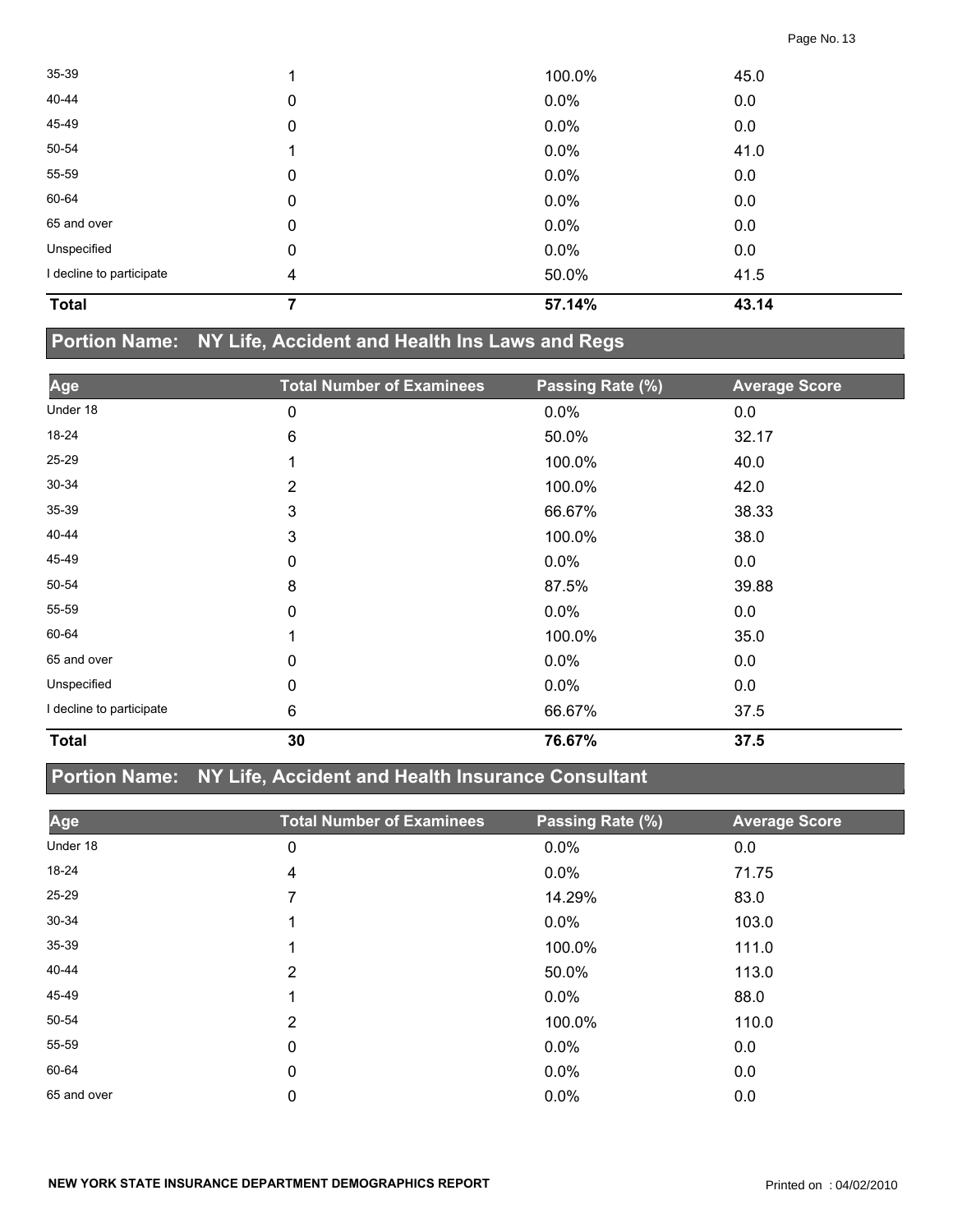| Age | Total Number of Examinees | Passing Rate (%) | Average Score |
|---|---|---|---|
| 35-39 | 1 | 100.0% | 45.0 |
| 40-44 | 0 | 0.0% | 0.0 |
| 45-49 | 0 | 0.0% | 0.0 |
| 50-54 | 1 | 0.0% | 41.0 |
| 55-59 | 0 | 0.0% | 0.0 |
| 60-64 | 0 | 0.0% | 0.0 |
| 65 and over | 0 | 0.0% | 0.0 |
| Unspecified | 0 | 0.0% | 0.0 |
| I decline to participate | 4 | 50.0% | 41.5 |
| **Total** | **7** | **57.14%** | **43.14** |

## Portion Name: NY Life, Accident and Health Ins Laws and Regs

| Age | Total Number of Examinees | Passing Rate (%) | Average Score |
|---|---|---|---|
| Under 18 | 0 | 0.0% | 0.0 |
| 18-24 | 6 | 50.0% | 32.17 |
| 25-29 | 1 | 100.0% | 40.0 |
| 30-34 | 2 | 100.0% | 42.0 |
| 35-39 | 3 | 66.67% | 38.33 |
| 40-44 | 3 | 100.0% | 38.0 |
| 45-49 | 0 | 0.0% | 0.0 |
| 50-54 | 8 | 87.5% | 39.88 |
| 55-59 | 0 | 0.0% | 0.0 |
| 60-64 | 1 | 100.0% | 35.0 |
| 65 and over | 0 | 0.0% | 0.0 |
| Unspecified | 0 | 0.0% | 0.0 |
| I decline to participate | 6 | 66.67% | 37.5 |
| **Total** | **30** | **76.67%** | **37.5** |

## Portion Name: NY Life, Accident and Health Insurance Consultant

| Age | Total Number of Examinees | Passing Rate (%) | Average Score |
|---|---|---|---|
| Under 18 | 0 | 0.0% | 0.0 |
| 18-24 | 4 | 0.0% | 71.75 |
| 25-29 | 7 | 14.29% | 83.0 |
| 30-34 | 1 | 0.0% | 103.0 |
| 35-39 | 1 | 100.0% | 111.0 |
| 40-44 | 2 | 50.0% | 113.0 |
| 45-49 | 1 | 0.0% | 88.0 |
| 50-54 | 2 | 100.0% | 110.0 |
| 55-59 | 0 | 0.0% | 0.0 |
| 60-64 | 0 | 0.0% | 0.0 |
| 65 and over | 0 | 0.0% | 0.0 |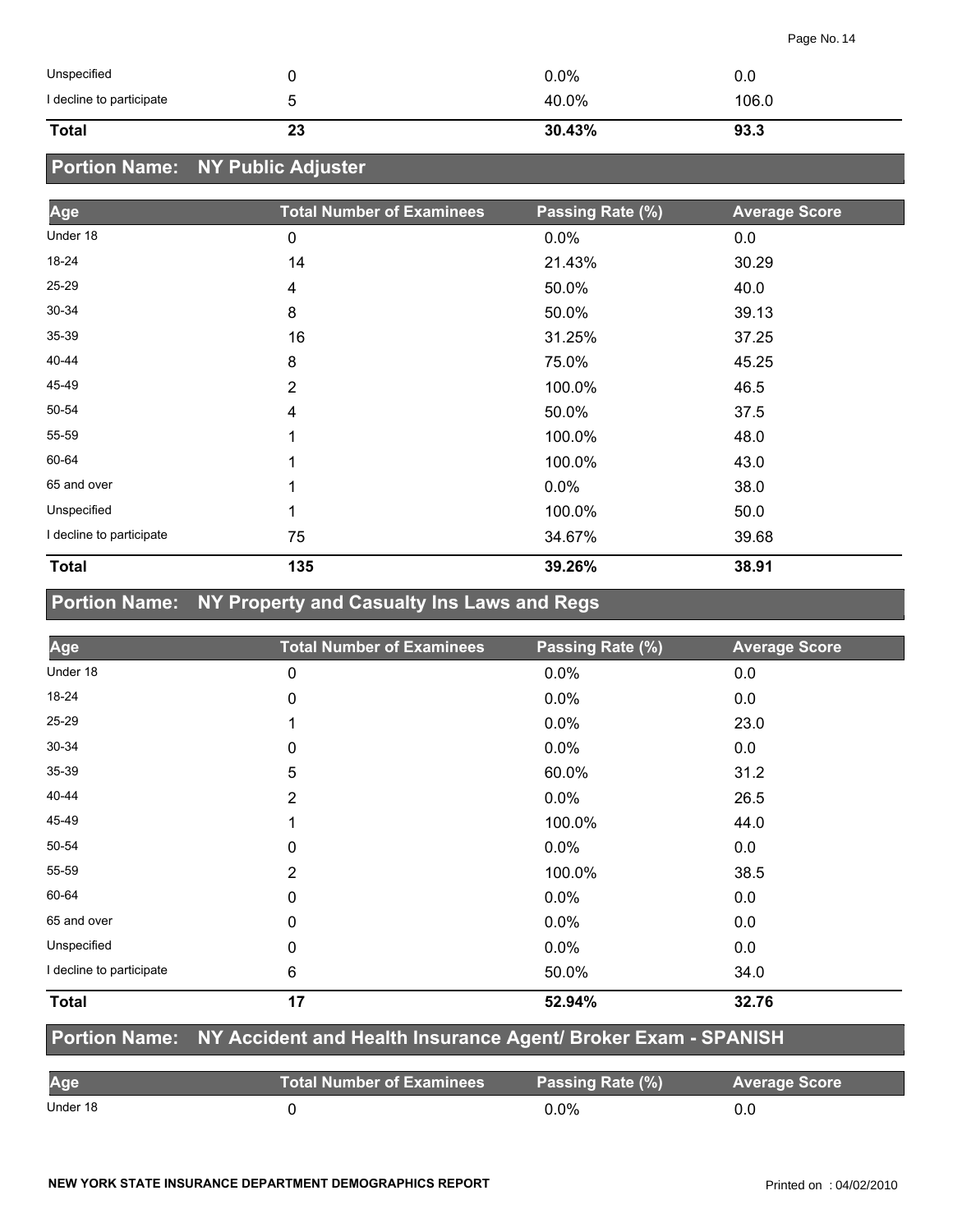| | | | |
|---|---|---|---|
| Unspecified | 0 | 0.0% | 0.0 |
| I decline to participate | 5 | 40.0% | 106.0 |
| **Total** | **23** | **30.43%** | **93.3** |

## Portion Name: NY Public Adjuster

| Age | Total Number of Examinees | Passing Rate (%) | Average Score |
|---|---|---|---|
| Under 18 | 0 | 0.0% | 0.0 |
| 18-24 | 14 | 21.43% | 30.29 |
| 25-29 | 4 | 50.0% | 40.0 |
| 30-34 | 8 | 50.0% | 39.13 |
| 35-39 | 16 | 31.25% | 37.25 |
| 40-44 | 8 | 75.0% | 45.25 |
| 45-49 | 2 | 100.0% | 46.5 |
| 50-54 | 4 | 50.0% | 37.5 |
| 55-59 | 1 | 100.0% | 48.0 |
| 60-64 | 1 | 100.0% | 43.0 |
| 65 and over | 1 | 0.0% | 38.0 |
| Unspecified | 1 | 100.0% | 50.0 |
| I decline to participate | 75 | 34.67% | 39.68 |
| **Total** | **135** | **39.26%** | **38.91** |

## Portion Name: NY Property and Casualty Ins Laws and Regs

| Age | Total Number of Examinees | Passing Rate (%) | Average Score |
|---|---|---|---|
| Under 18 | 0 | 0.0% | 0.0 |
| 18-24 | 0 | 0.0% | 0.0 |
| 25-29 | 1 | 0.0% | 23.0 |
| 30-34 | 0 | 0.0% | 0.0 |
| 35-39 | 5 | 60.0% | 31.2 |
| 40-44 | 2 | 0.0% | 26.5 |
| 45-49 | 1 | 100.0% | 44.0 |
| 50-54 | 0 | 0.0% | 0.0 |
| 55-59 | 2 | 100.0% | 38.5 |
| 60-64 | 0 | 0.0% | 0.0 |
| 65 and over | 0 | 0.0% | 0.0 |
| Unspecified | 0 | 0.0% | 0.0 |
| I decline to participate | 6 | 50.0% | 34.0 |
| **Total** | **17** | **52.94%** | **32.76** |

## Portion Name: NY Accident and Health Insurance Agent/ Broker Exam - SPANISH

| Age | Total Number of Examinees | Passing Rate (%) | Average Score |
|---|---|---|---|
| Under 18 | 0 | 0.0% | 0.0 |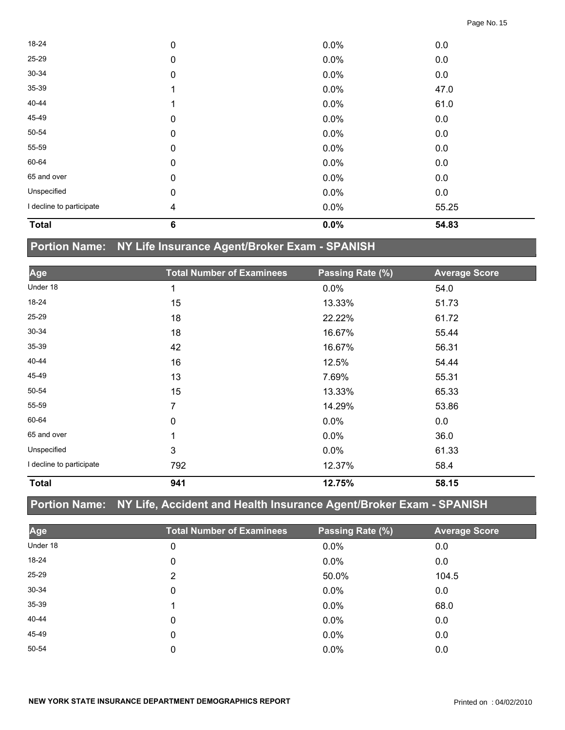| Age | Total Number of Examinees | Passing Rate (%) | Average Score |
|---|---|---|---|
| 18-24 | 0 | 0.0% | 0.0 |
| 25-29 | 0 | 0.0% | 0.0 |
| 30-34 | 0 | 0.0% | 0.0 |
| 35-39 | 1 | 0.0% | 47.0 |
| 40-44 | 1 | 0.0% | 61.0 |
| 45-49 | 0 | 0.0% | 0.0 |
| 50-54 | 0 | 0.0% | 0.0 |
| 55-59 | 0 | 0.0% | 0.0 |
| 60-64 | 0 | 0.0% | 0.0 |
| 65 and over | 0 | 0.0% | 0.0 |
| Unspecified | 0 | 0.0% | 0.0 |
| I decline to participate | 4 | 0.0% | 55.25 |
| **Total** | **6** | **0.0%** | **54.83** |

## Portion Name: NY Life Insurance Agent/Broker Exam - SPANISH

| Age | Total Number of Examinees | Passing Rate (%) | Average Score |
|---|---|---|---|
| Under 18 | 1 | 0.0% | 54.0 |
| 18-24 | 15 | 13.33% | 51.73 |
| 25-29 | 18 | 22.22% | 61.72 |
| 30-34 | 18 | 16.67% | 55.44 |
| 35-39 | 42 | 16.67% | 56.31 |
| 40-44 | 16 | 12.5% | 54.44 |
| 45-49 | 13 | 7.69% | 55.31 |
| 50-54 | 15 | 13.33% | 65.33 |
| 55-59 | 7 | 14.29% | 53.86 |
| 60-64 | 0 | 0.0% | 0.0 |
| 65 and over | 1 | 0.0% | 36.0 |
| Unspecified | 3 | 0.0% | 61.33 |
| I decline to participate | 792 | 12.37% | 58.4 |
| **Total** | **941** | **12.75%** | **58.15** |

## Portion Name: NY Life, Accident and Health Insurance Agent/Broker Exam - SPANISH

| Age | Total Number of Examinees | Passing Rate (%) | Average Score |
|---|---|---|---|
| Under 18 | 0 | 0.0% | 0.0 |
| 18-24 | 0 | 0.0% | 0.0 |
| 25-29 | 2 | 50.0% | 104.5 |
| 30-34 | 0 | 0.0% | 0.0 |
| 35-39 | 1 | 0.0% | 68.0 |
| 40-44 | 0 | 0.0% | 0.0 |
| 45-49 | 0 | 0.0% | 0.0 |
| 50-54 | 0 | 0.0% | 0.0 |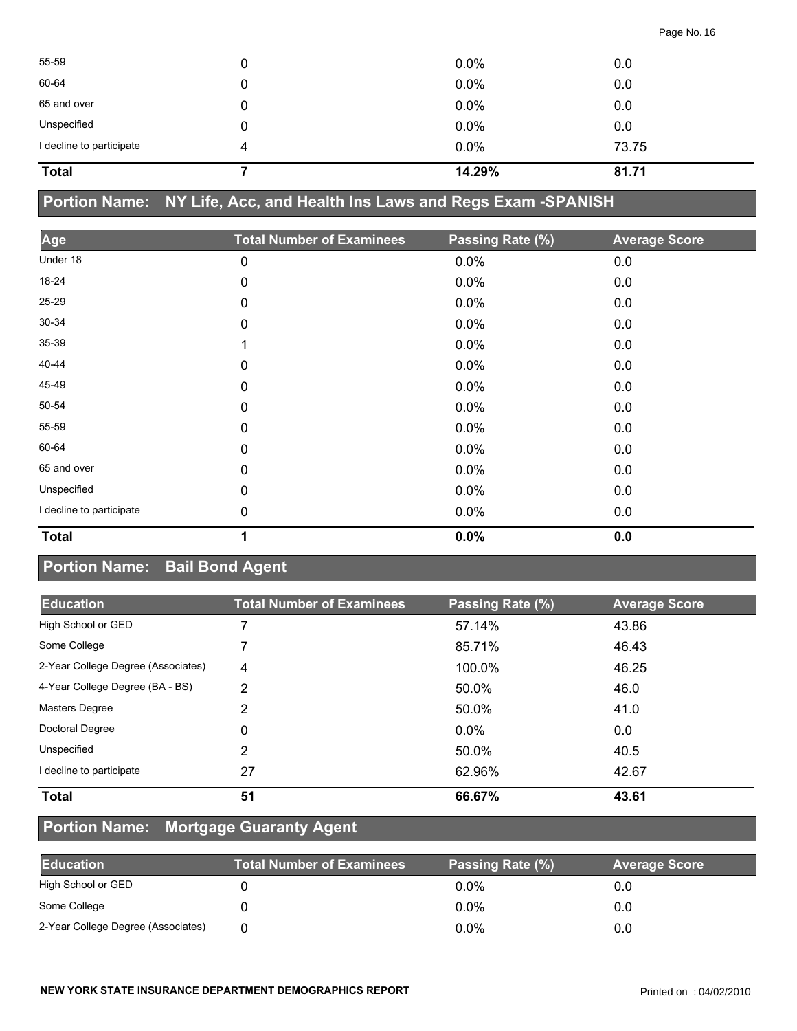| | | | |
|---|---|---|---|
| 55-59 | 0 | 0.0% | 0.0 |
| 60-64 | 0 | 0.0% | 0.0 |
| 65 and over | 0 | 0.0% | 0.0 |
| Unspecified | 0 | 0.0% | 0.0 |
| I decline to participate | 4 | 0.0% | 73.75 |
| **Total** | **7** | **14.29%** | **81.71** |

## Portion Name: NY Life, Acc, and Health Ins Laws and Regs Exam -SPANISH

| Age | Total Number of Examinees | Passing Rate (%) | Average Score |
|---|---|---|---|
| Under 18 | 0 | 0.0% | 0.0 |
| 18-24 | 0 | 0.0% | 0.0 |
| 25-29 | 0 | 0.0% | 0.0 |
| 30-34 | 0 | 0.0% | 0.0 |
| 35-39 | 1 | 0.0% | 0.0 |
| 40-44 | 0 | 0.0% | 0.0 |
| 45-49 | 0 | 0.0% | 0.0 |
| 50-54 | 0 | 0.0% | 0.0 |
| 55-59 | 0 | 0.0% | 0.0 |
| 60-64 | 0 | 0.0% | 0.0 |
| 65 and over | 0 | 0.0% | 0.0 |
| Unspecified | 0 | 0.0% | 0.0 |
| I decline to participate | 0 | 0.0% | 0.0 |
| **Total** | **1** | **0.0%** | **0.0** |

## Portion Name: Bail Bond Agent

| Education | Total Number of Examinees | Passing Rate (%) | Average Score |
|---|---|---|---|
| High School or GED | 7 | 57.14% | 43.86 |
| Some College | 7 | 85.71% | 46.43 |
| 2-Year College Degree (Associates) | 4 | 100.0% | 46.25 |
| 4-Year College Degree (BA - BS) | 2 | 50.0% | 46.0 |
| Masters Degree | 2 | 50.0% | 41.0 |
| Doctoral Degree | 0 | 0.0% | 0.0 |
| Unspecified | 2 | 50.0% | 40.5 |
| I decline to participate | 27 | 62.96% | 42.67 |
| **Total** | **51** | **66.67%** | **43.61** |

## Portion Name: Mortgage Guaranty Agent

| Education | Total Number of Examinees | Passing Rate (%) | Average Score |
|---|---|---|---|
| High School or GED | 0 | 0.0% | 0.0 |
| Some College | 0 | 0.0% | 0.0 |
| 2-Year College Degree (Associates) | 0 | 0.0% | 0.0 |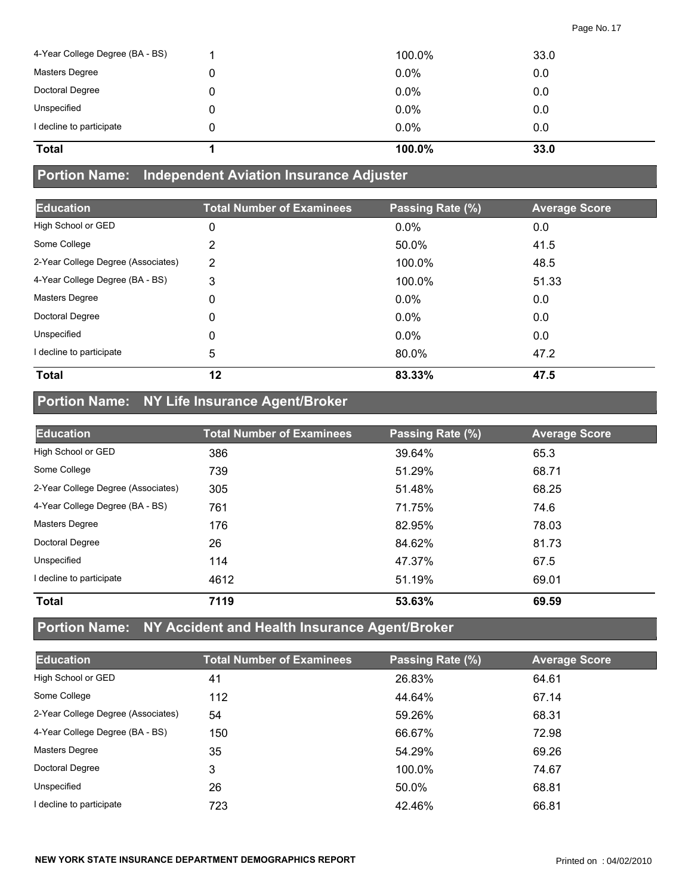| | | | |
|---|---|---|---|
| 4-Year College Degree (BA - BS) | 1 | 100.0% | 33.0 |
| Masters Degree | 0 | 0.0% | 0.0 |
| Doctoral Degree | 0 | 0.0% | 0.0 |
| Unspecified | 0 | 0.0% | 0.0 |
| I decline to participate | 0 | 0.0% | 0.0 |
| **Total** | **1** | **100.0%** | **33.0** |

## Portion Name: Independent Aviation Insurance Adjuster

| Education | Total Number of Examinees | Passing Rate (%) | Average Score |
|---|---|---|---|
| High School or GED | 0 | 0.0% | 0.0 |
| Some College | 2 | 50.0% | 41.5 |
| 2-Year College Degree (Associates) | 2 | 100.0% | 48.5 |
| 4-Year College Degree (BA - BS) | 3 | 100.0% | 51.33 |
| Masters Degree | 0 | 0.0% | 0.0 |
| Doctoral Degree | 0 | 0.0% | 0.0 |
| Unspecified | 0 | 0.0% | 0.0 |
| I decline to participate | 5 | 80.0% | 47.2 |
| **Total** | **12** | **83.33%** | **47.5** |

## Portion Name: NY Life Insurance Agent/Broker

| Education | Total Number of Examinees | Passing Rate (%) | Average Score |
|---|---|---|---|
| High School or GED | 386 | 39.64% | 65.3 |
| Some College | 739 | 51.29% | 68.71 |
| 2-Year College Degree (Associates) | 305 | 51.48% | 68.25 |
| 4-Year College Degree (BA - BS) | 761 | 71.75% | 74.6 |
| Masters Degree | 176 | 82.95% | 78.03 |
| Doctoral Degree | 26 | 84.62% | 81.73 |
| Unspecified | 114 | 47.37% | 67.5 |
| I decline to participate | 4612 | 51.19% | 69.01 |
| **Total** | **7119** | **53.63%** | **69.59** |

## Portion Name: NY Accident and Health Insurance Agent/Broker

| Education | Total Number of Examinees | Passing Rate (%) | Average Score |
|---|---|---|---|
| High School or GED | 41 | 26.83% | 64.61 |
| Some College | 112 | 44.64% | 67.14 |
| 2-Year College Degree (Associates) | 54 | 59.26% | 68.31 |
| 4-Year College Degree (BA - BS) | 150 | 66.67% | 72.98 |
| Masters Degree | 35 | 54.29% | 69.26 |
| Doctoral Degree | 3 | 100.0% | 74.67 |
| Unspecified | 26 | 50.0% | 68.81 |
| I decline to participate | 723 | 42.46% | 66.81 |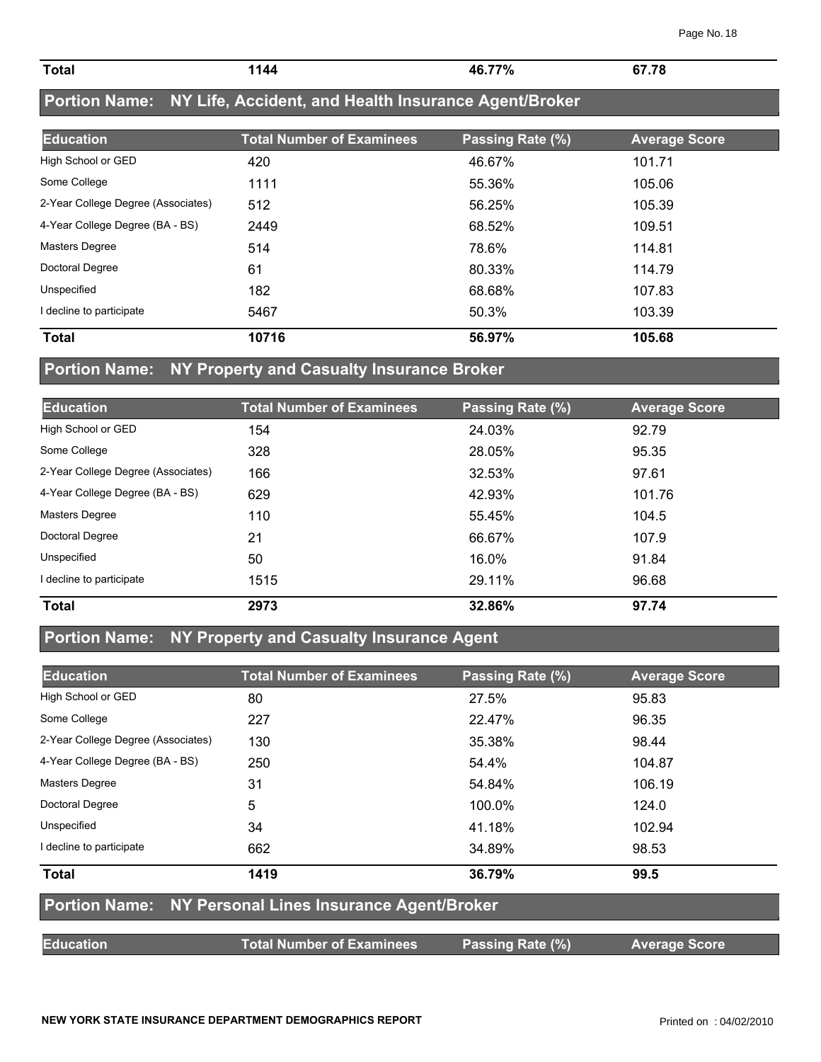| Total | 1144 | 46.77% | 67.78 |
|---|---|---|---|

## Portion Name: NY Life, Accident, and Health Insurance Agent/Broker

| Education | Total Number of Examinees | Passing Rate (%) | Average Score |
|---|---|---|---|
| High School or GED | 420 | 46.67% | 101.71 |
| Some College | 1111 | 55.36% | 105.06 |
| 2-Year College Degree (Associates) | 512 | 56.25% | 105.39 |
| 4-Year College Degree (BA - BS) | 2449 | 68.52% | 109.51 |
| Masters Degree | 514 | 78.6% | 114.81 |
| Doctoral Degree | 61 | 80.33% | 114.79 |
| Unspecified | 182 | 68.68% | 107.83 |
| I decline to participate | 5467 | 50.3% | 103.39 |
| **Total** | **10716** | **56.97%** | **105.68** |

## Portion Name: NY Property and Casualty Insurance Broker

| Education | Total Number of Examinees | Passing Rate (%) | Average Score |
|---|---|---|---|
| High School or GED | 154 | 24.03% | 92.79 |
| Some College | 328 | 28.05% | 95.35 |
| 2-Year College Degree (Associates) | 166 | 32.53% | 97.61 |
| 4-Year College Degree (BA - BS) | 629 | 42.93% | 101.76 |
| Masters Degree | 110 | 55.45% | 104.5 |
| Doctoral Degree | 21 | 66.67% | 107.9 |
| Unspecified | 50 | 16.0% | 91.84 |
| I decline to participate | 1515 | 29.11% | 96.68 |
| **Total** | **2973** | **32.86%** | **97.74** |

## Portion Name: NY Property and Casualty Insurance Agent

| Education | Total Number of Examinees | Passing Rate (%) | Average Score |
|---|---|---|---|
| High School or GED | 80 | 27.5% | 95.83 |
| Some College | 227 | 22.47% | 96.35 |
| 2-Year College Degree (Associates) | 130 | 35.38% | 98.44 |
| 4-Year College Degree (BA - BS) | 250 | 54.4% | 104.87 |
| Masters Degree | 31 | 54.84% | 106.19 |
| Doctoral Degree | 5 | 100.0% | 124.0 |
| Unspecified | 34 | 41.18% | 102.94 |
| I decline to participate | 662 | 34.89% | 98.53 |
| **Total** | **1419** | **36.79%** | **99.5** |

## Portion Name: NY Personal Lines Insurance Agent/Broker

| Education | Total Number of Examinees | Passing Rate (%) | Average Score |
|---|---|---|---|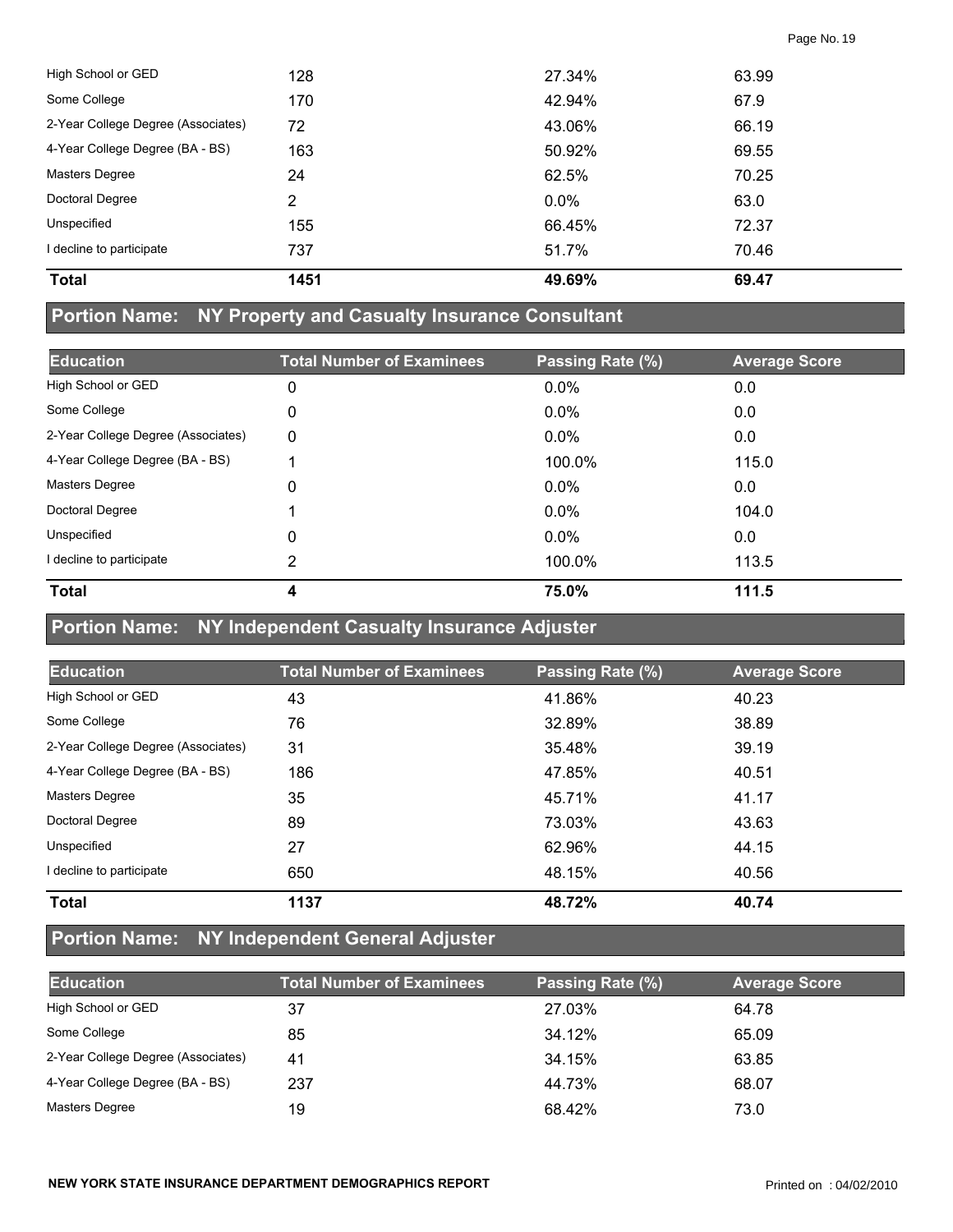| | | | |
|---|---|---|---|
| High School or GED | 128 | 27.34% | 63.99 |
| Some College | 170 | 42.94% | 67.9 |
| 2-Year College Degree (Associates) | 72 | 43.06% | 66.19 |
| 4-Year College Degree (BA - BS) | 163 | 50.92% | 69.55 |
| Masters Degree | 24 | 62.5% | 70.25 |
| Doctoral Degree | 2 | 0.0% | 63.0 |
| Unspecified | 155 | 66.45% | 72.37 |
| I decline to participate | 737 | 51.7% | 70.46 |
| **Total** | **1451** | **49.69%** | **69.47** |

## Portion Name: NY Property and Casualty Insurance Consultant

| Education | Total Number of Examinees | Passing Rate (%) | Average Score |
|---|---|---|---|
| High School or GED | 0 | 0.0% | 0.0 |
| Some College | 0 | 0.0% | 0.0 |
| 2-Year College Degree (Associates) | 0 | 0.0% | 0.0 |
| 4-Year College Degree (BA - BS) | 1 | 100.0% | 115.0 |
| Masters Degree | 0 | 0.0% | 0.0 |
| Doctoral Degree | 1 | 0.0% | 104.0 |
| Unspecified | 0 | 0.0% | 0.0 |
| I decline to participate | 2 | 100.0% | 113.5 |
| **Total** | **4** | **75.0%** | **111.5** |

## Portion Name: NY Independent Casualty Insurance Adjuster

| Education | Total Number of Examinees | Passing Rate (%) | Average Score |
|---|---|---|---|
| High School or GED | 43 | 41.86% | 40.23 |
| Some College | 76 | 32.89% | 38.89 |
| 2-Year College Degree (Associates) | 31 | 35.48% | 39.19 |
| 4-Year College Degree (BA - BS) | 186 | 47.85% | 40.51 |
| Masters Degree | 35 | 45.71% | 41.17 |
| Doctoral Degree | 89 | 73.03% | 43.63 |
| Unspecified | 27 | 62.96% | 44.15 |
| I decline to participate | 650 | 48.15% | 40.56 |
| **Total** | **1137** | **48.72%** | **40.74** |

## Portion Name: NY Independent General Adjuster

| Education | Total Number of Examinees | Passing Rate (%) | Average Score |
|---|---|---|---|
| High School or GED | 37 | 27.03% | 64.78 |
| Some College | 85 | 34.12% | 65.09 |
| 2-Year College Degree (Associates) | 41 | 34.15% | 63.85 |
| 4-Year College Degree (BA - BS) | 237 | 44.73% | 68.07 |
| Masters Degree | 19 | 68.42% | 73.0 |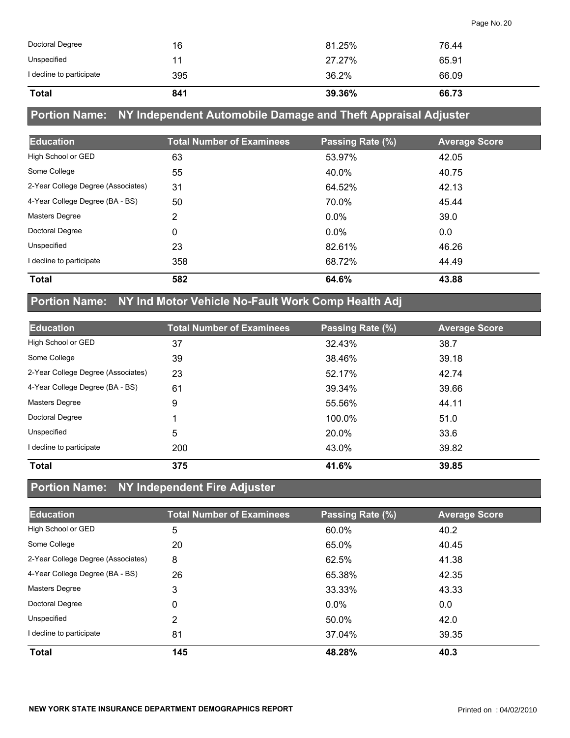| | | | |
|---|---|---|---|
| Doctoral Degree | 16 | 81.25% | 76.44 |
| Unspecified | 11 | 27.27% | 65.91 |
| I decline to participate | 395 | 36.2% | 66.09 |
| **Total** | **841** | **39.36%** | **66.73** |

## Portion Name: NY Independent Automobile Damage and Theft Appraisal Adjuster

| Education | Total Number of Examinees | Passing Rate (%) | Average Score |
|---|---|---|---|
| High School or GED | 63 | 53.97% | 42.05 |
| Some College | 55 | 40.0% | 40.75 |
| 2-Year College Degree (Associates) | 31 | 64.52% | 42.13 |
| 4-Year College Degree (BA - BS) | 50 | 70.0% | 45.44 |
| Masters Degree | 2 | 0.0% | 39.0 |
| Doctoral Degree | 0 | 0.0% | 0.0 |
| Unspecified | 23 | 82.61% | 46.26 |
| I decline to participate | 358 | 68.72% | 44.49 |
| **Total** | **582** | **64.6%** | **43.88** |

## Portion Name: NY Ind Motor Vehicle No-Fault Work Comp Health Adj

| Education | Total Number of Examinees | Passing Rate (%) | Average Score |
|---|---|---|---|
| High School or GED | 37 | 32.43% | 38.7 |
| Some College | 39 | 38.46% | 39.18 |
| 2-Year College Degree (Associates) | 23 | 52.17% | 42.74 |
| 4-Year College Degree (BA - BS) | 61 | 39.34% | 39.66 |
| Masters Degree | 9 | 55.56% | 44.11 |
| Doctoral Degree | 1 | 100.0% | 51.0 |
| Unspecified | 5 | 20.0% | 33.6 |
| I decline to participate | 200 | 43.0% | 39.82 |
| **Total** | **375** | **41.6%** | **39.85** |

## Portion Name: NY Independent Fire Adjuster

| Education | Total Number of Examinees | Passing Rate (%) | Average Score |
|---|---|---|---|
| High School or GED | 5 | 60.0% | 40.2 |
| Some College | 20 | 65.0% | 40.45 |
| 2-Year College Degree (Associates) | 8 | 62.5% | 41.38 |
| 4-Year College Degree (BA - BS) | 26 | 65.38% | 42.35 |
| Masters Degree | 3 | 33.33% | 43.33 |
| Doctoral Degree | 0 | 0.0% | 0.0 |
| Unspecified | 2 | 50.0% | 42.0 |
| I decline to participate | 81 | 37.04% | 39.35 |
| **Total** | **145** | **48.28%** | **40.3** |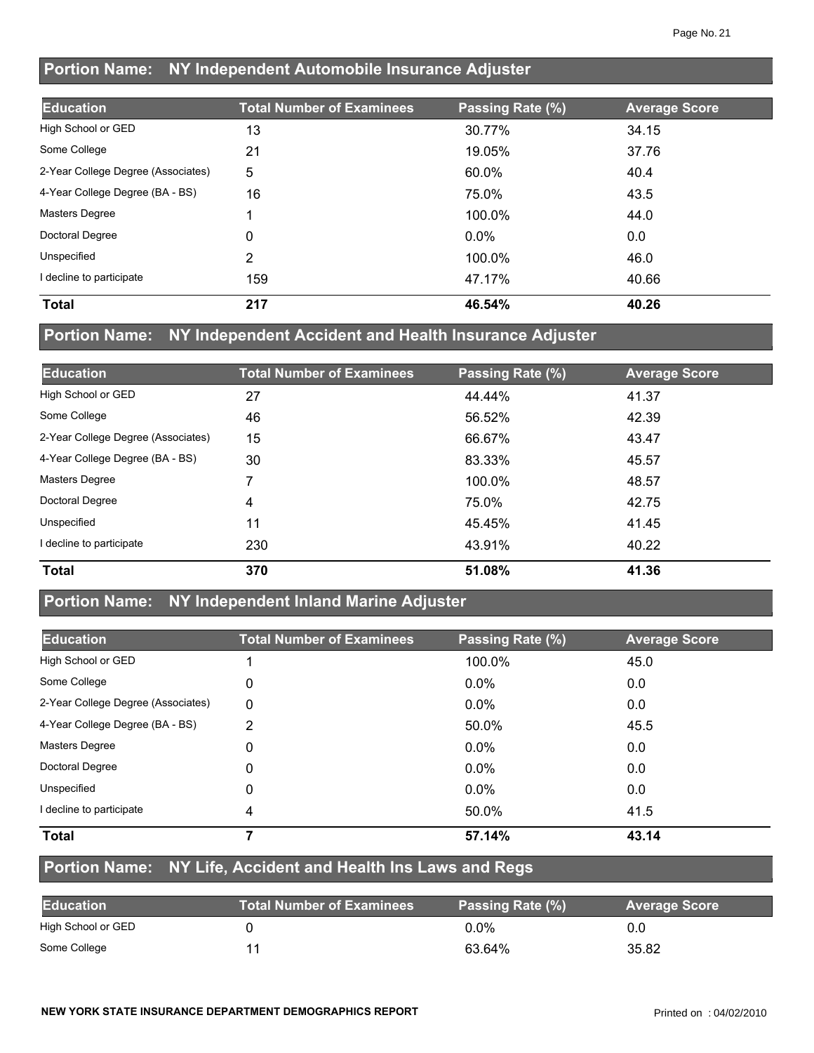## Portion Name: NY Independent Automobile Insurance Adjuster

| Education | Total Number of Examinees | Passing Rate (%) | Average Score |
|---|---|---|---|
| High School or GED | 13 | 30.77% | 34.15 |
| Some College | 21 | 19.05% | 37.76 |
| 2-Year College Degree (Associates) | 5 | 60.0% | 40.4 |
| 4-Year College Degree (BA - BS) | 16 | 75.0% | 43.5 |
| Masters Degree | 1 | 100.0% | 44.0 |
| Doctoral Degree | 0 | 0.0% | 0.0 |
| Unspecified | 2 | 100.0% | 46.0 |
| I decline to participate | 159 | 47.17% | 40.66 |
| **Total** | **217** | **46.54%** | **40.26** |

## Portion Name: NY Independent Accident and Health Insurance Adjuster

| Education | Total Number of Examinees | Passing Rate (%) | Average Score |
|---|---|---|---|
| High School or GED | 27 | 44.44% | 41.37 |
| Some College | 46 | 56.52% | 42.39 |
| 2-Year College Degree (Associates) | 15 | 66.67% | 43.47 |
| 4-Year College Degree (BA - BS) | 30 | 83.33% | 45.57 |
| Masters Degree | 7 | 100.0% | 48.57 |
| Doctoral Degree | 4 | 75.0% | 42.75 |
| Unspecified | 11 | 45.45% | 41.45 |
| I decline to participate | 230 | 43.91% | 40.22 |
| **Total** | **370** | **51.08%** | **41.36** |

## Portion Name: NY Independent Inland Marine Adjuster

| Education | Total Number of Examinees | Passing Rate (%) | Average Score |
|---|---|---|---|
| High School or GED | 1 | 100.0% | 45.0 |
| Some College | 0 | 0.0% | 0.0 |
| 2-Year College Degree (Associates) | 0 | 0.0% | 0.0 |
| 4-Year College Degree (BA - BS) | 2 | 50.0% | 45.5 |
| Masters Degree | 0 | 0.0% | 0.0 |
| Doctoral Degree | 0 | 0.0% | 0.0 |
| Unspecified | 0 | 0.0% | 0.0 |
| I decline to participate | 4 | 50.0% | 41.5 |
| **Total** | **7** | **57.14%** | **43.14** |

## Portion Name: NY Life, Accident and Health Ins Laws and Regs

| Education | Total Number of Examinees | Passing Rate (%) | Average Score |
|---|---|---|---|
| High School or GED | 0 | 0.0% | 0.0 |
| Some College | 11 | 63.64% | 35.82 |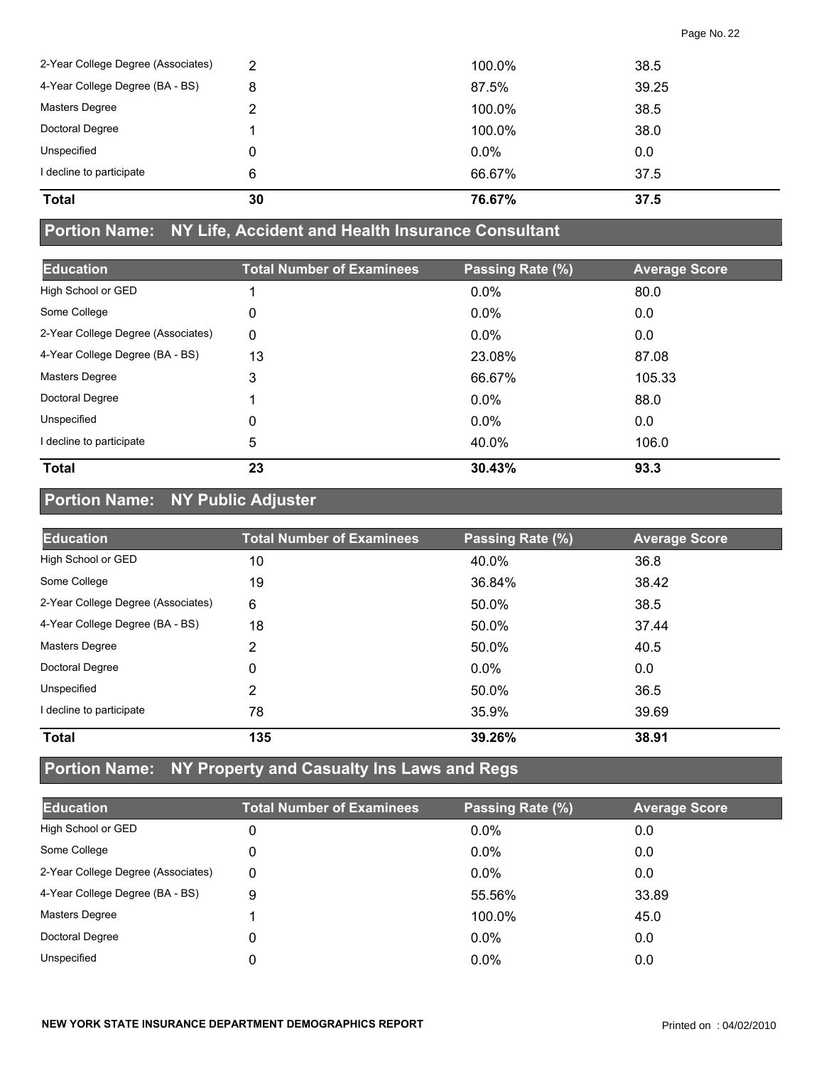| Education | Total Number of Examinees | Passing Rate (%) | Average Score |
|---|---|---|---|
| 2-Year College Degree (Associates) | 2 | 100.0% | 38.5 |
| 4-Year College Degree (BA - BS) | 8 | 87.5% | 39.25 |
| Masters Degree | 2 | 100.0% | 38.5 |
| Doctoral Degree | 1 | 100.0% | 38.0 |
| Unspecified | 0 | 0.0% | 0.0 |
| I decline to participate | 6 | 66.67% | 37.5 |
| **Total** | **30** | **76.67%** | **37.5** |

## Portion Name: NY Life, Accident and Health Insurance Consultant

| Education | Total Number of Examinees | Passing Rate (%) | Average Score |
|---|---|---|---|
| High School or GED | 1 | 0.0% | 80.0 |
| Some College | 0 | 0.0% | 0.0 |
| 2-Year College Degree (Associates) | 0 | 0.0% | 0.0 |
| 4-Year College Degree (BA - BS) | 13 | 23.08% | 87.08 |
| Masters Degree | 3 | 66.67% | 105.33 |
| Doctoral Degree | 1 | 0.0% | 88.0 |
| Unspecified | 0 | 0.0% | 0.0 |
| I decline to participate | 5 | 40.0% | 106.0 |
| **Total** | **23** | **30.43%** | **93.3** |

## Portion Name: NY Public Adjuster

| Education | Total Number of Examinees | Passing Rate (%) | Average Score |
|---|---|---|---|
| High School or GED | 10 | 40.0% | 36.8 |
| Some College | 19 | 36.84% | 38.42 |
| 2-Year College Degree (Associates) | 6 | 50.0% | 38.5 |
| 4-Year College Degree (BA - BS) | 18 | 50.0% | 37.44 |
| Masters Degree | 2 | 50.0% | 40.5 |
| Doctoral Degree | 0 | 0.0% | 0.0 |
| Unspecified | 2 | 50.0% | 36.5 |
| I decline to participate | 78 | 35.9% | 39.69 |
| **Total** | **135** | **39.26%** | **38.91** |

## Portion Name: NY Property and Casualty Ins Laws and Regs

| Education | Total Number of Examinees | Passing Rate (%) | Average Score |
|---|---|---|---|
| High School or GED | 0 | 0.0% | 0.0 |
| Some College | 0 | 0.0% | 0.0 |
| 2-Year College Degree (Associates) | 0 | 0.0% | 0.0 |
| 4-Year College Degree (BA - BS) | 9 | 55.56% | 33.89 |
| Masters Degree | 1 | 100.0% | 45.0 |
| Doctoral Degree | 0 | 0.0% | 0.0 |
| Unspecified | 0 | 0.0% | 0.0 |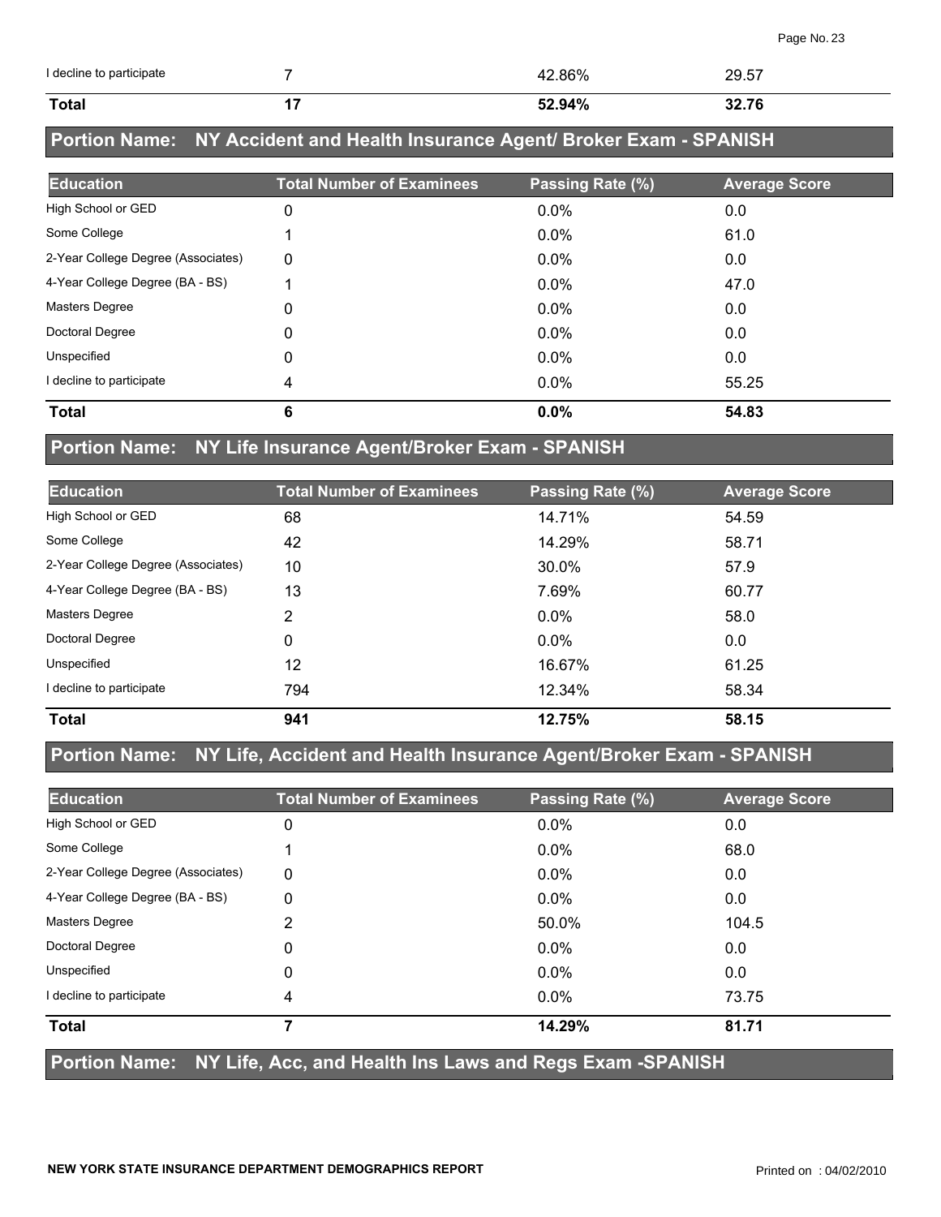| | | | |
|---|---|---|---|
| I decline to participate | 7 | 42.86% | 29.57 |
| **Total** | **17** | **52.94%** | **32.76** |

## Portion Name: NY Accident and Health Insurance Agent/ Broker Exam - SPANISH

| Education | Total Number of Examinees | Passing Rate (%) | Average Score |
|---|---|---|---|
| High School or GED | 0 | 0.0% | 0.0 |
| Some College | 1 | 0.0% | 61.0 |
| 2-Year College Degree (Associates) | 0 | 0.0% | 0.0 |
| 4-Year College Degree (BA - BS) | 1 | 0.0% | 47.0 |
| Masters Degree | 0 | 0.0% | 0.0 |
| Doctoral Degree | 0 | 0.0% | 0.0 |
| Unspecified | 0 | 0.0% | 0.0 |
| I decline to participate | 4 | 0.0% | 55.25 |
| **Total** | **6** | **0.0%** | **54.83** |

## Portion Name: NY Life Insurance Agent/Broker Exam - SPANISH

| Education | Total Number of Examinees | Passing Rate (%) | Average Score |
|---|---|---|---|
| High School or GED | 68 | 14.71% | 54.59 |
| Some College | 42 | 14.29% | 58.71 |
| 2-Year College Degree (Associates) | 10 | 30.0% | 57.9 |
| 4-Year College Degree (BA - BS) | 13 | 7.69% | 60.77 |
| Masters Degree | 2 | 0.0% | 58.0 |
| Doctoral Degree | 0 | 0.0% | 0.0 |
| Unspecified | 12 | 16.67% | 61.25 |
| I decline to participate | 794 | 12.34% | 58.34 |
| **Total** | **941** | **12.75%** | **58.15** |

## Portion Name: NY Life, Accident and Health Insurance Agent/Broker Exam - SPANISH

| Education | Total Number of Examinees | Passing Rate (%) | Average Score |
|---|---|---|---|
| High School or GED | 0 | 0.0% | 0.0 |
| Some College | 1 | 0.0% | 68.0 |
| 2-Year College Degree (Associates) | 0 | 0.0% | 0.0 |
| 4-Year College Degree (BA - BS) | 0 | 0.0% | 0.0 |
| Masters Degree | 2 | 50.0% | 104.5 |
| Doctoral Degree | 0 | 0.0% | 0.0 |
| Unspecified | 0 | 0.0% | 0.0 |
| I decline to participate | 4 | 0.0% | 73.75 |
| **Total** | **7** | **14.29%** | **81.71** |

## Portion Name: NY Life, Acc, and Health Ins Laws and Regs Exam -SPANISH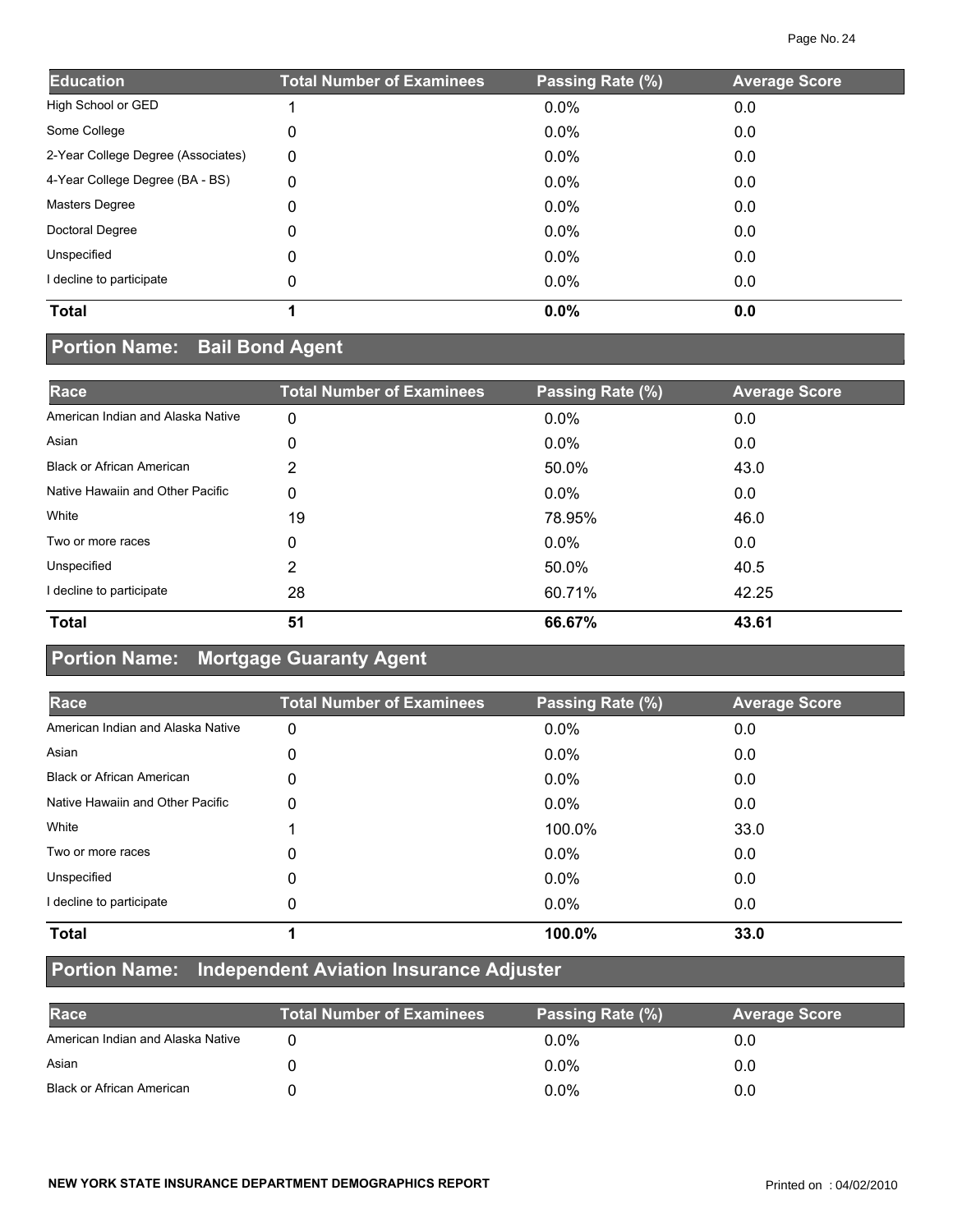| Education | Total Number of Examinees | Passing Rate (%) | Average Score |
|---|---|---|---|
| High School or GED | 1 | 0.0% | 0.0 |
| Some College | 0 | 0.0% | 0.0 |
| 2-Year College Degree (Associates) | 0 | 0.0% | 0.0 |
| 4-Year College Degree (BA - BS) | 0 | 0.0% | 0.0 |
| Masters Degree | 0 | 0.0% | 0.0 |
| Doctoral Degree | 0 | 0.0% | 0.0 |
| Unspecified | 0 | 0.0% | 0.0 |
| I decline to participate | 0 | 0.0% | 0.0 |
| **Total** | **1** | **0.0%** | **0.0** |

## Portion Name: Bail Bond Agent

| Race | Total Number of Examinees | Passing Rate (%) | Average Score |
|---|---|---|---|
| American Indian and Alaska Native | 0 | 0.0% | 0.0 |
| Asian | 0 | 0.0% | 0.0 |
| Black or African American | 2 | 50.0% | 43.0 |
| Native Hawaiin and Other Pacific | 0 | 0.0% | 0.0 |
| White | 19 | 78.95% | 46.0 |
| Two or more races | 0 | 0.0% | 0.0 |
| Unspecified | 2 | 50.0% | 40.5 |
| I decline to participate | 28 | 60.71% | 42.25 |
| **Total** | **51** | **66.67%** | **43.61** |

## Portion Name: Mortgage Guaranty Agent

| Race | Total Number of Examinees | Passing Rate (%) | Average Score |
|---|---|---|---|
| American Indian and Alaska Native | 0 | 0.0% | 0.0 |
| Asian | 0 | 0.0% | 0.0 |
| Black or African American | 0 | 0.0% | 0.0 |
| Native Hawaiin and Other Pacific | 0 | 0.0% | 0.0 |
| White | 1 | 100.0% | 33.0 |
| Two or more races | 0 | 0.0% | 0.0 |
| Unspecified | 0 | 0.0% | 0.0 |
| I decline to participate | 0 | 0.0% | 0.0 |
| **Total** | **1** | **100.0%** | **33.0** |

## Portion Name: Independent Aviation Insurance Adjuster

| Race | Total Number of Examinees | Passing Rate (%) | Average Score |
|---|---|---|---|
| American Indian and Alaska Native | 0 | 0.0% | 0.0 |
| Asian | 0 | 0.0% | 0.0 |
| Black or African American | 0 | 0.0% | 0.0 |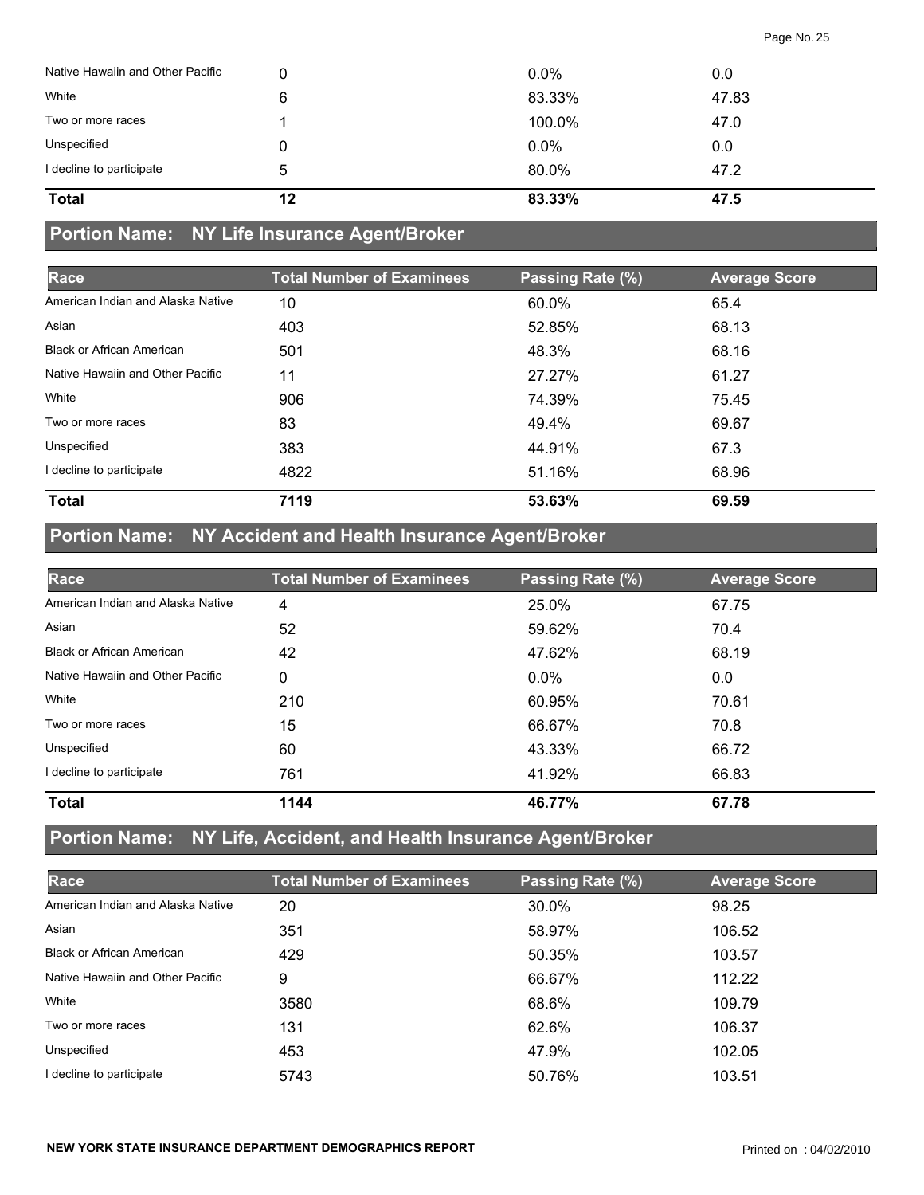| | | | |
|---|---|---|---|
| Native Hawaiin and Other Pacific | 0 | 0.0% | 0.0 |
| White | 6 | 83.33% | 47.83 |
| Two or more races | 1 | 100.0% | 47.0 |
| Unspecified | 0 | 0.0% | 0.0 |
| I decline to participate | 5 | 80.0% | 47.2 |
| **Total** | **12** | **83.33%** | **47.5** |

## Portion Name: NY Life Insurance Agent/Broker

| Race | Total Number of Examinees | Passing Rate (%) | Average Score |
|---|---|---|---|
| American Indian and Alaska Native | 10 | 60.0% | 65.4 |
| Asian | 403 | 52.85% | 68.13 |
| Black or African American | 501 | 48.3% | 68.16 |
| Native Hawaiin and Other Pacific | 11 | 27.27% | 61.27 |
| White | 906 | 74.39% | 75.45 |
| Two or more races | 83 | 49.4% | 69.67 |
| Unspecified | 383 | 44.91% | 67.3 |
| I decline to participate | 4822 | 51.16% | 68.96 |
| **Total** | **7119** | **53.63%** | **69.59** |

## Portion Name: NY Accident and Health Insurance Agent/Broker

| Race | Total Number of Examinees | Passing Rate (%) | Average Score |
|---|---|---|---|
| American Indian and Alaska Native | 4 | 25.0% | 67.75 |
| Asian | 52 | 59.62% | 70.4 |
| Black or African American | 42 | 47.62% | 68.19 |
| Native Hawaiin and Other Pacific | 0 | 0.0% | 0.0 |
| White | 210 | 60.95% | 70.61 |
| Two or more races | 15 | 66.67% | 70.8 |
| Unspecified | 60 | 43.33% | 66.72 |
| I decline to participate | 761 | 41.92% | 66.83 |
| **Total** | **1144** | **46.77%** | **67.78** |

## Portion Name: NY Life, Accident, and Health Insurance Agent/Broker

| Race | Total Number of Examinees | Passing Rate (%) | Average Score |
|---|---|---|---|
| American Indian and Alaska Native | 20 | 30.0% | 98.25 |
| Asian | 351 | 58.97% | 106.52 |
| Black or African American | 429 | 50.35% | 103.57 |
| Native Hawaiin and Other Pacific | 9 | 66.67% | 112.22 |
| White | 3580 | 68.6% | 109.79 |
| Two or more races | 131 | 62.6% | 106.37 |
| Unspecified | 453 | 47.9% | 102.05 |
| I decline to participate | 5743 | 50.76% | 103.51 |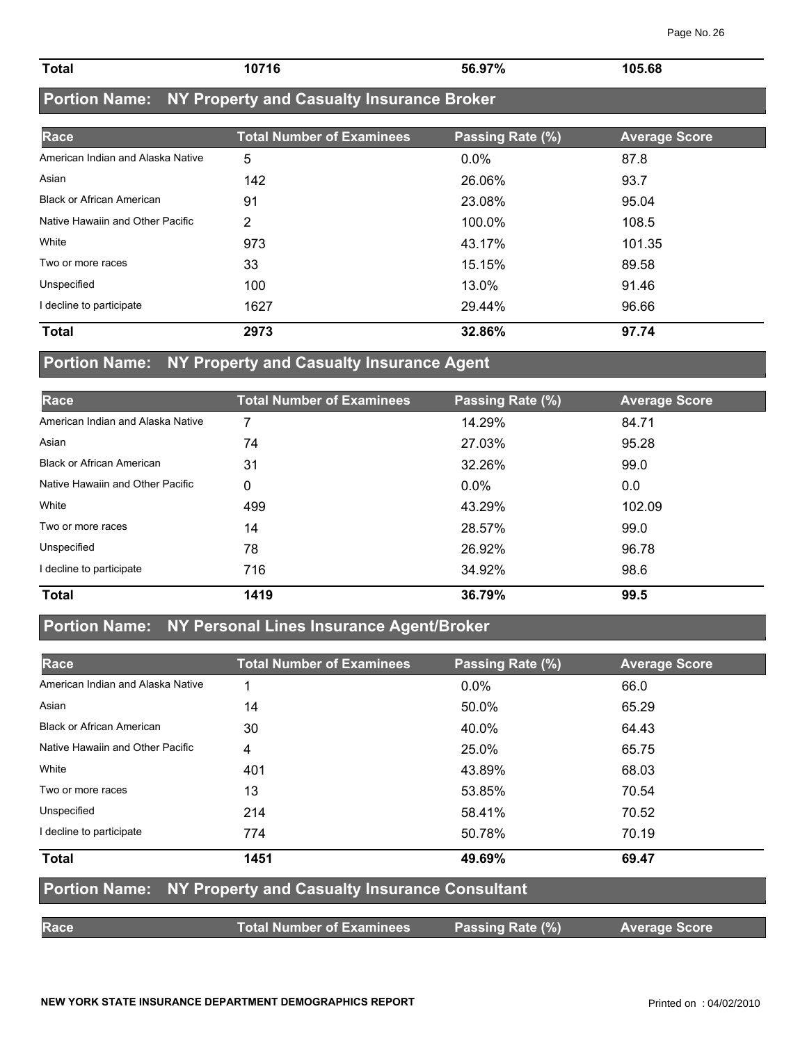| Total | 10716 | 56.97% | 105.68 |
|---|---|---|---|

## Portion Name: NY Property and Casualty Insurance Broker

| Race | Total Number of Examinees | Passing Rate (%) | Average Score |
|---|---|---|---|
| American Indian and Alaska Native | 5 | 0.0% | 87.8 |
| Asian | 142 | 26.06% | 93.7 |
| Black or African American | 91 | 23.08% | 95.04 |
| Native Hawaiin and Other Pacific | 2 | 100.0% | 108.5 |
| White | 973 | 43.17% | 101.35 |
| Two or more races | 33 | 15.15% | 89.58 |
| Unspecified | 100 | 13.0% | 91.46 |
| I decline to participate | 1627 | 29.44% | 96.66 |
| **Total** | **2973** | **32.86%** | **97.74** |

## Portion Name: NY Property and Casualty Insurance Agent

| Race | Total Number of Examinees | Passing Rate (%) | Average Score |
|---|---|---|---|
| American Indian and Alaska Native | 7 | 14.29% | 84.71 |
| Asian | 74 | 27.03% | 95.28 |
| Black or African American | 31 | 32.26% | 99.0 |
| Native Hawaiin and Other Pacific | 0 | 0.0% | 0.0 |
| White | 499 | 43.29% | 102.09 |
| Two or more races | 14 | 28.57% | 99.0 |
| Unspecified | 78 | 26.92% | 96.78 |
| I decline to participate | 716 | 34.92% | 98.6 |
| **Total** | **1419** | **36.79%** | **99.5** |

## Portion Name: NY Personal Lines Insurance Agent/Broker

| Race | Total Number of Examinees | Passing Rate (%) | Average Score |
|---|---|---|---|
| American Indian and Alaska Native | 1 | 0.0% | 66.0 |
| Asian | 14 | 50.0% | 65.29 |
| Black or African American | 30 | 40.0% | 64.43 |
| Native Hawaiin and Other Pacific | 4 | 25.0% | 65.75 |
| White | 401 | 43.89% | 68.03 |
| Two or more races | 13 | 53.85% | 70.54 |
| Unspecified | 214 | 58.41% | 70.52 |
| I decline to participate | 774 | 50.78% | 70.19 |
| **Total** | **1451** | **49.69%** | **69.47** |

## Portion Name: NY Property and Casualty Insurance Consultant

| Race | Total Number of Examinees | Passing Rate (%) | Average Score |
|---|---|---|---|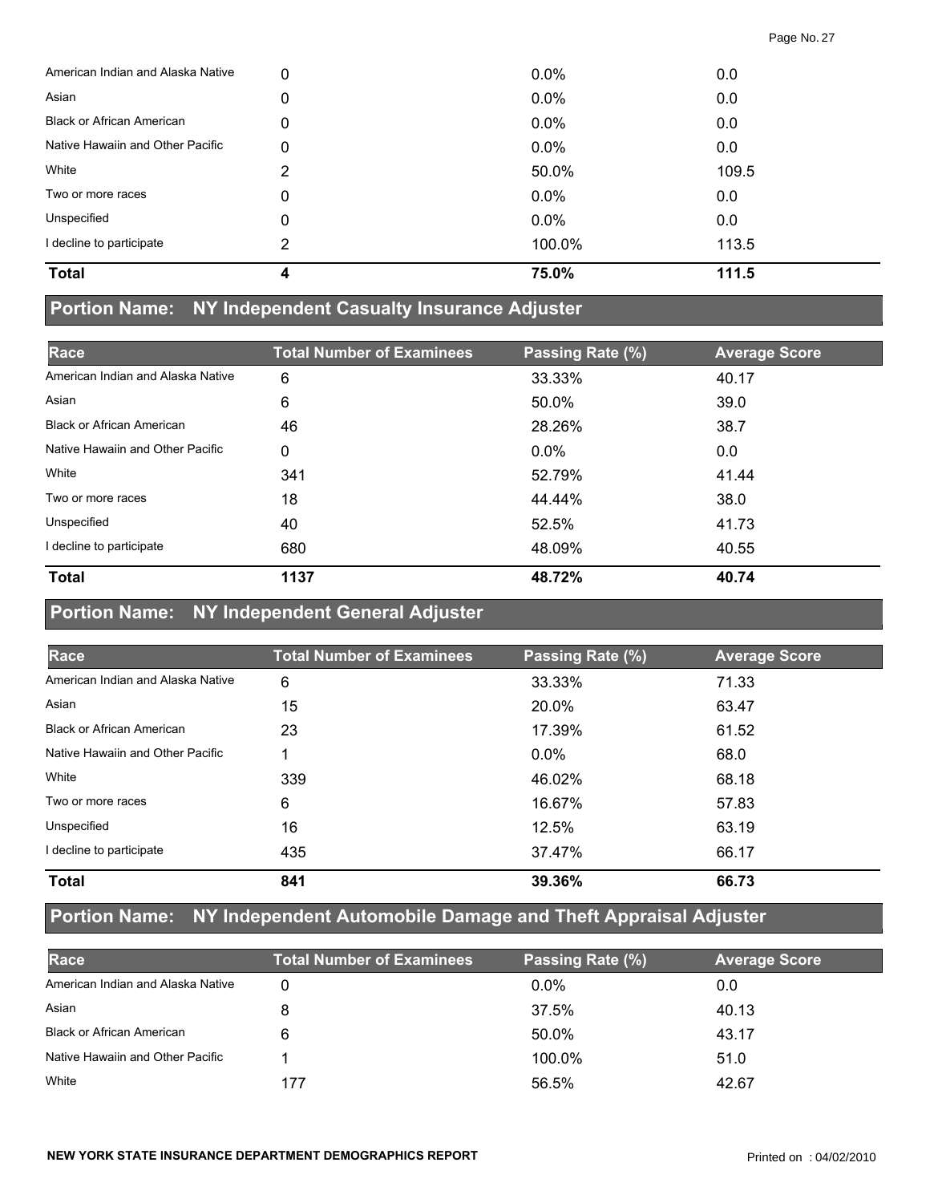| | | | |
|---|---|---|---|
| American Indian and Alaska Native | 0 | 0.0% | 0.0 |
| Asian | 0 | 0.0% | 0.0 |
| Black or African American | 0 | 0.0% | 0.0 |
| Native Hawaiin and Other Pacific | 0 | 0.0% | 0.0 |
| White | 2 | 50.0% | 109.5 |
| Two or more races | 0 | 0.0% | 0.0 |
| Unspecified | 0 | 0.0% | 0.0 |
| I decline to participate | 2 | 100.0% | 113.5 |
| **Total** | **4** | **75.0%** | **111.5** |

## Portion Name: NY Independent Casualty Insurance Adjuster

| Race | Total Number of Examinees | Passing Rate (%) | Average Score |
|---|---|---|---|
| American Indian and Alaska Native | 6 | 33.33% | 40.17 |
| Asian | 6 | 50.0% | 39.0 |
| Black or African American | 46 | 28.26% | 38.7 |
| Native Hawaiin and Other Pacific | 0 | 0.0% | 0.0 |
| White | 341 | 52.79% | 41.44 |
| Two or more races | 18 | 44.44% | 38.0 |
| Unspecified | 40 | 52.5% | 41.73 |
| I decline to participate | 680 | 48.09% | 40.55 |
| **Total** | **1137** | **48.72%** | **40.74** |

## Portion Name: NY Independent General Adjuster

| Race | Total Number of Examinees | Passing Rate (%) | Average Score |
|---|---|---|---|
| American Indian and Alaska Native | 6 | 33.33% | 71.33 |
| Asian | 15 | 20.0% | 63.47 |
| Black or African American | 23 | 17.39% | 61.52 |
| Native Hawaiin and Other Pacific | 1 | 0.0% | 68.0 |
| White | 339 | 46.02% | 68.18 |
| Two or more races | 6 | 16.67% | 57.83 |
| Unspecified | 16 | 12.5% | 63.19 |
| I decline to participate | 435 | 37.47% | 66.17 |
| **Total** | **841** | **39.36%** | **66.73** |

## Portion Name: NY Independent Automobile Damage and Theft Appraisal Adjuster

| Race | Total Number of Examinees | Passing Rate (%) | Average Score |
|---|---|---|---|
| American Indian and Alaska Native | 0 | 0.0% | 0.0 |
| Asian | 8 | 37.5% | 40.13 |
| Black or African American | 6 | 50.0% | 43.17 |
| Native Hawaiin and Other Pacific | 1 | 100.0% | 51.0 |
| White | 177 | 56.5% | 42.67 |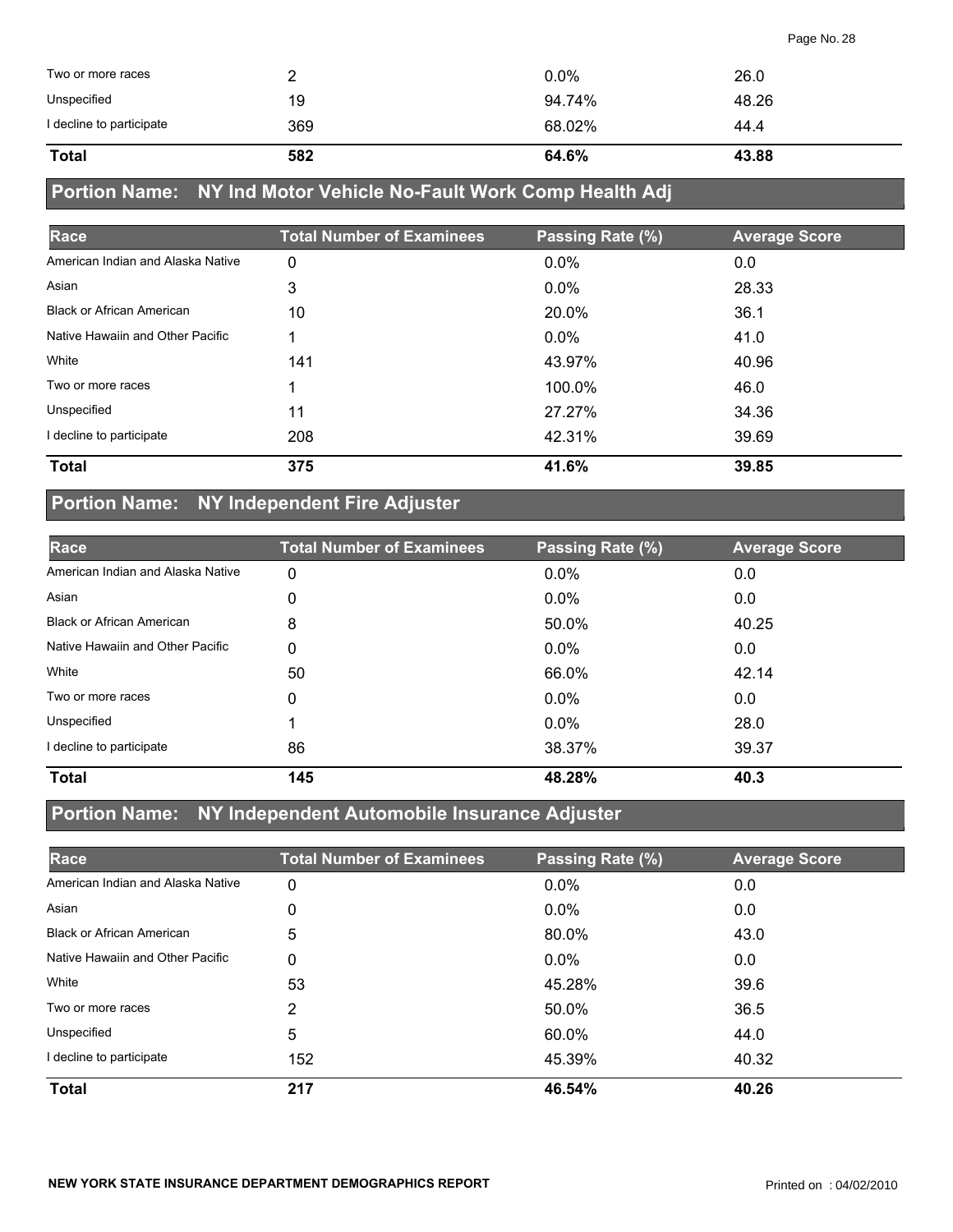| | | | |
|---|---|---|---|
| Two or more races | 2 | 0.0% | 26.0 |
| Unspecified | 19 | 94.74% | 48.26 |
| I decline to participate | 369 | 68.02% | 44.4 |
| **Total** | **582** | **64.6%** | **43.88** |

## Portion Name: NY Ind Motor Vehicle No-Fault Work Comp Health Adj

| Race | Total Number of Examinees | Passing Rate (%) | Average Score |
|---|---|---|---|
| American Indian and Alaska Native | 0 | 0.0% | 0.0 |
| Asian | 3 | 0.0% | 28.33 |
| Black or African American | 10 | 20.0% | 36.1 |
| Native Hawaiin and Other Pacific | 1 | 0.0% | 41.0 |
| White | 141 | 43.97% | 40.96 |
| Two or more races | 1 | 100.0% | 46.0 |
| Unspecified | 11 | 27.27% | 34.36 |
| I decline to participate | 208 | 42.31% | 39.69 |
| **Total** | **375** | **41.6%** | **39.85** |

## Portion Name: NY Independent Fire Adjuster

| Race | Total Number of Examinees | Passing Rate (%) | Average Score |
|---|---|---|---|
| American Indian and Alaska Native | 0 | 0.0% | 0.0 |
| Asian | 0 | 0.0% | 0.0 |
| Black or African American | 8 | 50.0% | 40.25 |
| Native Hawaiin and Other Pacific | 0 | 0.0% | 0.0 |
| White | 50 | 66.0% | 42.14 |
| Two or more races | 0 | 0.0% | 0.0 |
| Unspecified | 1 | 0.0% | 28.0 |
| I decline to participate | 86 | 38.37% | 39.37 |
| **Total** | **145** | **48.28%** | **40.3** |

## Portion Name: NY Independent Automobile Insurance Adjuster

| Race | Total Number of Examinees | Passing Rate (%) | Average Score |
|---|---|---|---|
| American Indian and Alaska Native | 0 | 0.0% | 0.0 |
| Asian | 0 | 0.0% | 0.0 |
| Black or African American | 5 | 80.0% | 43.0 |
| Native Hawaiin and Other Pacific | 0 | 0.0% | 0.0 |
| White | 53 | 45.28% | 39.6 |
| Two or more races | 2 | 50.0% | 36.5 |
| Unspecified | 5 | 60.0% | 44.0 |
| I decline to participate | 152 | 45.39% | 40.32 |
| **Total** | **217** | **46.54%** | **40.26** |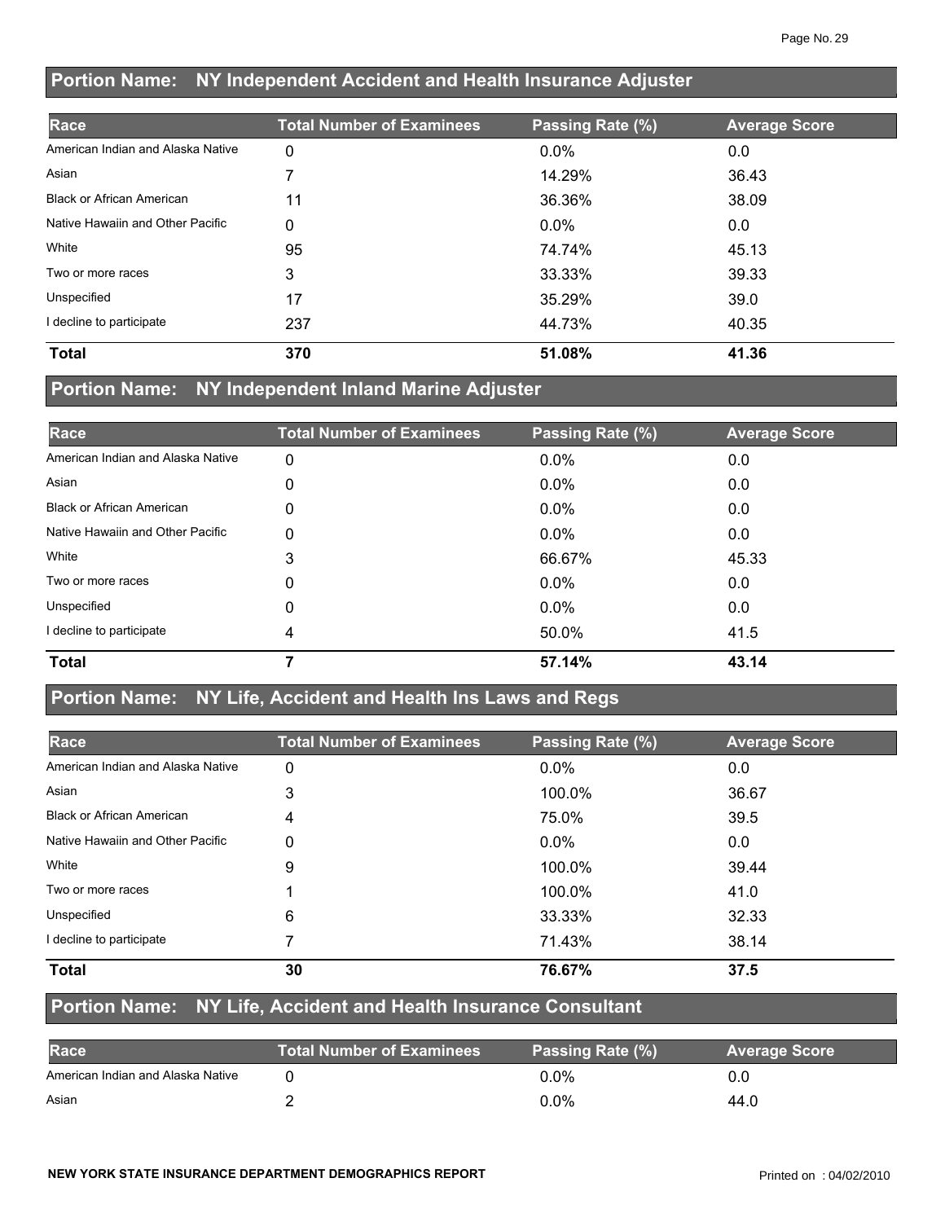## Portion Name: NY Independent Accident and Health Insurance Adjuster

| Race | Total Number of Examinees | Passing Rate (%) | Average Score |
|---|---|---|---|
| American Indian and Alaska Native | 0 | 0.0% | 0.0 |
| Asian | 7 | 14.29% | 36.43 |
| Black or African American | 11 | 36.36% | 38.09 |
| Native Hawaiin and Other Pacific | 0 | 0.0% | 0.0 |
| White | 95 | 74.74% | 45.13 |
| Two or more races | 3 | 33.33% | 39.33 |
| Unspecified | 17 | 35.29% | 39.0 |
| I decline to participate | 237 | 44.73% | 40.35 |
| **Total** | **370** | **51.08%** | **41.36** |

## Portion Name: NY Independent Inland Marine Adjuster

| Race | Total Number of Examinees | Passing Rate (%) | Average Score |
|---|---|---|---|
| American Indian and Alaska Native | 0 | 0.0% | 0.0 |
| Asian | 0 | 0.0% | 0.0 |
| Black or African American | 0 | 0.0% | 0.0 |
| Native Hawaiin and Other Pacific | 0 | 0.0% | 0.0 |
| White | 3 | 66.67% | 45.33 |
| Two or more races | 0 | 0.0% | 0.0 |
| Unspecified | 0 | 0.0% | 0.0 |
| I decline to participate | 4 | 50.0% | 41.5 |
| **Total** | **7** | **57.14%** | **43.14** |

## Portion Name: NY Life, Accident and Health Ins Laws and Regs

| Race | Total Number of Examinees | Passing Rate (%) | Average Score |
|---|---|---|---|
| American Indian and Alaska Native | 0 | 0.0% | 0.0 |
| Asian | 3 | 100.0% | 36.67 |
| Black or African American | 4 | 75.0% | 39.5 |
| Native Hawaiin and Other Pacific | 0 | 0.0% | 0.0 |
| White | 9 | 100.0% | 39.44 |
| Two or more races | 1 | 100.0% | 41.0 |
| Unspecified | 6 | 33.33% | 32.33 |
| I decline to participate | 7 | 71.43% | 38.14 |
| **Total** | **30** | **76.67%** | **37.5** |

## Portion Name: NY Life, Accident and Health Insurance Consultant

| Race | Total Number of Examinees | Passing Rate (%) | Average Score |
|---|---|---|---|
| American Indian and Alaska Native | 0 | 0.0% | 0.0 |
| Asian | 2 | 0.0% | 44.0 |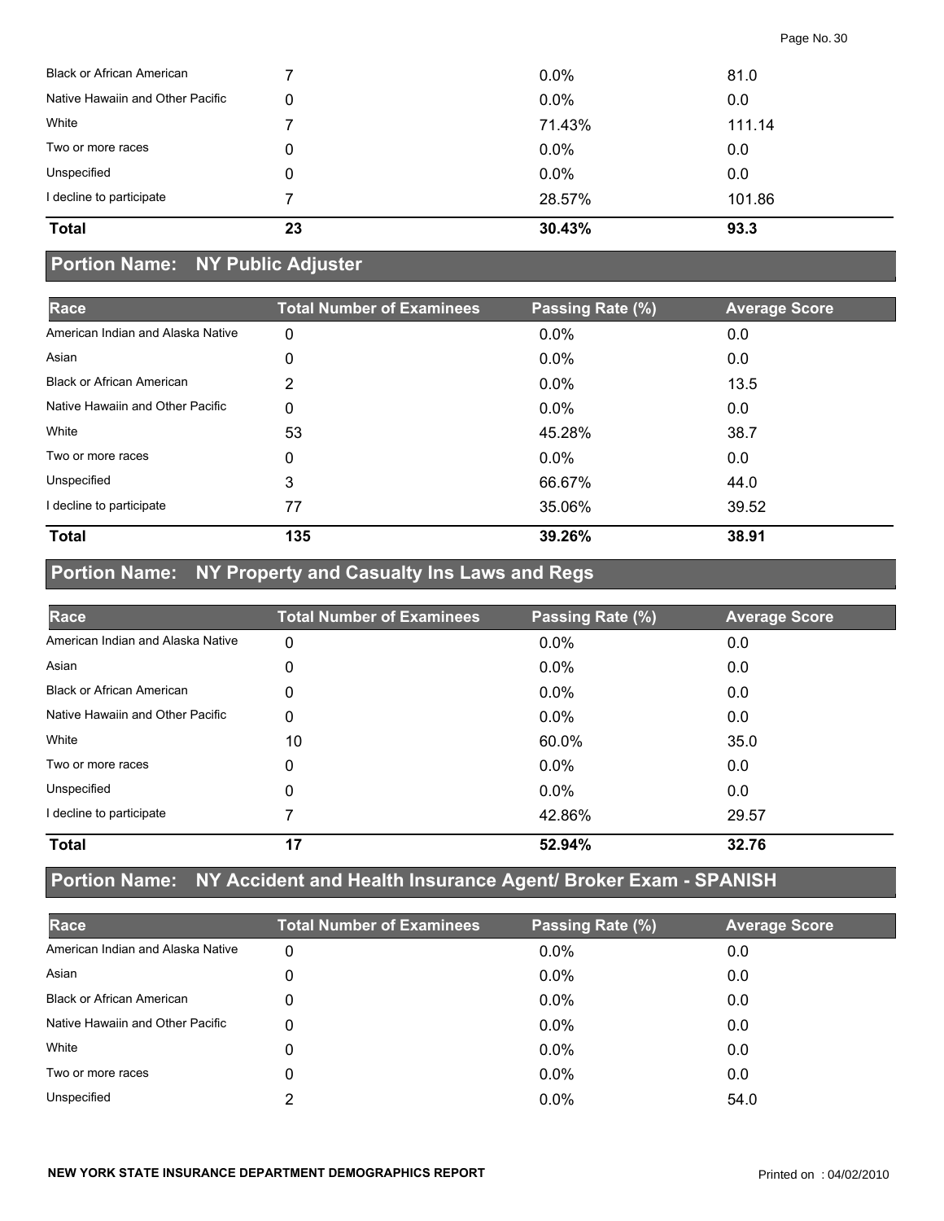| Black or African American | 7 | 0.0% | 81.0 |
| --- | --- | --- | --- |
| Native Hawaiin and Other Pacific | 0 | 0.0% | 0.0 |
| White | 7 | 71.43% | 111.14 |
| Two or more races | 0 | 0.0% | 0.0 |
| Unspecified | 0 | 0.0% | 0.0 |
| I decline to participate | 7 | 28.57% | 101.86 |
| **Total** | **23** | **30.43%** | **93.3** |

## Portion Name: NY Public Adjuster

| Race | Total Number of Examinees | Passing Rate (%) | Average Score |
| --- | --- | --- | --- |
| American Indian and Alaska Native | 0 | 0.0% | 0.0 |
| Asian | 0 | 0.0% | 0.0 |
| Black or African American | 2 | 0.0% | 13.5 |
| Native Hawaiin and Other Pacific | 0 | 0.0% | 0.0 |
| White | 53 | 45.28% | 38.7 |
| Two or more races | 0 | 0.0% | 0.0 |
| Unspecified | 3 | 66.67% | 44.0 |
| I decline to participate | 77 | 35.06% | 39.52 |
| **Total** | **135** | **39.26%** | **38.91** |

## Portion Name: NY Property and Casualty Ins Laws and Regs

| Race | Total Number of Examinees | Passing Rate (%) | Average Score |
| --- | --- | --- | --- |
| American Indian and Alaska Native | 0 | 0.0% | 0.0 |
| Asian | 0 | 0.0% | 0.0 |
| Black or African American | 0 | 0.0% | 0.0 |
| Native Hawaiin and Other Pacific | 0 | 0.0% | 0.0 |
| White | 10 | 60.0% | 35.0 |
| Two or more races | 0 | 0.0% | 0.0 |
| Unspecified | 0 | 0.0% | 0.0 |
| I decline to participate | 7 | 42.86% | 29.57 |
| **Total** | **17** | **52.94%** | **32.76** |

## Portion Name: NY Accident and Health Insurance Agent/ Broker Exam - SPANISH

| Race | Total Number of Examinees | Passing Rate (%) | Average Score |
| --- | --- | --- | --- |
| American Indian and Alaska Native | 0 | 0.0% | 0.0 |
| Asian | 0 | 0.0% | 0.0 |
| Black or African American | 0 | 0.0% | 0.0 |
| Native Hawaiin and Other Pacific | 0 | 0.0% | 0.0 |
| White | 0 | 0.0% | 0.0 |
| Two or more races | 0 | 0.0% | 0.0 |
| Unspecified | 2 | 0.0% | 54.0 |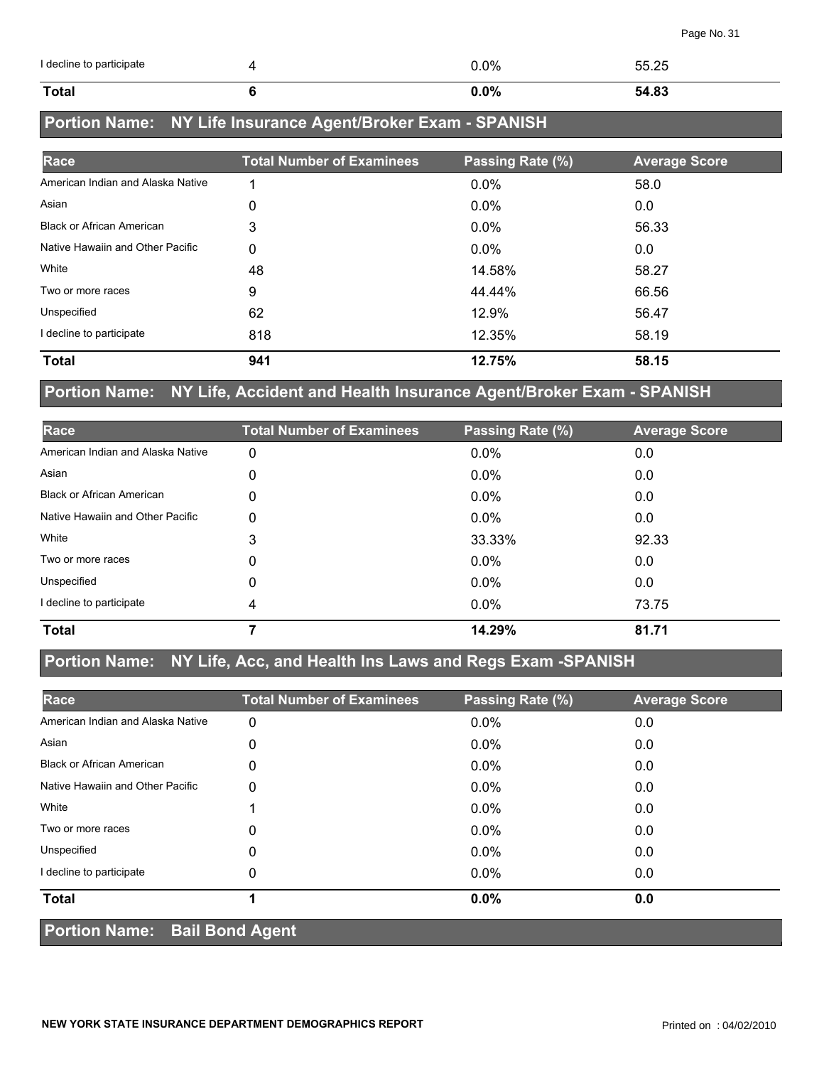| I decline to participate | 4 | 0.0% | 55.25 |
|---|---|---|---|
| **Total** | **6** | **0.0%** | **54.83** |

## Portion Name: NY Life Insurance Agent/Broker Exam - SPANISH

| Race | Total Number of Examinees | Passing Rate (%) | Average Score |
|---|---|---|---|
| American Indian and Alaska Native | 1 | 0.0% | 58.0 |
| Asian | 0 | 0.0% | 0.0 |
| Black or African American | 3 | 0.0% | 56.33 |
| Native Hawaiin and Other Pacific | 0 | 0.0% | 0.0 |
| White | 48 | 14.58% | 58.27 |
| Two or more races | 9 | 44.44% | 66.56 |
| Unspecified | 62 | 12.9% | 56.47 |
| I decline to participate | 818 | 12.35% | 58.19 |
| **Total** | **941** | **12.75%** | **58.15** |

## Portion Name: NY Life, Accident and Health Insurance Agent/Broker Exam - SPANISH

| Race | Total Number of Examinees | Passing Rate (%) | Average Score |
|---|---|---|---|
| American Indian and Alaska Native | 0 | 0.0% | 0.0 |
| Asian | 0 | 0.0% | 0.0 |
| Black or African American | 0 | 0.0% | 0.0 |
| Native Hawaiin and Other Pacific | 0 | 0.0% | 0.0 |
| White | 3 | 33.33% | 92.33 |
| Two or more races | 0 | 0.0% | 0.0 |
| Unspecified | 0 | 0.0% | 0.0 |
| I decline to participate | 4 | 0.0% | 73.75 |
| **Total** | **7** | **14.29%** | **81.71** |

## Portion Name: NY Life, Acc, and Health Ins Laws and Regs Exam -SPANISH

| Race | Total Number of Examinees | Passing Rate (%) | Average Score |
|---|---|---|---|
| American Indian and Alaska Native | 0 | 0.0% | 0.0 |
| Asian | 0 | 0.0% | 0.0 |
| Black or African American | 0 | 0.0% | 0.0 |
| Native Hawaiin and Other Pacific | 0 | 0.0% | 0.0 |
| White | 1 | 0.0% | 0.0 |
| Two or more races | 0 | 0.0% | 0.0 |
| Unspecified | 0 | 0.0% | 0.0 |
| I decline to participate | 0 | 0.0% | 0.0 |
| **Total** | **1** | **0.0%** | **0.0** |

## Portion Name: Bail Bond Agent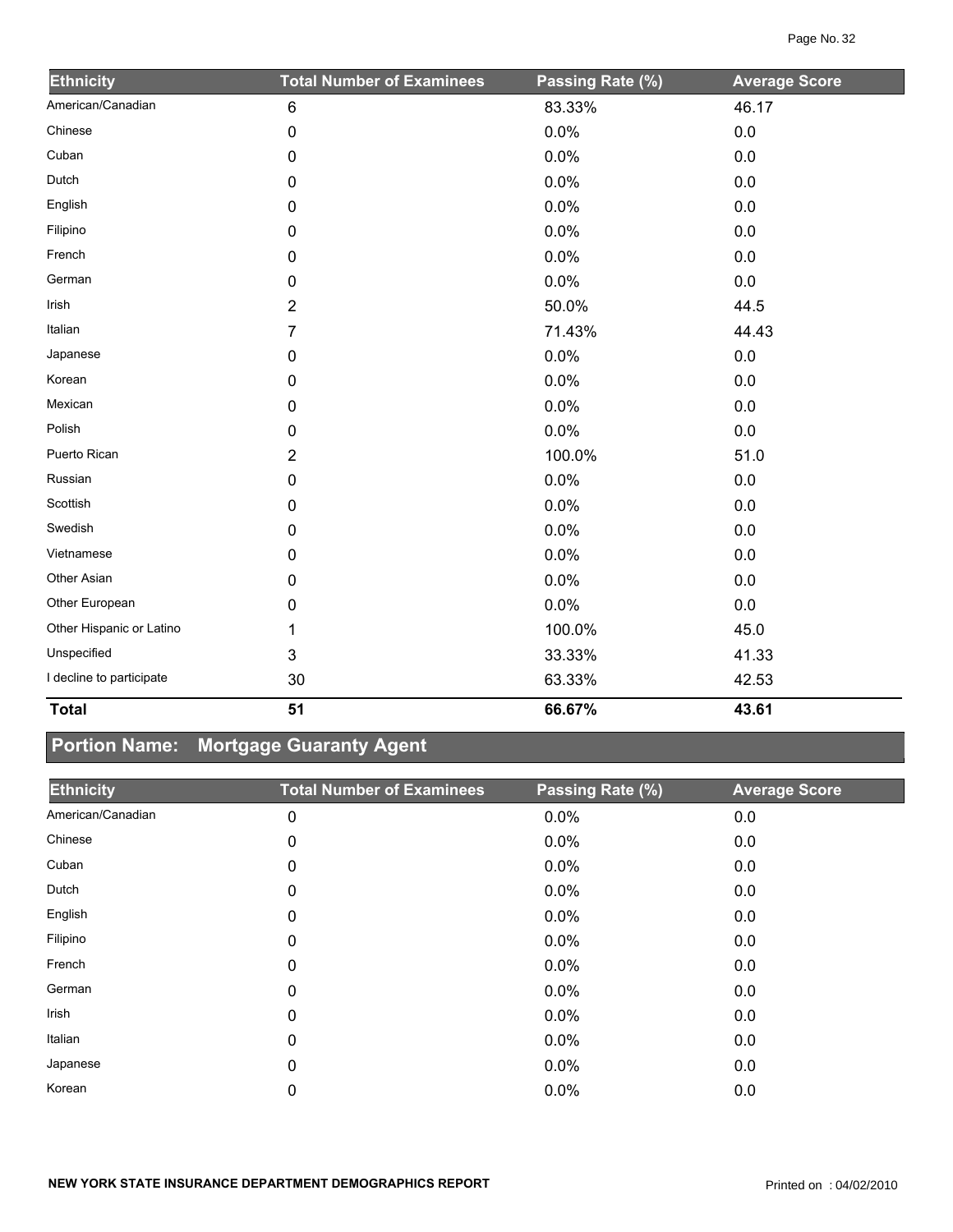| Ethnicity | Total Number of Examinees | Passing Rate (%) | Average Score |
|---|---|---|---|
| American/Canadian | 6 | 83.33% | 46.17 |
| Chinese | 0 | 0.0% | 0.0 |
| Cuban | 0 | 0.0% | 0.0 |
| Dutch | 0 | 0.0% | 0.0 |
| English | 0 | 0.0% | 0.0 |
| Filipino | 0 | 0.0% | 0.0 |
| French | 0 | 0.0% | 0.0 |
| German | 0 | 0.0% | 0.0 |
| Irish | 2 | 50.0% | 44.5 |
| Italian | 7 | 71.43% | 44.43 |
| Japanese | 0 | 0.0% | 0.0 |
| Korean | 0 | 0.0% | 0.0 |
| Mexican | 0 | 0.0% | 0.0 |
| Polish | 0 | 0.0% | 0.0 |
| Puerto Rican | 2 | 100.0% | 51.0 |
| Russian | 0 | 0.0% | 0.0 |
| Scottish | 0 | 0.0% | 0.0 |
| Swedish | 0 | 0.0% | 0.0 |
| Vietnamese | 0 | 0.0% | 0.0 |
| Other Asian | 0 | 0.0% | 0.0 |
| Other European | 0 | 0.0% | 0.0 |
| Other Hispanic or Latino | 1 | 100.0% | 45.0 |
| Unspecified | 3 | 33.33% | 41.33 |
| I decline to participate | 30 | 63.33% | 42.53 |
| **Total** | **51** | **66.67%** | **43.61** |

## Portion Name: Mortgage Guaranty Agent

| Ethnicity | Total Number of Examinees | Passing Rate (%) | Average Score |
|---|---|---|---|
| American/Canadian | 0 | 0.0% | 0.0 |
| Chinese | 0 | 0.0% | 0.0 |
| Cuban | 0 | 0.0% | 0.0 |
| Dutch | 0 | 0.0% | 0.0 |
| English | 0 | 0.0% | 0.0 |
| Filipino | 0 | 0.0% | 0.0 |
| French | 0 | 0.0% | 0.0 |
| German | 0 | 0.0% | 0.0 |
| Irish | 0 | 0.0% | 0.0 |
| Italian | 0 | 0.0% | 0.0 |
| Japanese | 0 | 0.0% | 0.0 |
| Korean | 0 | 0.0% | 0.0 |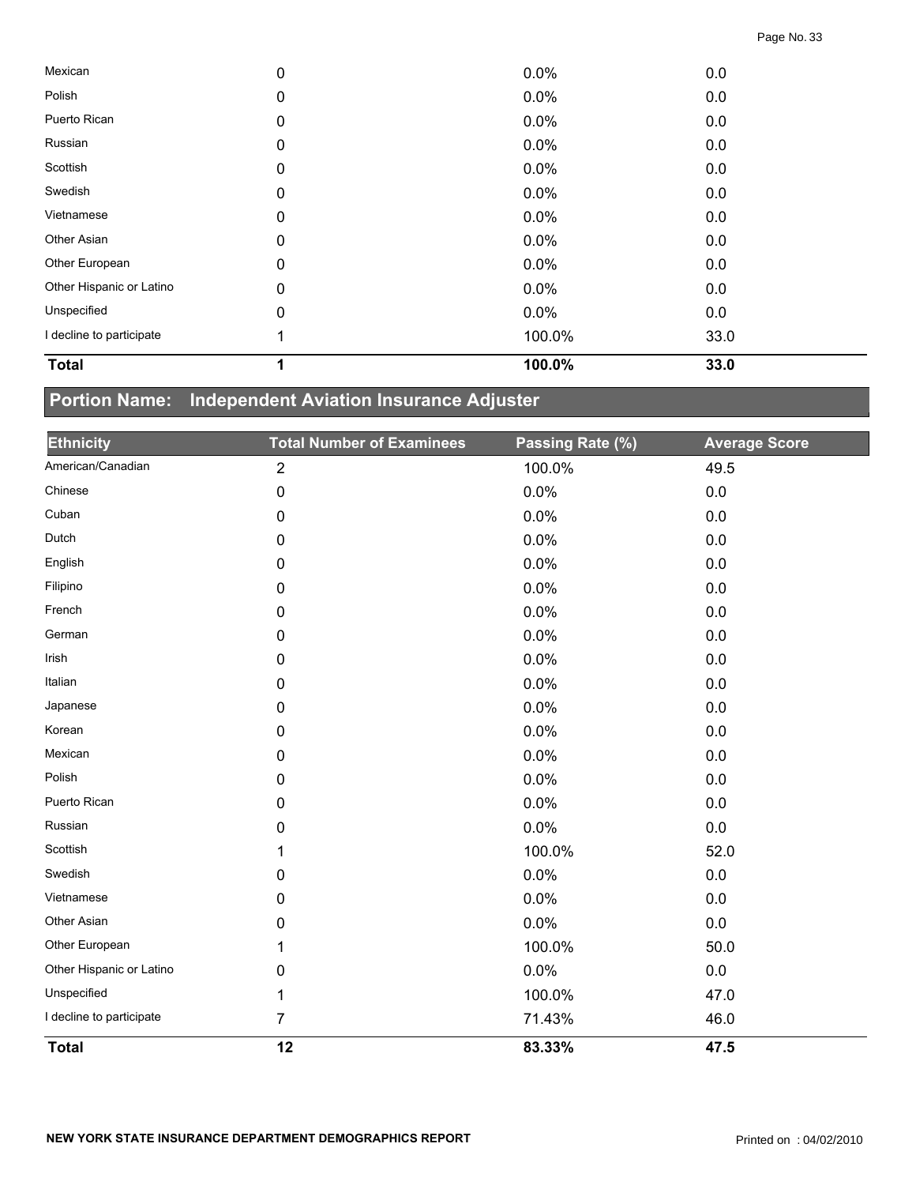| Ethnicity | Total Number of Examinees | Passing Rate (%) | Average Score |
|---|---|---|---|
| Mexican | 0 | 0.0% | 0.0 |
| Polish | 0 | 0.0% | 0.0 |
| Puerto Rican | 0 | 0.0% | 0.0 |
| Russian | 0 | 0.0% | 0.0 |
| Scottish | 0 | 0.0% | 0.0 |
| Swedish | 0 | 0.0% | 0.0 |
| Vietnamese | 0 | 0.0% | 0.0 |
| Other Asian | 0 | 0.0% | 0.0 |
| Other European | 0 | 0.0% | 0.0 |
| Other Hispanic or Latino | 0 | 0.0% | 0.0 |
| Unspecified | 0 | 0.0% | 0.0 |
| I decline to participate | 1 | 100.0% | 33.0 |
| **Total** | **1** | **100.0%** | **33.0** |

## Portion Name: Independent Aviation Insurance Adjuster

| Ethnicity | Total Number of Examinees | Passing Rate (%) | Average Score |
|---|---|---|---|
| American/Canadian | 2 | 100.0% | 49.5 |
| Chinese | 0 | 0.0% | 0.0 |
| Cuban | 0 | 0.0% | 0.0 |
| Dutch | 0 | 0.0% | 0.0 |
| English | 0 | 0.0% | 0.0 |
| Filipino | 0 | 0.0% | 0.0 |
| French | 0 | 0.0% | 0.0 |
| German | 0 | 0.0% | 0.0 |
| Irish | 0 | 0.0% | 0.0 |
| Italian | 0 | 0.0% | 0.0 |
| Japanese | 0 | 0.0% | 0.0 |
| Korean | 0 | 0.0% | 0.0 |
| Mexican | 0 | 0.0% | 0.0 |
| Polish | 0 | 0.0% | 0.0 |
| Puerto Rican | 0 | 0.0% | 0.0 |
| Russian | 0 | 0.0% | 0.0 |
| Scottish | 1 | 100.0% | 52.0 |
| Swedish | 0 | 0.0% | 0.0 |
| Vietnamese | 0 | 0.0% | 0.0 |
| Other Asian | 0 | 0.0% | 0.0 |
| Other European | 1 | 100.0% | 50.0 |
| Other Hispanic or Latino | 0 | 0.0% | 0.0 |
| Unspecified | 1 | 100.0% | 47.0 |
| I decline to participate | 7 | 71.43% | 46.0 |
| **Total** | **12** | **83.33%** | **47.5** |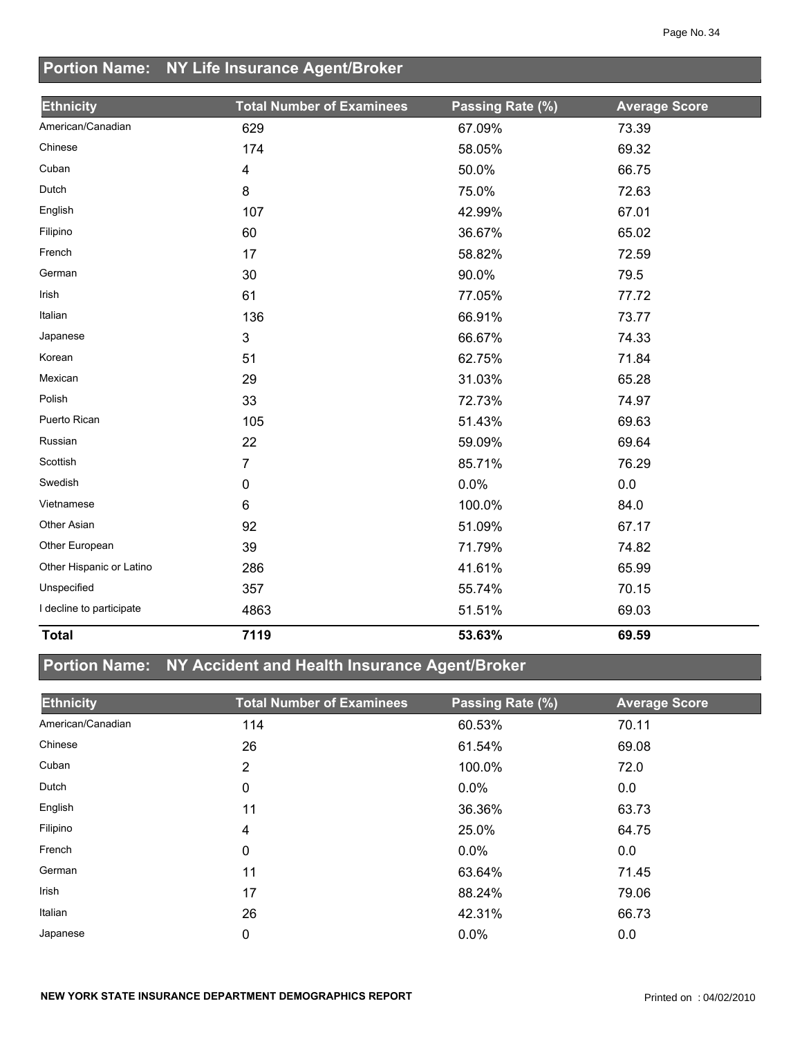## Portion Name: NY Life Insurance Agent/Broker

| Ethnicity | Total Number of Examinees | Passing Rate (%) | Average Score |
|---|---|---|---|
| American/Canadian | 629 | 67.09% | 73.39 |
| Chinese | 174 | 58.05% | 69.32 |
| Cuban | 4 | 50.0% | 66.75 |
| Dutch | 8 | 75.0% | 72.63 |
| English | 107 | 42.99% | 67.01 |
| Filipino | 60 | 36.67% | 65.02 |
| French | 17 | 58.82% | 72.59 |
| German | 30 | 90.0% | 79.5 |
| Irish | 61 | 77.05% | 77.72 |
| Italian | 136 | 66.91% | 73.77 |
| Japanese | 3 | 66.67% | 74.33 |
| Korean | 51 | 62.75% | 71.84 |
| Mexican | 29 | 31.03% | 65.28 |
| Polish | 33 | 72.73% | 74.97 |
| Puerto Rican | 105 | 51.43% | 69.63 |
| Russian | 22 | 59.09% | 69.64 |
| Scottish | 7 | 85.71% | 76.29 |
| Swedish | 0 | 0.0% | 0.0 |
| Vietnamese | 6 | 100.0% | 84.0 |
| Other Asian | 92 | 51.09% | 67.17 |
| Other European | 39 | 71.79% | 74.82 |
| Other Hispanic or Latino | 286 | 41.61% | 65.99 |
| Unspecified | 357 | 55.74% | 70.15 |
| I decline to participate | 4863 | 51.51% | 69.03 |
| **Total** | **7119** | **53.63%** | **69.59** |

## Portion Name: NY Accident and Health Insurance Agent/Broker

| Ethnicity | Total Number of Examinees | Passing Rate (%) | Average Score |
|---|---|---|---|
| American/Canadian | 114 | 60.53% | 70.11 |
| Chinese | 26 | 61.54% | 69.08 |
| Cuban | 2 | 100.0% | 72.0 |
| Dutch | 0 | 0.0% | 0.0 |
| English | 11 | 36.36% | 63.73 |
| Filipino | 4 | 25.0% | 64.75 |
| French | 0 | 0.0% | 0.0 |
| German | 11 | 63.64% | 71.45 |
| Irish | 17 | 88.24% | 79.06 |
| Italian | 26 | 42.31% | 66.73 |
| Japanese | 0 | 0.0% | 0.0 |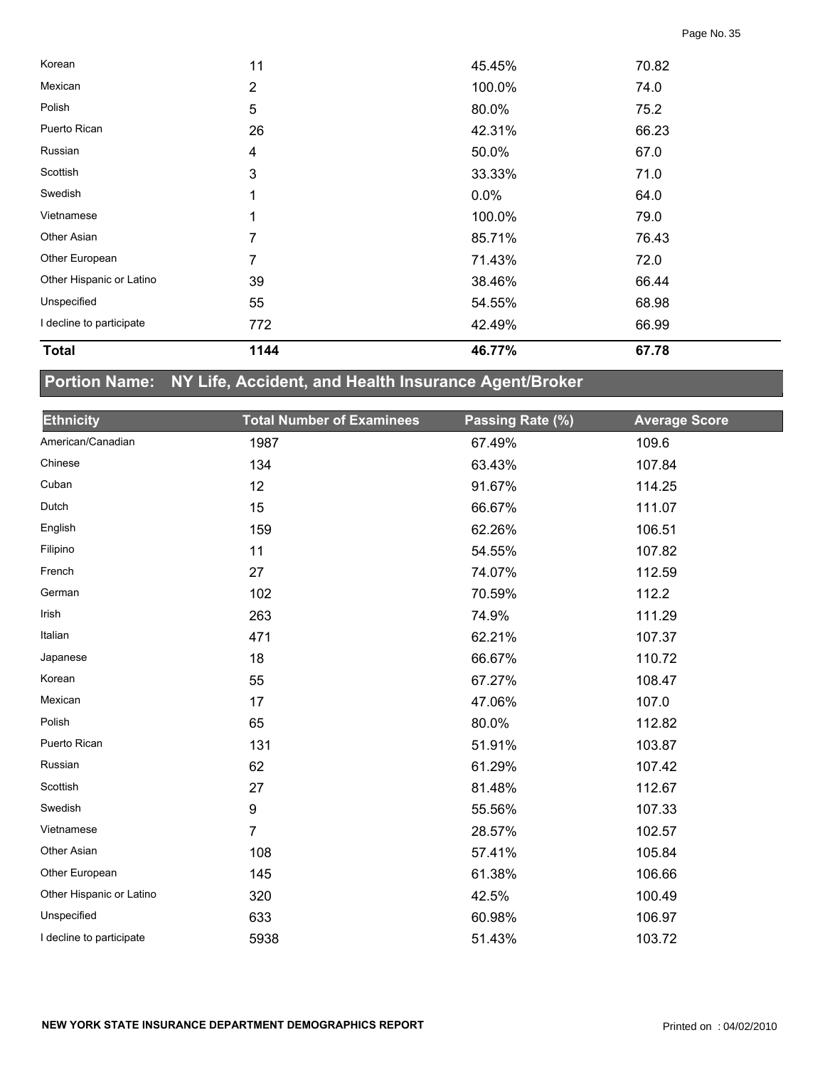| | | | |
|---|---|---|---|
| Korean | 11 | 45.45% | 70.82 |
| Mexican | 2 | 100.0% | 74.0 |
| Polish | 5 | 80.0% | 75.2 |
| Puerto Rican | 26 | 42.31% | 66.23 |
| Russian | 4 | 50.0% | 67.0 |
| Scottish | 3 | 33.33% | 71.0 |
| Swedish | 1 | 0.0% | 64.0 |
| Vietnamese | 1 | 100.0% | 79.0 |
| Other Asian | 7 | 85.71% | 76.43 |
| Other European | 7 | 71.43% | 72.0 |
| Other Hispanic or Latino | 39 | 38.46% | 66.44 |
| Unspecified | 55 | 54.55% | 68.98 |
| I decline to participate | 772 | 42.49% | 66.99 |
| **Total** | **1144** | **46.77%** | **67.78** |

## Portion Name: NY Life, Accident, and Health Insurance Agent/Broker

| Ethnicity | Total Number of Examinees | Passing Rate (%) | Average Score |
|---|---|---|---|
| American/Canadian | 1987 | 67.49% | 109.6 |
| Chinese | 134 | 63.43% | 107.84 |
| Cuban | 12 | 91.67% | 114.25 |
| Dutch | 15 | 66.67% | 111.07 |
| English | 159 | 62.26% | 106.51 |
| Filipino | 11 | 54.55% | 107.82 |
| French | 27 | 74.07% | 112.59 |
| German | 102 | 70.59% | 112.2 |
| Irish | 263 | 74.9% | 111.29 |
| Italian | 471 | 62.21% | 107.37 |
| Japanese | 18 | 66.67% | 110.72 |
| Korean | 55 | 67.27% | 108.47 |
| Mexican | 17 | 47.06% | 107.0 |
| Polish | 65 | 80.0% | 112.82 |
| Puerto Rican | 131 | 51.91% | 103.87 |
| Russian | 62 | 61.29% | 107.42 |
| Scottish | 27 | 81.48% | 112.67 |
| Swedish | 9 | 55.56% | 107.33 |
| Vietnamese | 7 | 28.57% | 102.57 |
| Other Asian | 108 | 57.41% | 105.84 |
| Other European | 145 | 61.38% | 106.66 |
| Other Hispanic or Latino | 320 | 42.5% | 100.49 |
| Unspecified | 633 | 60.98% | 106.97 |
| I decline to participate | 5938 | 51.43% | 103.72 |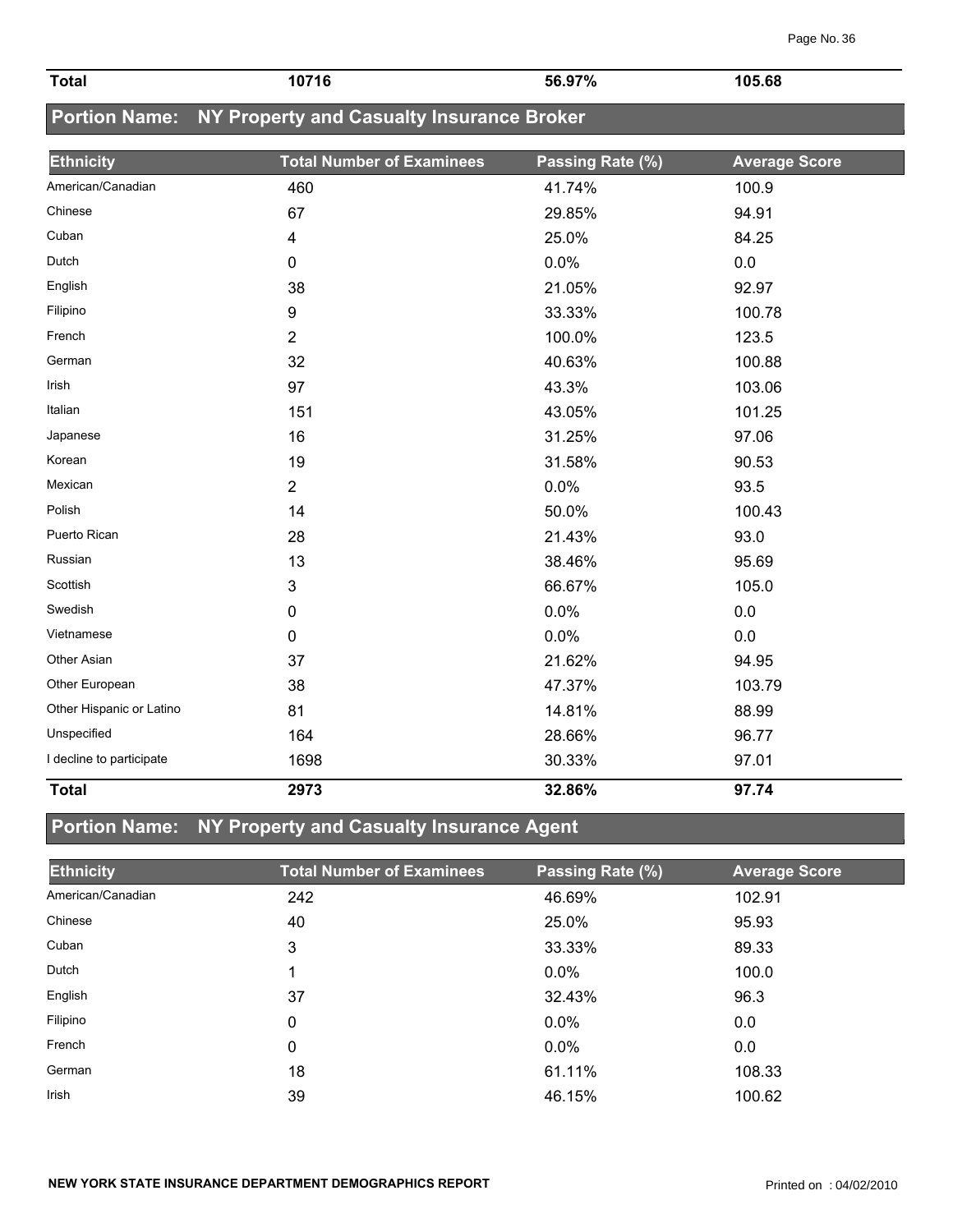| Total | 10716 | 56.97% | 105.68 |
|---|---|---|---|

## Portion Name: NY Property and Casualty Insurance Broker

| Ethnicity | Total Number of Examinees | Passing Rate (%) | Average Score |
|---|---|---|---|
| American/Canadian | 460 | 41.74% | 100.9 |
| Chinese | 67 | 29.85% | 94.91 |
| Cuban | 4 | 25.0% | 84.25 |
| Dutch | 0 | 0.0% | 0.0 |
| English | 38 | 21.05% | 92.97 |
| Filipino | 9 | 33.33% | 100.78 |
| French | 2 | 100.0% | 123.5 |
| German | 32 | 40.63% | 100.88 |
| Irish | 97 | 43.3% | 103.06 |
| Italian | 151 | 43.05% | 101.25 |
| Japanese | 16 | 31.25% | 97.06 |
| Korean | 19 | 31.58% | 90.53 |
| Mexican | 2 | 0.0% | 93.5 |
| Polish | 14 | 50.0% | 100.43 |
| Puerto Rican | 28 | 21.43% | 93.0 |
| Russian | 13 | 38.46% | 95.69 |
| Scottish | 3 | 66.67% | 105.0 |
| Swedish | 0 | 0.0% | 0.0 |
| Vietnamese | 0 | 0.0% | 0.0 |
| Other Asian | 37 | 21.62% | 94.95 |
| Other European | 38 | 47.37% | 103.79 |
| Other Hispanic or Latino | 81 | 14.81% | 88.99 |
| Unspecified | 164 | 28.66% | 96.77 |
| I decline to participate | 1698 | 30.33% | 97.01 |
| **Total** | **2973** | **32.86%** | **97.74** |

## Portion Name: NY Property and Casualty Insurance Agent

| Ethnicity | Total Number of Examinees | Passing Rate (%) | Average Score |
|---|---|---|---|
| American/Canadian | 242 | 46.69% | 102.91 |
| Chinese | 40 | 25.0% | 95.93 |
| Cuban | 3 | 33.33% | 89.33 |
| Dutch | 1 | 0.0% | 100.0 |
| English | 37 | 32.43% | 96.3 |
| Filipino | 0 | 0.0% | 0.0 |
| French | 0 | 0.0% | 0.0 |
| German | 18 | 61.11% | 108.33 |
| Irish | 39 | 46.15% | 100.62 |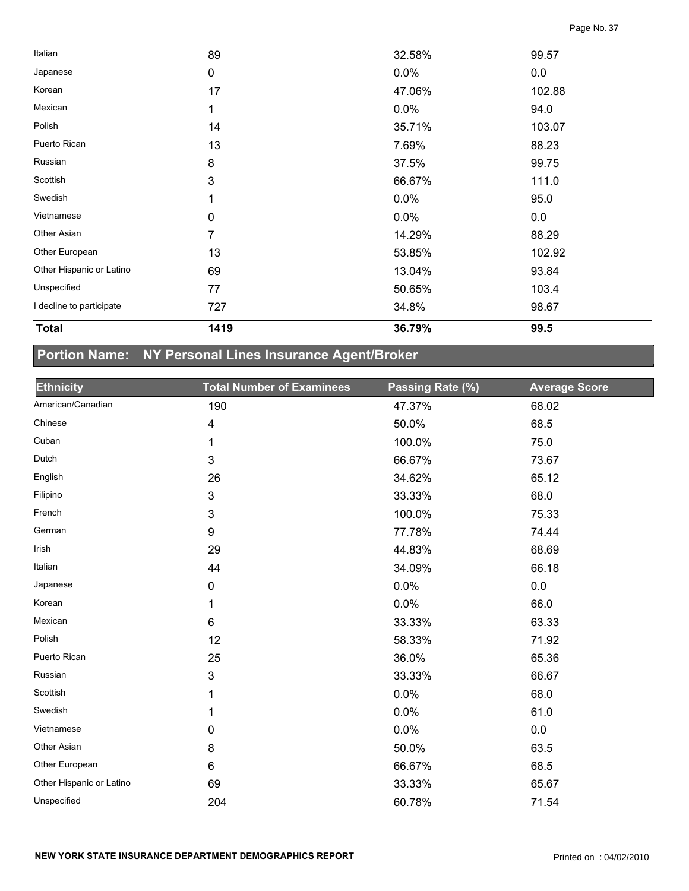| | | | |
|---|---|---|---|
| Italian | 89 | 32.58% | 99.57 |
| Japanese | 0 | 0.0% | 0.0 |
| Korean | 17 | 47.06% | 102.88 |
| Mexican | 1 | 0.0% | 94.0 |
| Polish | 14 | 35.71% | 103.07 |
| Puerto Rican | 13 | 7.69% | 88.23 |
| Russian | 8 | 37.5% | 99.75 |
| Scottish | 3 | 66.67% | 111.0 |
| Swedish | 1 | 0.0% | 95.0 |
| Vietnamese | 0 | 0.0% | 0.0 |
| Other Asian | 7 | 14.29% | 88.29 |
| Other European | 13 | 53.85% | 102.92 |
| Other Hispanic or Latino | 69 | 13.04% | 93.84 |
| Unspecified | 77 | 50.65% | 103.4 |
| I decline to participate | 727 | 34.8% | 98.67 |
| **Total** | **1419** | **36.79%** | **99.5** |

## Portion Name: NY Personal Lines Insurance Agent/Broker

| Ethnicity | Total Number of Examinees | Passing Rate (%) | Average Score |
|---|---|---|---|
| American/Canadian | 190 | 47.37% | 68.02 |
| Chinese | 4 | 50.0% | 68.5 |
| Cuban | 1 | 100.0% | 75.0 |
| Dutch | 3 | 66.67% | 73.67 |
| English | 26 | 34.62% | 65.12 |
| Filipino | 3 | 33.33% | 68.0 |
| French | 3 | 100.0% | 75.33 |
| German | 9 | 77.78% | 74.44 |
| Irish | 29 | 44.83% | 68.69 |
| Italian | 44 | 34.09% | 66.18 |
| Japanese | 0 | 0.0% | 0.0 |
| Korean | 1 | 0.0% | 66.0 |
| Mexican | 6 | 33.33% | 63.33 |
| Polish | 12 | 58.33% | 71.92 |
| Puerto Rican | 25 | 36.0% | 65.36 |
| Russian | 3 | 33.33% | 66.67 |
| Scottish | 1 | 0.0% | 68.0 |
| Swedish | 1 | 0.0% | 61.0 |
| Vietnamese | 0 | 0.0% | 0.0 |
| Other Asian | 8 | 50.0% | 63.5 |
| Other European | 6 | 66.67% | 68.5 |
| Other Hispanic or Latino | 69 | 33.33% | 65.67 |
| Unspecified | 204 | 60.78% | 71.54 |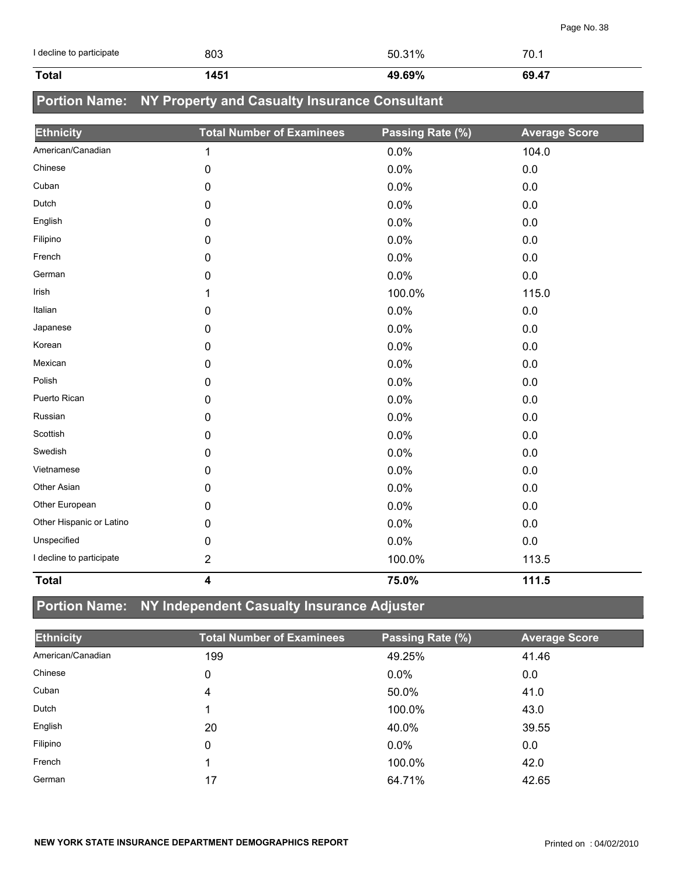| Ethnicity | Total Number of Examinees | Passing Rate (%) | Average Score |
|---|---|---|---|
| I decline to participate | 803 | 50.31% | 70.1 |
| **Total** | **1451** | **49.69%** | **69.47** |

## Portion Name: NY Property and Casualty Insurance Consultant

| Ethnicity | Total Number of Examinees | Passing Rate (%) | Average Score |
|---|---|---|---|
| American/Canadian | 1 | 0.0% | 104.0 |
| Chinese | 0 | 0.0% | 0.0 |
| Cuban | 0 | 0.0% | 0.0 |
| Dutch | 0 | 0.0% | 0.0 |
| English | 0 | 0.0% | 0.0 |
| Filipino | 0 | 0.0% | 0.0 |
| French | 0 | 0.0% | 0.0 |
| German | 0 | 0.0% | 0.0 |
| Irish | 1 | 100.0% | 115.0 |
| Italian | 0 | 0.0% | 0.0 |
| Japanese | 0 | 0.0% | 0.0 |
| Korean | 0 | 0.0% | 0.0 |
| Mexican | 0 | 0.0% | 0.0 |
| Polish | 0 | 0.0% | 0.0 |
| Puerto Rican | 0 | 0.0% | 0.0 |
| Russian | 0 | 0.0% | 0.0 |
| Scottish | 0 | 0.0% | 0.0 |
| Swedish | 0 | 0.0% | 0.0 |
| Vietnamese | 0 | 0.0% | 0.0 |
| Other Asian | 0 | 0.0% | 0.0 |
| Other European | 0 | 0.0% | 0.0 |
| Other Hispanic or Latino | 0 | 0.0% | 0.0 |
| Unspecified | 0 | 0.0% | 0.0 |
| I decline to participate | 2 | 100.0% | 113.5 |
| **Total** | **4** | **75.0%** | **111.5** |

## Portion Name: NY Independent Casualty Insurance Adjuster

| Ethnicity | Total Number of Examinees | Passing Rate (%) | Average Score |
|---|---|---|---|
| American/Canadian | 199 | 49.25% | 41.46 |
| Chinese | 0 | 0.0% | 0.0 |
| Cuban | 4 | 50.0% | 41.0 |
| Dutch | 1 | 100.0% | 43.0 |
| English | 20 | 40.0% | 39.55 |
| Filipino | 0 | 0.0% | 0.0 |
| French | 1 | 100.0% | 42.0 |
| German | 17 | 64.71% | 42.65 |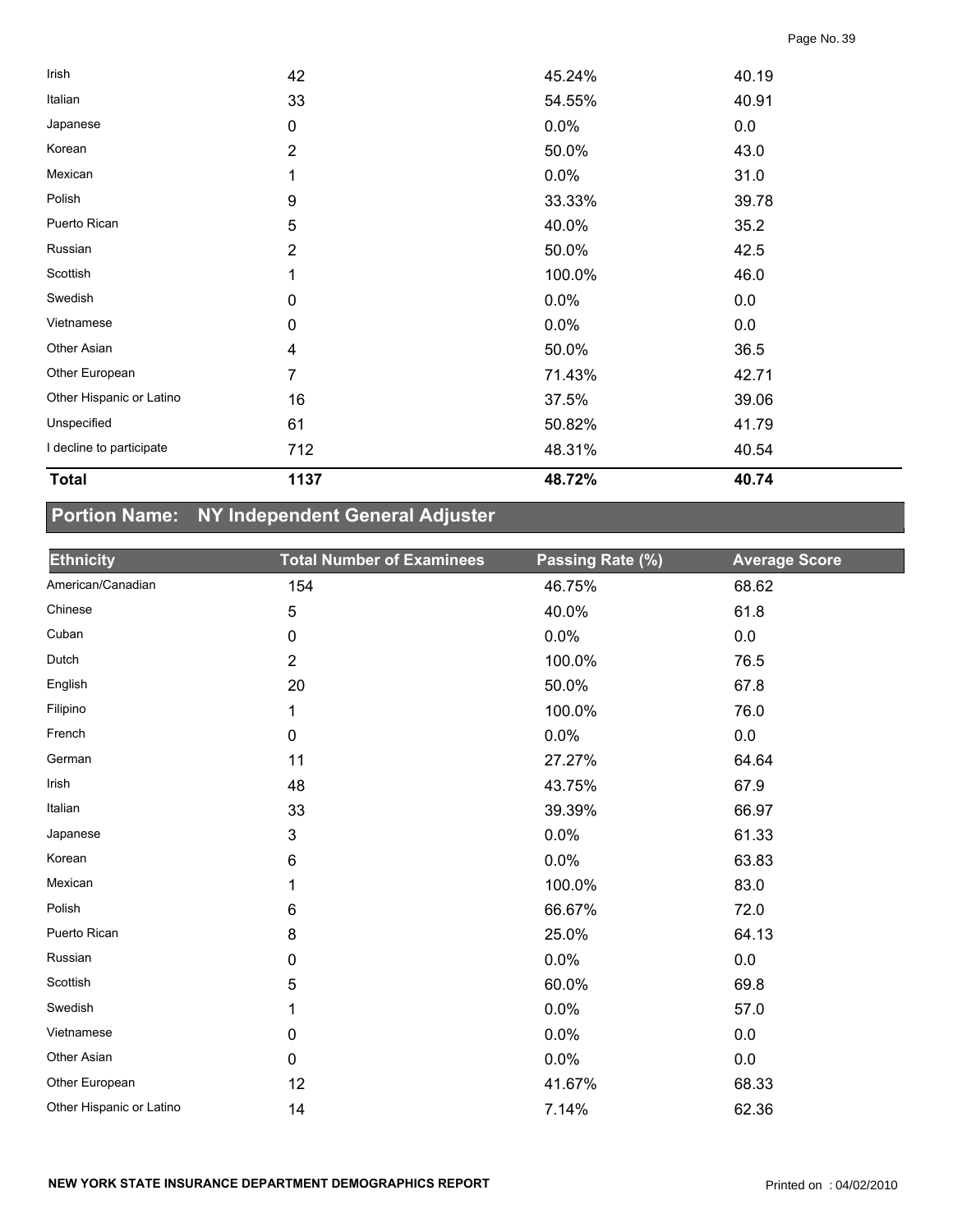| Ethnicity | Total Number of Examinees | Passing Rate (%) | Average Score |
|---|---|---|---|
| Irish | 42 | 45.24% | 40.19 |
| Italian | 33 | 54.55% | 40.91 |
| Japanese | 0 | 0.0% | 0.0 |
| Korean | 2 | 50.0% | 43.0 |
| Mexican | 1 | 0.0% | 31.0 |
| Polish | 9 | 33.33% | 39.78 |
| Puerto Rican | 5 | 40.0% | 35.2 |
| Russian | 2 | 50.0% | 42.5 |
| Scottish | 1 | 100.0% | 46.0 |
| Swedish | 0 | 0.0% | 0.0 |
| Vietnamese | 0 | 0.0% | 0.0 |
| Other Asian | 4 | 50.0% | 36.5 |
| Other European | 7 | 71.43% | 42.71 |
| Other Hispanic or Latino | 16 | 37.5% | 39.06 |
| Unspecified | 61 | 50.82% | 41.79 |
| I decline to participate | 712 | 48.31% | 40.54 |
| **Total** | **1137** | **48.72%** | **40.74** |

## Portion Name: NY Independent General Adjuster

| Ethnicity | Total Number of Examinees | Passing Rate (%) | Average Score |
|---|---|---|---|
| American/Canadian | 154 | 46.75% | 68.62 |
| Chinese | 5 | 40.0% | 61.8 |
| Cuban | 0 | 0.0% | 0.0 |
| Dutch | 2 | 100.0% | 76.5 |
| English | 20 | 50.0% | 67.8 |
| Filipino | 1 | 100.0% | 76.0 |
| French | 0 | 0.0% | 0.0 |
| German | 11 | 27.27% | 64.64 |
| Irish | 48 | 43.75% | 67.9 |
| Italian | 33 | 39.39% | 66.97 |
| Japanese | 3 | 0.0% | 61.33 |
| Korean | 6 | 0.0% | 63.83 |
| Mexican | 1 | 100.0% | 83.0 |
| Polish | 6 | 66.67% | 72.0 |
| Puerto Rican | 8 | 25.0% | 64.13 |
| Russian | 0 | 0.0% | 0.0 |
| Scottish | 5 | 60.0% | 69.8 |
| Swedish | 1 | 0.0% | 57.0 |
| Vietnamese | 0 | 0.0% | 0.0 |
| Other Asian | 0 | 0.0% | 0.0 |
| Other European | 12 | 41.67% | 68.33 |
| Other Hispanic or Latino | 14 | 7.14% | 62.36 |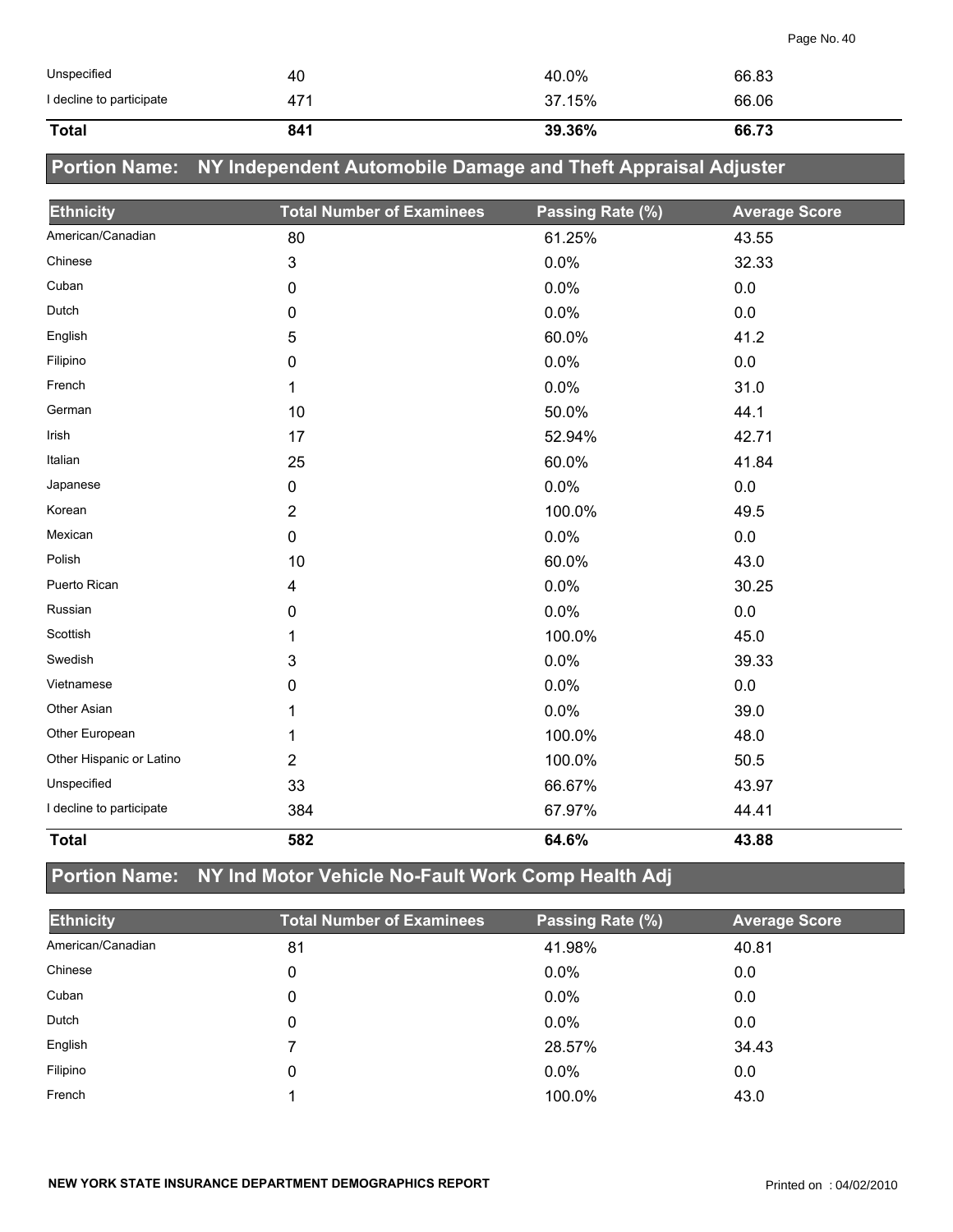| Ethnicity | Total Number of Examinees | Passing Rate (%) | Average Score |
|---|---|---|---|
| Unspecified | 40 | 40.0% | 66.83 |
| I decline to participate | 471 | 37.15% | 66.06 |
| **Total** | **841** | **39.36%** | **66.73** |

## Portion Name: NY Independent Automobile Damage and Theft Appraisal Adjuster

| Ethnicity | Total Number of Examinees | Passing Rate (%) | Average Score |
|---|---|---|---|
| American/Canadian | 80 | 61.25% | 43.55 |
| Chinese | 3 | 0.0% | 32.33 |
| Cuban | 0 | 0.0% | 0.0 |
| Dutch | 0 | 0.0% | 0.0 |
| English | 5 | 60.0% | 41.2 |
| Filipino | 0 | 0.0% | 0.0 |
| French | 1 | 0.0% | 31.0 |
| German | 10 | 50.0% | 44.1 |
| Irish | 17 | 52.94% | 42.71 |
| Italian | 25 | 60.0% | 41.84 |
| Japanese | 0 | 0.0% | 0.0 |
| Korean | 2 | 100.0% | 49.5 |
| Mexican | 0 | 0.0% | 0.0 |
| Polish | 10 | 60.0% | 43.0 |
| Puerto Rican | 4 | 0.0% | 30.25 |
| Russian | 0 | 0.0% | 0.0 |
| Scottish | 1 | 100.0% | 45.0 |
| Swedish | 3 | 0.0% | 39.33 |
| Vietnamese | 0 | 0.0% | 0.0 |
| Other Asian | 1 | 0.0% | 39.0 |
| Other European | 1 | 100.0% | 48.0 |
| Other Hispanic or Latino | 2 | 100.0% | 50.5 |
| Unspecified | 33 | 66.67% | 43.97 |
| I decline to participate | 384 | 67.97% | 44.41 |
| **Total** | **582** | **64.6%** | **43.88** |

## Portion Name: NY Ind Motor Vehicle No-Fault Work Comp Health Adj

| Ethnicity | Total Number of Examinees | Passing Rate (%) | Average Score |
|---|---|---|---|
| American/Canadian | 81 | 41.98% | 40.81 |
| Chinese | 0 | 0.0% | 0.0 |
| Cuban | 0 | 0.0% | 0.0 |
| Dutch | 0 | 0.0% | 0.0 |
| English | 7 | 28.57% | 34.43 |
| Filipino | 0 | 0.0% | 0.0 |
| French | 1 | 100.0% | 43.0 |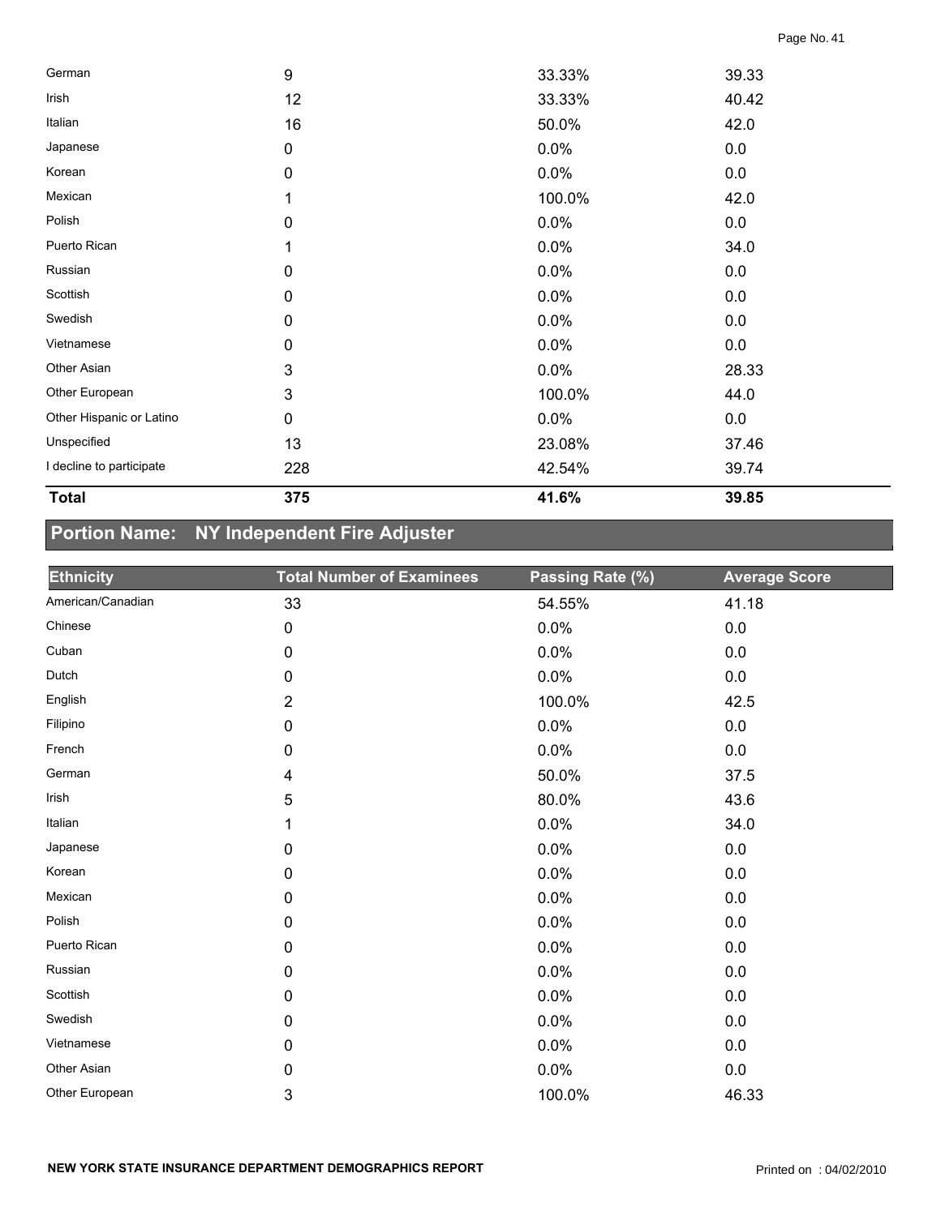| | | | |
|---|---|---|---|
| German | 9 | 33.33% | 39.33 |
| Irish | 12 | 33.33% | 40.42 |
| Italian | 16 | 50.0% | 42.0 |
| Japanese | 0 | 0.0% | 0.0 |
| Korean | 0 | 0.0% | 0.0 |
| Mexican | 1 | 100.0% | 42.0 |
| Polish | 0 | 0.0% | 0.0 |
| Puerto Rican | 1 | 0.0% | 34.0 |
| Russian | 0 | 0.0% | 0.0 |
| Scottish | 0 | 0.0% | 0.0 |
| Swedish | 0 | 0.0% | 0.0 |
| Vietnamese | 0 | 0.0% | 0.0 |
| Other Asian | 3 | 0.0% | 28.33 |
| Other European | 3 | 100.0% | 44.0 |
| Other Hispanic or Latino | 0 | 0.0% | 0.0 |
| Unspecified | 13 | 23.08% | 37.46 |
| I decline to participate | 228 | 42.54% | 39.74 |
| **Total** | **375** | **41.6%** | **39.85** |

## Portion Name: NY Independent Fire Adjuster

| Ethnicity | Total Number of Examinees | Passing Rate (%) | Average Score |
|---|---|---|---|
| American/Canadian | 33 | 54.55% | 41.18 |
| Chinese | 0 | 0.0% | 0.0 |
| Cuban | 0 | 0.0% | 0.0 |
| Dutch | 0 | 0.0% | 0.0 |
| English | 2 | 100.0% | 42.5 |
| Filipino | 0 | 0.0% | 0.0 |
| French | 0 | 0.0% | 0.0 |
| German | 4 | 50.0% | 37.5 |
| Irish | 5 | 80.0% | 43.6 |
| Italian | 1 | 0.0% | 34.0 |
| Japanese | 0 | 0.0% | 0.0 |
| Korean | 0 | 0.0% | 0.0 |
| Mexican | 0 | 0.0% | 0.0 |
| Polish | 0 | 0.0% | 0.0 |
| Puerto Rican | 0 | 0.0% | 0.0 |
| Russian | 0 | 0.0% | 0.0 |
| Scottish | 0 | 0.0% | 0.0 |
| Swedish | 0 | 0.0% | 0.0 |
| Vietnamese | 0 | 0.0% | 0.0 |
| Other Asian | 0 | 0.0% | 0.0 |
| Other European | 3 | 100.0% | 46.33 |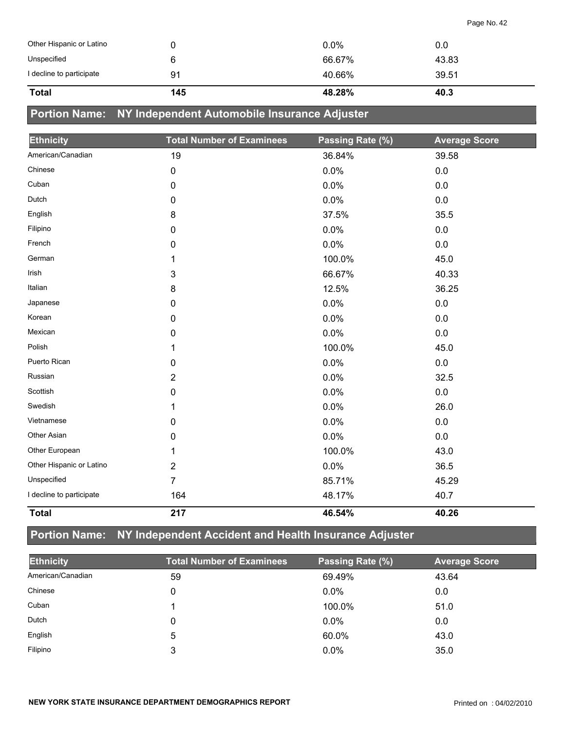| Ethnicity | Total Number of Examinees | Passing Rate (%) | Average Score |
|---|---|---|---|
| Other Hispanic or Latino | 0 | 0.0% | 0.0 |
| Unspecified | 6 | 66.67% | 43.83 |
| I decline to participate | 91 | 40.66% | 39.51 |
| **Total** | **145** | **48.28%** | **40.3** |

## Portion Name: NY Independent Automobile Insurance Adjuster

| Ethnicity | Total Number of Examinees | Passing Rate (%) | Average Score |
|---|---|---|---|
| American/Canadian | 19 | 36.84% | 39.58 |
| Chinese | 0 | 0.0% | 0.0 |
| Cuban | 0 | 0.0% | 0.0 |
| Dutch | 0 | 0.0% | 0.0 |
| English | 8 | 37.5% | 35.5 |
| Filipino | 0 | 0.0% | 0.0 |
| French | 0 | 0.0% | 0.0 |
| German | 1 | 100.0% | 45.0 |
| Irish | 3 | 66.67% | 40.33 |
| Italian | 8 | 12.5% | 36.25 |
| Japanese | 0 | 0.0% | 0.0 |
| Korean | 0 | 0.0% | 0.0 |
| Mexican | 0 | 0.0% | 0.0 |
| Polish | 1 | 100.0% | 45.0 |
| Puerto Rican | 0 | 0.0% | 0.0 |
| Russian | 2 | 0.0% | 32.5 |
| Scottish | 0 | 0.0% | 0.0 |
| Swedish | 1 | 0.0% | 26.0 |
| Vietnamese | 0 | 0.0% | 0.0 |
| Other Asian | 0 | 0.0% | 0.0 |
| Other European | 1 | 100.0% | 43.0 |
| Other Hispanic or Latino | 2 | 0.0% | 36.5 |
| Unspecified | 7 | 85.71% | 45.29 |
| I decline to participate | 164 | 48.17% | 40.7 |
| **Total** | **217** | **46.54%** | **40.26** |

## Portion Name: NY Independent Accident and Health Insurance Adjuster

| Ethnicity | Total Number of Examinees | Passing Rate (%) | Average Score |
|---|---|---|---|
| American/Canadian | 59 | 69.49% | 43.64 |
| Chinese | 0 | 0.0% | 0.0 |
| Cuban | 1 | 100.0% | 51.0 |
| Dutch | 0 | 0.0% | 0.0 |
| English | 5 | 60.0% | 43.0 |
| Filipino | 3 | 0.0% | 35.0 |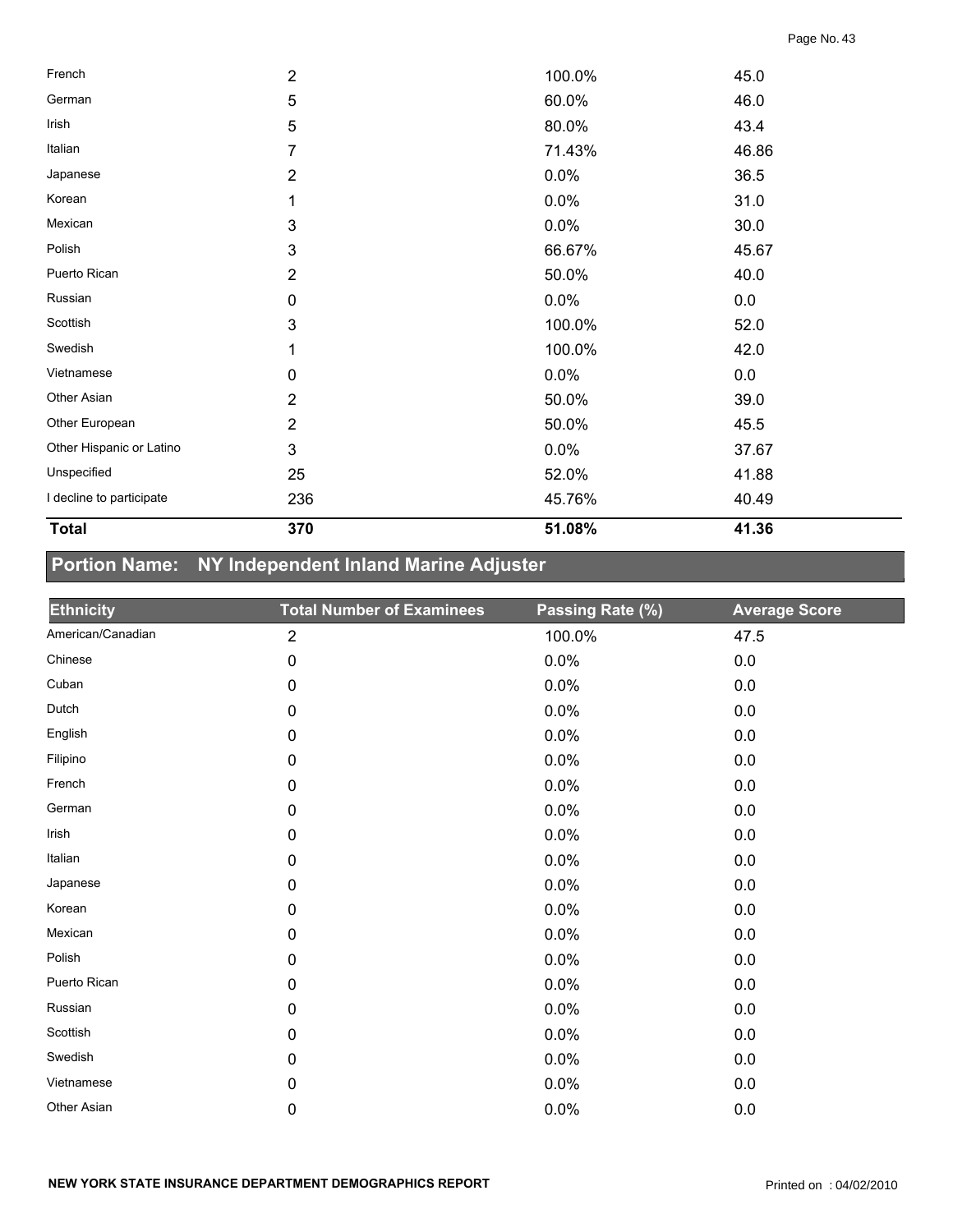| Ethnicity | Total Number of Examinees | Passing Rate (%) | Average Score |
|---|---|---|---|
| French | 2 | 100.0% | 45.0 |
| German | 5 | 60.0% | 46.0 |
| Irish | 5 | 80.0% | 43.4 |
| Italian | 7 | 71.43% | 46.86 |
| Japanese | 2 | 0.0% | 36.5 |
| Korean | 1 | 0.0% | 31.0 |
| Mexican | 3 | 0.0% | 30.0 |
| Polish | 3 | 66.67% | 45.67 |
| Puerto Rican | 2 | 50.0% | 40.0 |
| Russian | 0 | 0.0% | 0.0 |
| Scottish | 3 | 100.0% | 52.0 |
| Swedish | 1 | 100.0% | 42.0 |
| Vietnamese | 0 | 0.0% | 0.0 |
| Other Asian | 2 | 50.0% | 39.0 |
| Other European | 2 | 50.0% | 45.5 |
| Other Hispanic or Latino | 3 | 0.0% | 37.67 |
| Unspecified | 25 | 52.0% | 41.88 |
| I decline to participate | 236 | 45.76% | 40.49 |
| **Total** | **370** | **51.08%** | **41.36** |

## Portion Name: NY Independent Inland Marine Adjuster

| Ethnicity | Total Number of Examinees | Passing Rate (%) | Average Score |
|---|---|---|---|
| American/Canadian | 2 | 100.0% | 47.5 |
| Chinese | 0 | 0.0% | 0.0 |
| Cuban | 0 | 0.0% | 0.0 |
| Dutch | 0 | 0.0% | 0.0 |
| English | 0 | 0.0% | 0.0 |
| Filipino | 0 | 0.0% | 0.0 |
| French | 0 | 0.0% | 0.0 |
| German | 0 | 0.0% | 0.0 |
| Irish | 0 | 0.0% | 0.0 |
| Italian | 0 | 0.0% | 0.0 |
| Japanese | 0 | 0.0% | 0.0 |
| Korean | 0 | 0.0% | 0.0 |
| Mexican | 0 | 0.0% | 0.0 |
| Polish | 0 | 0.0% | 0.0 |
| Puerto Rican | 0 | 0.0% | 0.0 |
| Russian | 0 | 0.0% | 0.0 |
| Scottish | 0 | 0.0% | 0.0 |
| Swedish | 0 | 0.0% | 0.0 |
| Vietnamese | 0 | 0.0% | 0.0 |
| Other Asian | 0 | 0.0% | 0.0 |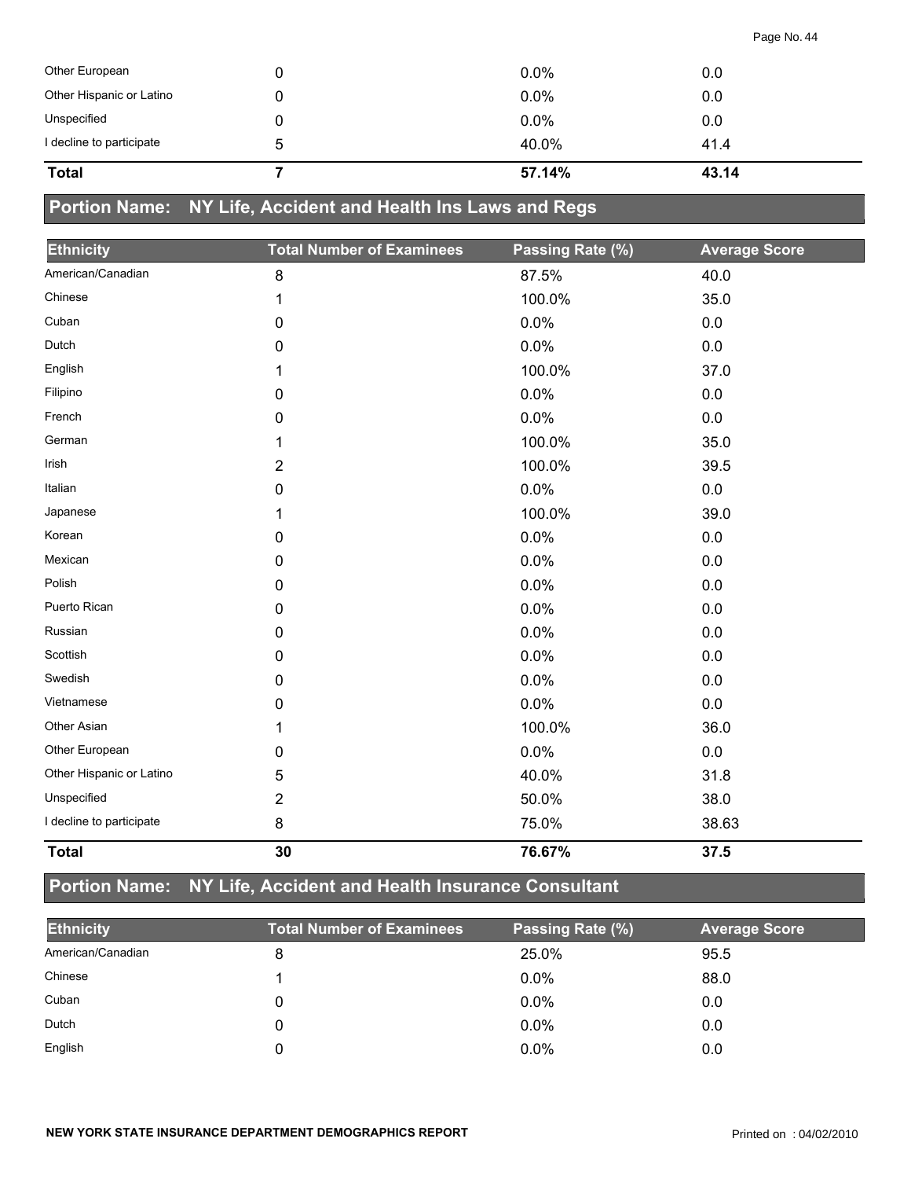| Other European | 0 | 0.0% | 0.0 |
|---|---|---|---|
| Other Hispanic or Latino | 0 | 0.0% | 0.0 |
| Unspecified | 0 | 0.0% | 0.0 |
| I decline to participate | 5 | 40.0% | 41.4 |
| **Total** | **7** | **57.14%** | **43.14** |

## Portion Name: NY Life, Accident and Health Ins Laws and Regs

| Ethnicity | Total Number of Examinees | Passing Rate (%) | Average Score |
|---|---|---|---|
| American/Canadian | 8 | 87.5% | 40.0 |
| Chinese | 1 | 100.0% | 35.0 |
| Cuban | 0 | 0.0% | 0.0 |
| Dutch | 0 | 0.0% | 0.0 |
| English | 1 | 100.0% | 37.0 |
| Filipino | 0 | 0.0% | 0.0 |
| French | 0 | 0.0% | 0.0 |
| German | 1 | 100.0% | 35.0 |
| Irish | 2 | 100.0% | 39.5 |
| Italian | 0 | 0.0% | 0.0 |
| Japanese | 1 | 100.0% | 39.0 |
| Korean | 0 | 0.0% | 0.0 |
| Mexican | 0 | 0.0% | 0.0 |
| Polish | 0 | 0.0% | 0.0 |
| Puerto Rican | 0 | 0.0% | 0.0 |
| Russian | 0 | 0.0% | 0.0 |
| Scottish | 0 | 0.0% | 0.0 |
| Swedish | 0 | 0.0% | 0.0 |
| Vietnamese | 0 | 0.0% | 0.0 |
| Other Asian | 1 | 100.0% | 36.0 |
| Other European | 0 | 0.0% | 0.0 |
| Other Hispanic or Latino | 5 | 40.0% | 31.8 |
| Unspecified | 2 | 50.0% | 38.0 |
| I decline to participate | 8 | 75.0% | 38.63 |
| **Total** | **30** | **76.67%** | **37.5** |

## Portion Name: NY Life, Accident and Health Insurance Consultant

| Ethnicity | Total Number of Examinees | Passing Rate (%) | Average Score |
|---|---|---|---|
| American/Canadian | 8 | 25.0% | 95.5 |
| Chinese | 1 | 0.0% | 88.0 |
| Cuban | 0 | 0.0% | 0.0 |
| Dutch | 0 | 0.0% | 0.0 |
| English | 0 | 0.0% | 0.0 |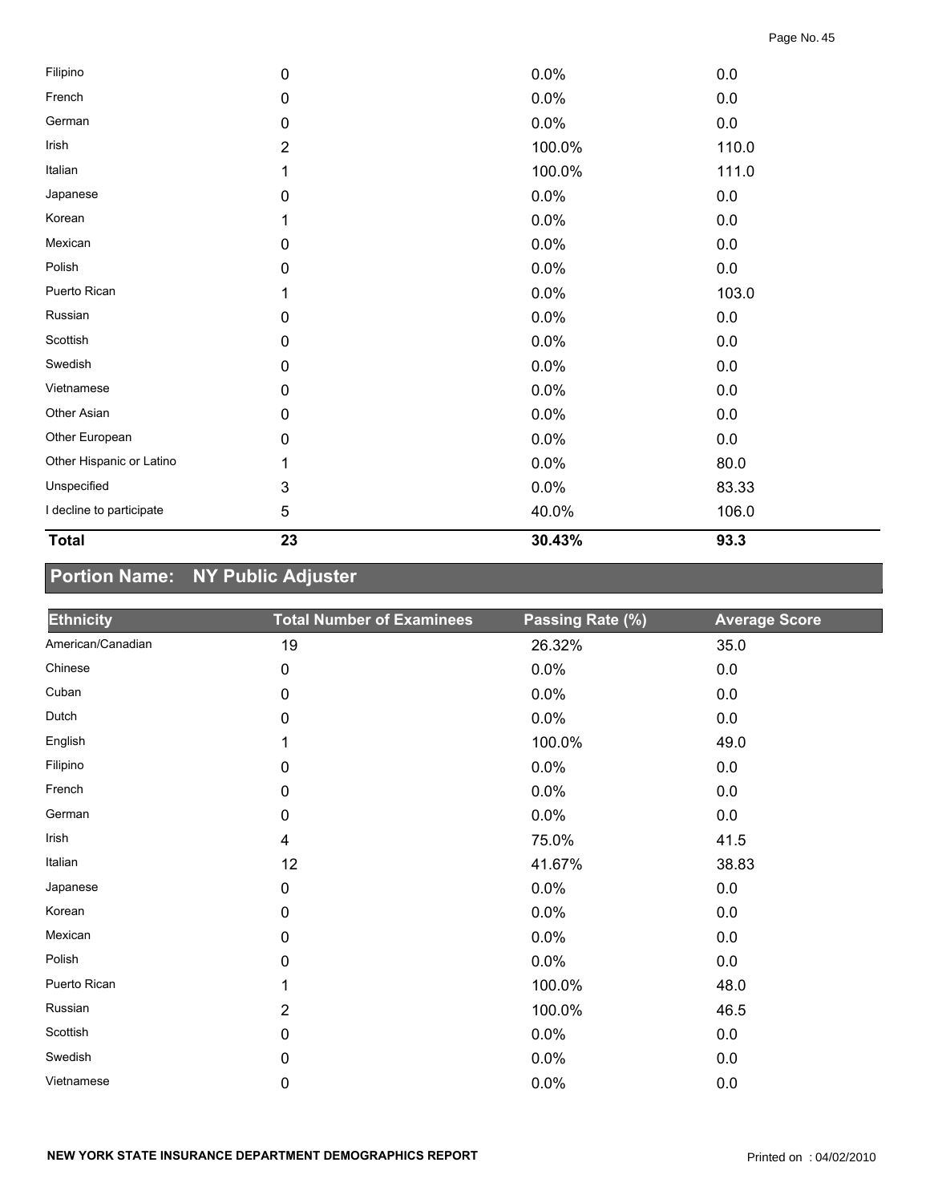| | | | |
|---|---|---|---|
| Filipino | 0 | 0.0% | 0.0 |
| French | 0 | 0.0% | 0.0 |
| German | 0 | 0.0% | 0.0 |
| Irish | 2 | 100.0% | 110.0 |
| Italian | 1 | 100.0% | 111.0 |
| Japanese | 0 | 0.0% | 0.0 |
| Korean | 1 | 0.0% | 0.0 |
| Mexican | 0 | 0.0% | 0.0 |
| Polish | 0 | 0.0% | 0.0 |
| Puerto Rican | 1 | 0.0% | 103.0 |
| Russian | 0 | 0.0% | 0.0 |
| Scottish | 0 | 0.0% | 0.0 |
| Swedish | 0 | 0.0% | 0.0 |
| Vietnamese | 0 | 0.0% | 0.0 |
| Other Asian | 0 | 0.0% | 0.0 |
| Other European | 0 | 0.0% | 0.0 |
| Other Hispanic or Latino | 1 | 0.0% | 80.0 |
| Unspecified | 3 | 0.0% | 83.33 |
| I decline to participate | 5 | 40.0% | 106.0 |
| **Total** | **23** | **30.43%** | **93.3** |

## Portion Name: NY Public Adjuster

| Ethnicity | Total Number of Examinees | Passing Rate (%) | Average Score |
|---|---|---|---|
| American/Canadian | 19 | 26.32% | 35.0 |
| Chinese | 0 | 0.0% | 0.0 |
| Cuban | 0 | 0.0% | 0.0 |
| Dutch | 0 | 0.0% | 0.0 |
| English | 1 | 100.0% | 49.0 |
| Filipino | 0 | 0.0% | 0.0 |
| French | 0 | 0.0% | 0.0 |
| German | 0 | 0.0% | 0.0 |
| Irish | 4 | 75.0% | 41.5 |
| Italian | 12 | 41.67% | 38.83 |
| Japanese | 0 | 0.0% | 0.0 |
| Korean | 0 | 0.0% | 0.0 |
| Mexican | 0 | 0.0% | 0.0 |
| Polish | 0 | 0.0% | 0.0 |
| Puerto Rican | 1 | 100.0% | 48.0 |
| Russian | 2 | 100.0% | 46.5 |
| Scottish | 0 | 0.0% | 0.0 |
| Swedish | 0 | 0.0% | 0.0 |
| Vietnamese | 0 | 0.0% | 0.0 |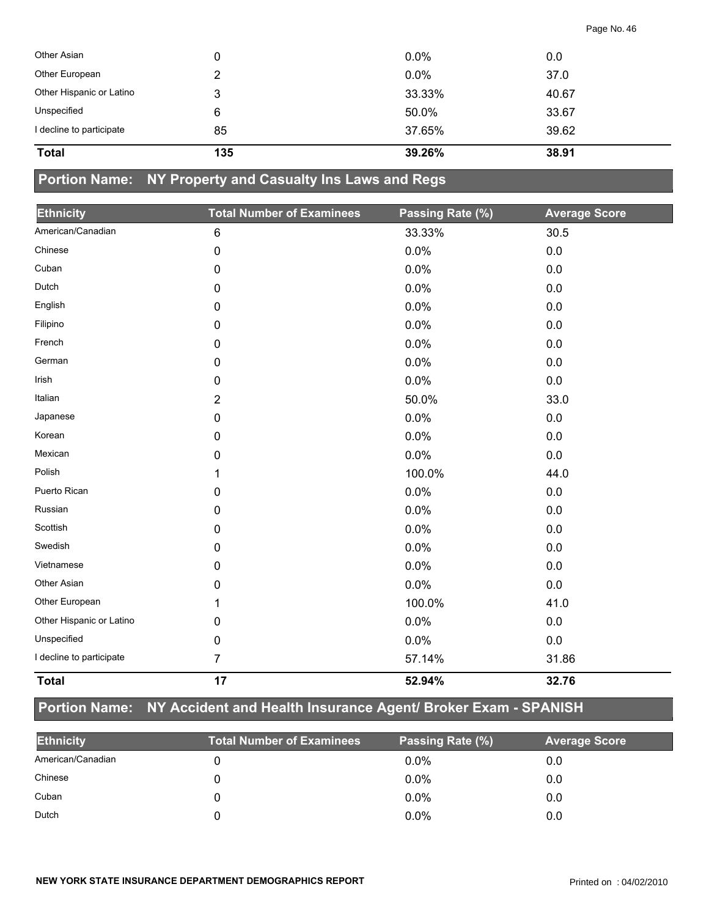| Ethnicity | Total Number of Examinees | Passing Rate (%) | Average Score |
|---|---|---|---|
| Other Asian | 0 | 0.0% | 0.0 |
| Other European | 2 | 0.0% | 37.0 |
| Other Hispanic or Latino | 3 | 33.33% | 40.67 |
| Unspecified | 6 | 50.0% | 33.67 |
| I decline to participate | 85 | 37.65% | 39.62 |
| **Total** | **135** | **39.26%** | **38.91** |

## Portion Name: NY Property and Casualty Ins Laws and Regs

| Ethnicity | Total Number of Examinees | Passing Rate (%) | Average Score |
|---|---|---|---|
| American/Canadian | 6 | 33.33% | 30.5 |
| Chinese | 0 | 0.0% | 0.0 |
| Cuban | 0 | 0.0% | 0.0 |
| Dutch | 0 | 0.0% | 0.0 |
| English | 0 | 0.0% | 0.0 |
| Filipino | 0 | 0.0% | 0.0 |
| French | 0 | 0.0% | 0.0 |
| German | 0 | 0.0% | 0.0 |
| Irish | 0 | 0.0% | 0.0 |
| Italian | 2 | 50.0% | 33.0 |
| Japanese | 0 | 0.0% | 0.0 |
| Korean | 0 | 0.0% | 0.0 |
| Mexican | 0 | 0.0% | 0.0 |
| Polish | 1 | 100.0% | 44.0 |
| Puerto Rican | 0 | 0.0% | 0.0 |
| Russian | 0 | 0.0% | 0.0 |
| Scottish | 0 | 0.0% | 0.0 |
| Swedish | 0 | 0.0% | 0.0 |
| Vietnamese | 0 | 0.0% | 0.0 |
| Other Asian | 0 | 0.0% | 0.0 |
| Other European | 1 | 100.0% | 41.0 |
| Other Hispanic or Latino | 0 | 0.0% | 0.0 |
| Unspecified | 0 | 0.0% | 0.0 |
| I decline to participate | 7 | 57.14% | 31.86 |
| **Total** | **17** | **52.94%** | **32.76** |

## Portion Name: NY Accident and Health Insurance Agent/ Broker Exam - SPANISH

| Ethnicity | Total Number of Examinees | Passing Rate (%) | Average Score |
|---|---|---|---|
| American/Canadian | 0 | 0.0% | 0.0 |
| Chinese | 0 | 0.0% | 0.0 |
| Cuban | 0 | 0.0% | 0.0 |
| Dutch | 0 | 0.0% | 0.0 |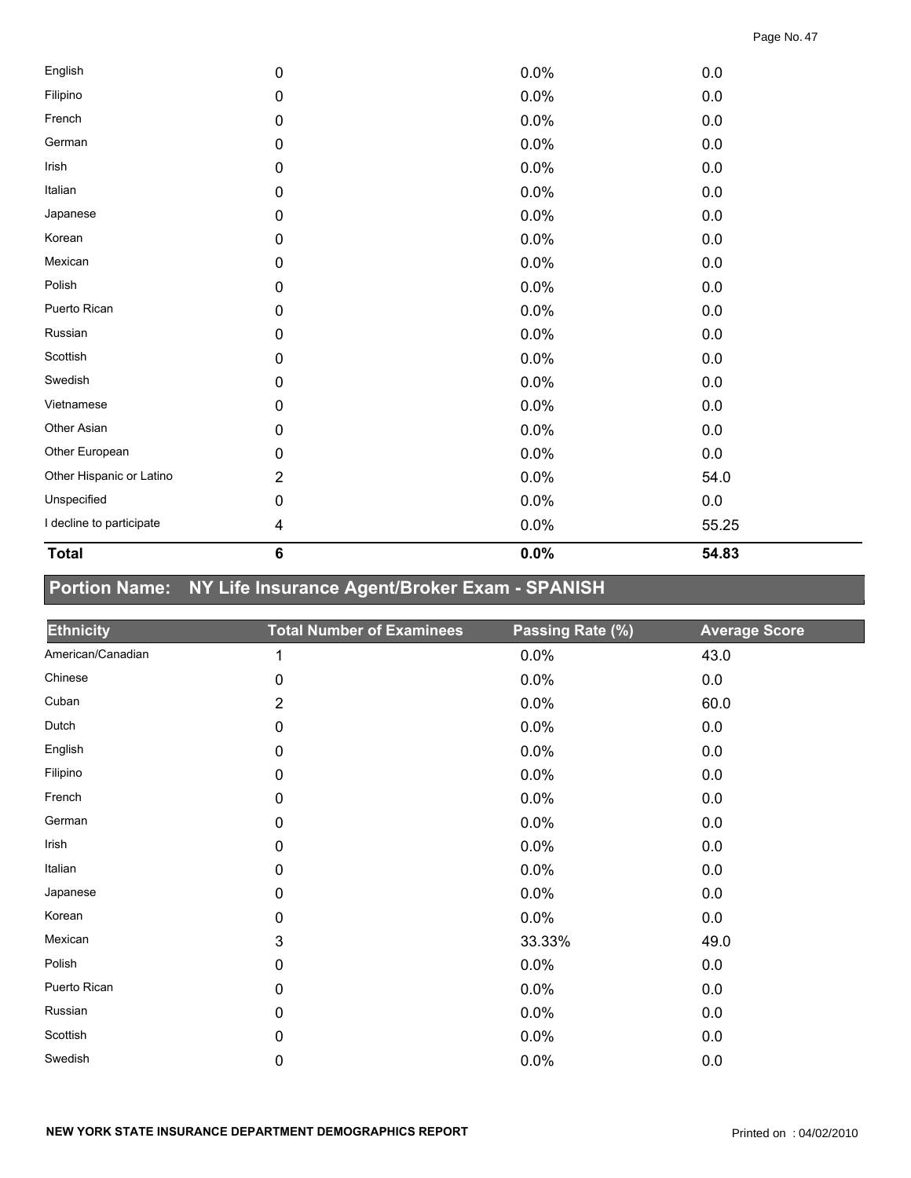| | | | |
|---|---|---|---|
| English | 0 | 0.0% | 0.0 |
| Filipino | 0 | 0.0% | 0.0 |
| French | 0 | 0.0% | 0.0 |
| German | 0 | 0.0% | 0.0 |
| Irish | 0 | 0.0% | 0.0 |
| Italian | 0 | 0.0% | 0.0 |
| Japanese | 0 | 0.0% | 0.0 |
| Korean | 0 | 0.0% | 0.0 |
| Mexican | 0 | 0.0% | 0.0 |
| Polish | 0 | 0.0% | 0.0 |
| Puerto Rican | 0 | 0.0% | 0.0 |
| Russian | 0 | 0.0% | 0.0 |
| Scottish | 0 | 0.0% | 0.0 |
| Swedish | 0 | 0.0% | 0.0 |
| Vietnamese | 0 | 0.0% | 0.0 |
| Other Asian | 0 | 0.0% | 0.0 |
| Other European | 0 | 0.0% | 0.0 |
| Other Hispanic or Latino | 2 | 0.0% | 54.0 |
| Unspecified | 0 | 0.0% | 0.0 |
| I decline to participate | 4 | 0.0% | 55.25 |
| **Total** | **6** | **0.0%** | **54.83** |

## Portion Name: NY Life Insurance Agent/Broker Exam - SPANISH

| Ethnicity | Total Number of Examinees | Passing Rate (%) | Average Score |
|---|---|---|---|
| American/Canadian | 1 | 0.0% | 43.0 |
| Chinese | 0 | 0.0% | 0.0 |
| Cuban | 2 | 0.0% | 60.0 |
| Dutch | 0 | 0.0% | 0.0 |
| English | 0 | 0.0% | 0.0 |
| Filipino | 0 | 0.0% | 0.0 |
| French | 0 | 0.0% | 0.0 |
| German | 0 | 0.0% | 0.0 |
| Irish | 0 | 0.0% | 0.0 |
| Italian | 0 | 0.0% | 0.0 |
| Japanese | 0 | 0.0% | 0.0 |
| Korean | 0 | 0.0% | 0.0 |
| Mexican | 3 | 33.33% | 49.0 |
| Polish | 0 | 0.0% | 0.0 |
| Puerto Rican | 0 | 0.0% | 0.0 |
| Russian | 0 | 0.0% | 0.0 |
| Scottish | 0 | 0.0% | 0.0 |
| Swedish | 0 | 0.0% | 0.0 |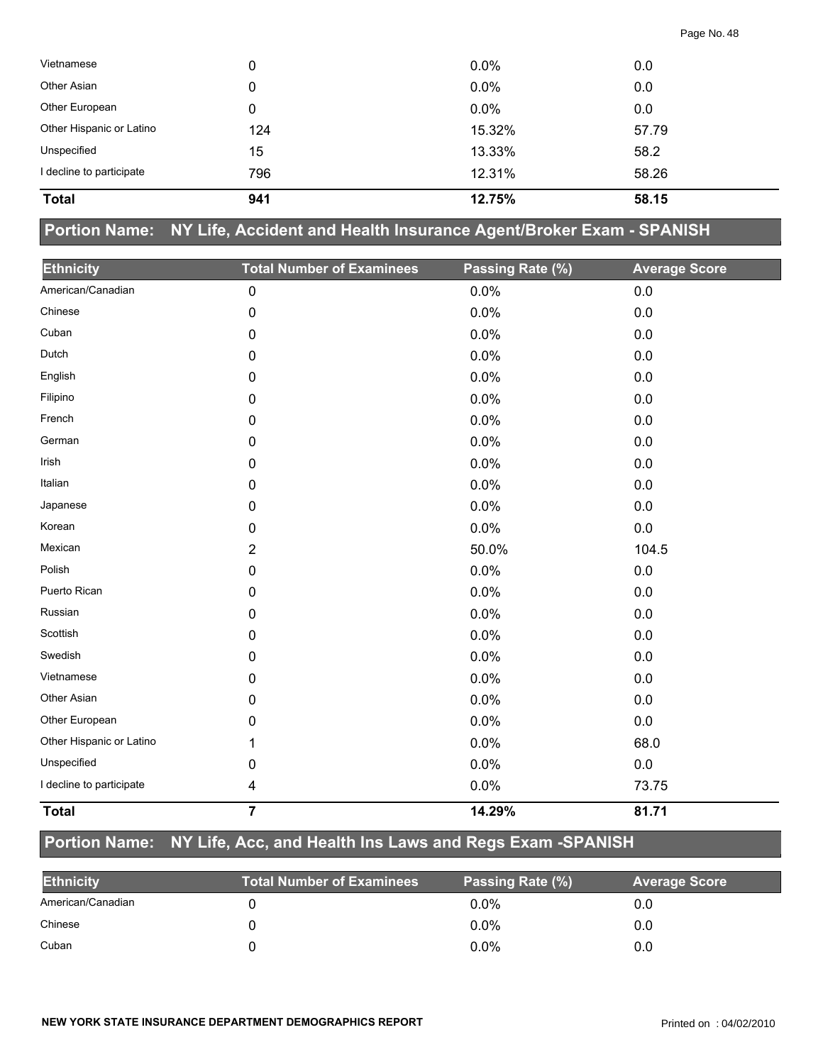| Vietnamese | 0 | 0.0% | 0.0 |
|---|---|---|---|
| Other Asian | 0 | 0.0% | 0.0 |
| Other European | 0 | 0.0% | 0.0 |
| Other Hispanic or Latino | 124 | 15.32% | 57.79 |
| Unspecified | 15 | 13.33% | 58.2 |
| I decline to participate | 796 | 12.31% | 58.26 |
| **Total** | **941** | **12.75%** | **58.15** |

## Portion Name: NY Life, Accident and Health Insurance Agent/Broker Exam - SPANISH

| Ethnicity | Total Number of Examinees | Passing Rate (%) | Average Score |
|---|---|---|---|
| American/Canadian | 0 | 0.0% | 0.0 |
| Chinese | 0 | 0.0% | 0.0 |
| Cuban | 0 | 0.0% | 0.0 |
| Dutch | 0 | 0.0% | 0.0 |
| English | 0 | 0.0% | 0.0 |
| Filipino | 0 | 0.0% | 0.0 |
| French | 0 | 0.0% | 0.0 |
| German | 0 | 0.0% | 0.0 |
| Irish | 0 | 0.0% | 0.0 |
| Italian | 0 | 0.0% | 0.0 |
| Japanese | 0 | 0.0% | 0.0 |
| Korean | 0 | 0.0% | 0.0 |
| Mexican | 2 | 50.0% | 104.5 |
| Polish | 0 | 0.0% | 0.0 |
| Puerto Rican | 0 | 0.0% | 0.0 |
| Russian | 0 | 0.0% | 0.0 |
| Scottish | 0 | 0.0% | 0.0 |
| Swedish | 0 | 0.0% | 0.0 |
| Vietnamese | 0 | 0.0% | 0.0 |
| Other Asian | 0 | 0.0% | 0.0 |
| Other European | 0 | 0.0% | 0.0 |
| Other Hispanic or Latino | 1 | 0.0% | 68.0 |
| Unspecified | 0 | 0.0% | 0.0 |
| I decline to participate | 4 | 0.0% | 73.75 |
| **Total** | **7** | **14.29%** | **81.71** |

## Portion Name: NY Life, Acc, and Health Ins Laws and Regs Exam -SPANISH

| Ethnicity | Total Number of Examinees | Passing Rate (%) | Average Score |
|---|---|---|---|
| American/Canadian | 0 | 0.0% | 0.0 |
| Chinese | 0 | 0.0% | 0.0 |
| Cuban | 0 | 0.0% | 0.0 |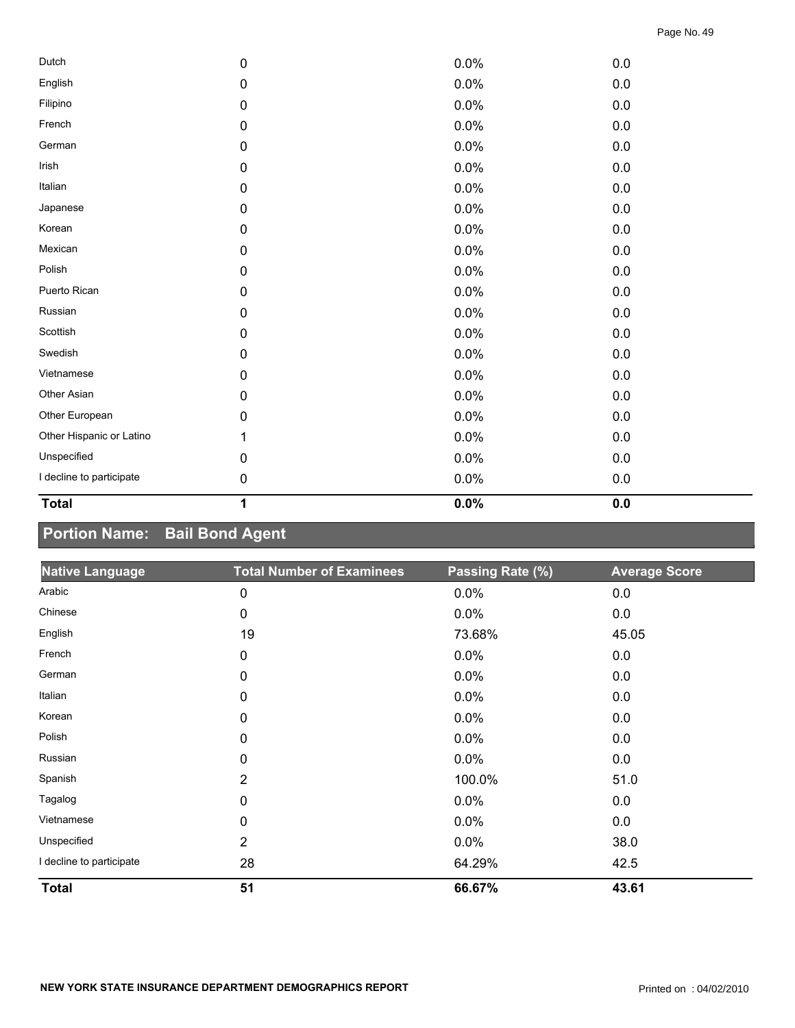| | | | |
|---|---|---|---|
| Dutch | 0 | 0.0% | 0.0 |
| English | 0 | 0.0% | 0.0 |
| Filipino | 0 | 0.0% | 0.0 |
| French | 0 | 0.0% | 0.0 |
| German | 0 | 0.0% | 0.0 |
| Irish | 0 | 0.0% | 0.0 |
| Italian | 0 | 0.0% | 0.0 |
| Japanese | 0 | 0.0% | 0.0 |
| Korean | 0 | 0.0% | 0.0 |
| Mexican | 0 | 0.0% | 0.0 |
| Polish | 0 | 0.0% | 0.0 |
| Puerto Rican | 0 | 0.0% | 0.0 |
| Russian | 0 | 0.0% | 0.0 |
| Scottish | 0 | 0.0% | 0.0 |
| Swedish | 0 | 0.0% | 0.0 |
| Vietnamese | 0 | 0.0% | 0.0 |
| Other Asian | 0 | 0.0% | 0.0 |
| Other European | 0 | 0.0% | 0.0 |
| Other Hispanic or Latino | 1 | 0.0% | 0.0 |
| Unspecified | 0 | 0.0% | 0.0 |
| I decline to participate | 0 | 0.0% | 0.0 |
| **Total** | **1** | **0.0%** | **0.0** |

## Portion Name: Bail Bond Agent

| Native Language | Total Number of Examinees | Passing Rate (%) | Average Score |
|---|---|---|---|
| Arabic | 0 | 0.0% | 0.0 |
| Chinese | 0 | 0.0% | 0.0 |
| English | 19 | 73.68% | 45.05 |
| French | 0 | 0.0% | 0.0 |
| German | 0 | 0.0% | 0.0 |
| Italian | 0 | 0.0% | 0.0 |
| Korean | 0 | 0.0% | 0.0 |
| Polish | 0 | 0.0% | 0.0 |
| Russian | 0 | 0.0% | 0.0 |
| Spanish | 2 | 100.0% | 51.0 |
| Tagalog | 0 | 0.0% | 0.0 |
| Vietnamese | 0 | 0.0% | 0.0 |
| Unspecified | 2 | 0.0% | 38.0 |
| I decline to participate | 28 | 64.29% | 42.5 |
| **Total** | **51** | **66.67%** | **43.61** |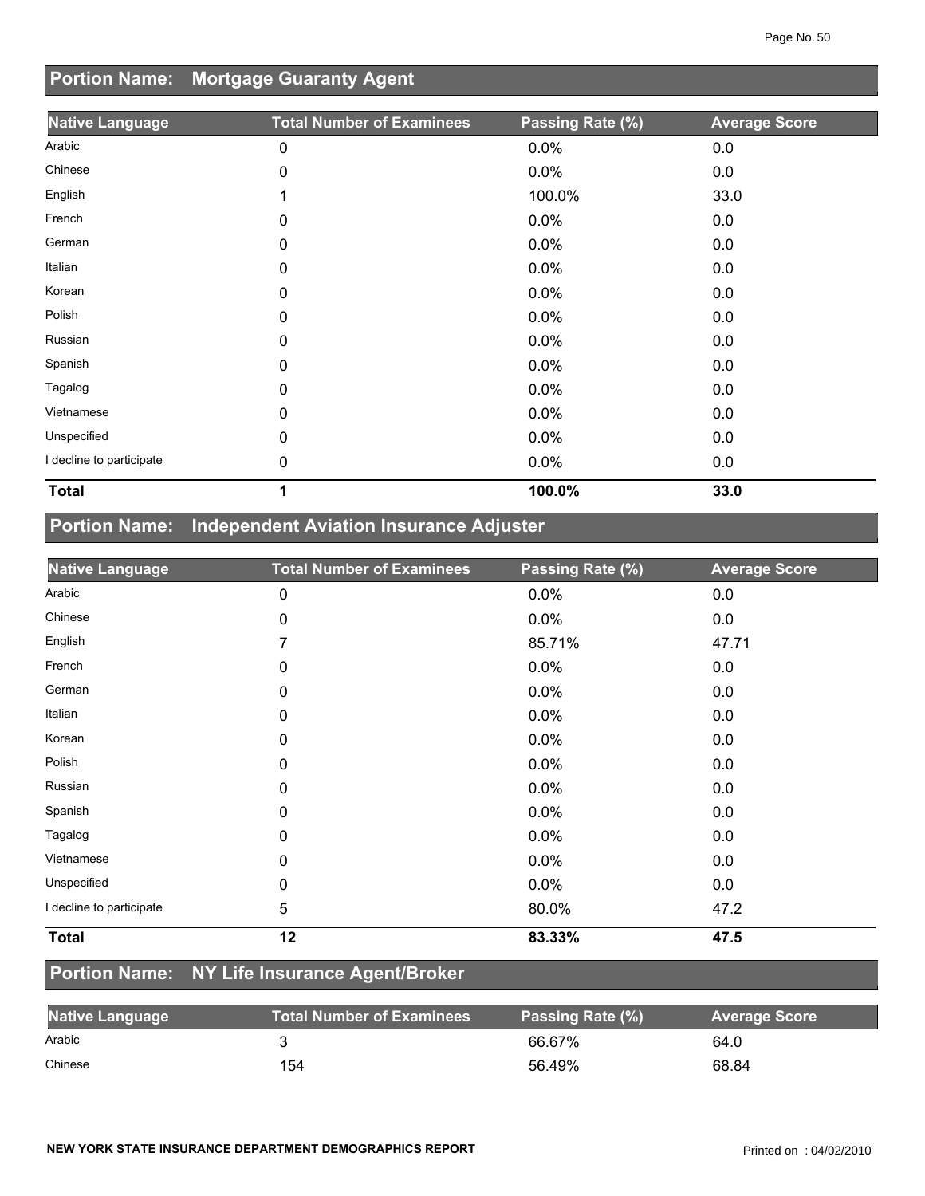## Portion Name: Mortgage Guaranty Agent

| Native Language | Total Number of Examinees | Passing Rate (%) | Average Score |
|---|---|---|---|
| Arabic | 0 | 0.0% | 0.0 |
| Chinese | 0 | 0.0% | 0.0 |
| English | 1 | 100.0% | 33.0 |
| French | 0 | 0.0% | 0.0 |
| German | 0 | 0.0% | 0.0 |
| Italian | 0 | 0.0% | 0.0 |
| Korean | 0 | 0.0% | 0.0 |
| Polish | 0 | 0.0% | 0.0 |
| Russian | 0 | 0.0% | 0.0 |
| Spanish | 0 | 0.0% | 0.0 |
| Tagalog | 0 | 0.0% | 0.0 |
| Vietnamese | 0 | 0.0% | 0.0 |
| Unspecified | 0 | 0.0% | 0.0 |
| I decline to participate | 0 | 0.0% | 0.0 |
| **Total** | **1** | **100.0%** | **33.0** |

## Portion Name: Independent Aviation Insurance Adjuster

| Native Language | Total Number of Examinees | Passing Rate (%) | Average Score |
|---|---|---|---|
| Arabic | 0 | 0.0% | 0.0 |
| Chinese | 0 | 0.0% | 0.0 |
| English | 7 | 85.71% | 47.71 |
| French | 0 | 0.0% | 0.0 |
| German | 0 | 0.0% | 0.0 |
| Italian | 0 | 0.0% | 0.0 |
| Korean | 0 | 0.0% | 0.0 |
| Polish | 0 | 0.0% | 0.0 |
| Russian | 0 | 0.0% | 0.0 |
| Spanish | 0 | 0.0% | 0.0 |
| Tagalog | 0 | 0.0% | 0.0 |
| Vietnamese | 0 | 0.0% | 0.0 |
| Unspecified | 0 | 0.0% | 0.0 |
| I decline to participate | 5 | 80.0% | 47.2 |
| **Total** | **12** | **83.33%** | **47.5** |

## Portion Name: NY Life Insurance Agent/Broker

| Native Language | Total Number of Examinees | Passing Rate (%) | Average Score |
|---|---|---|---|
| Arabic | 3 | 66.67% | 64.0 |
| Chinese | 154 | 56.49% | 68.84 |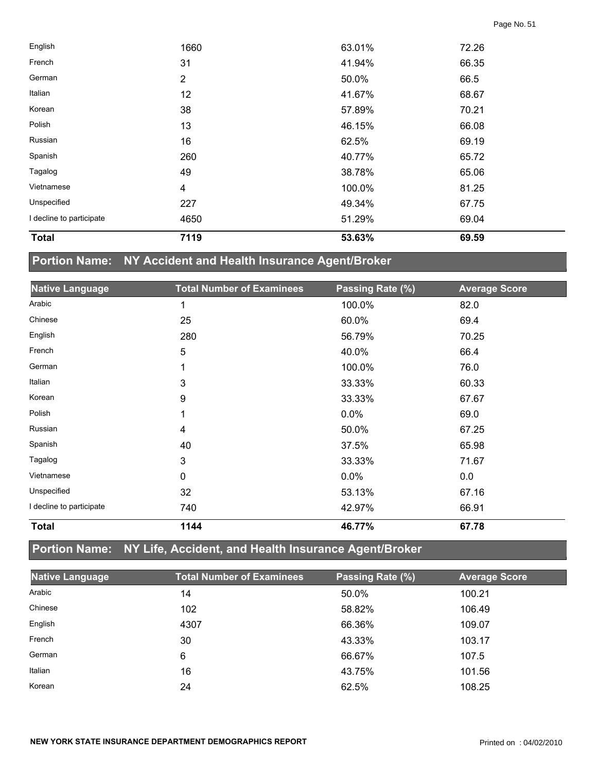| Native Language | Total Number of Examinees | Passing Rate (%) | Average Score |
|---|---|---|---|
| English | 1660 | 63.01% | 72.26 |
| French | 31 | 41.94% | 66.35 |
| German | 2 | 50.0% | 66.5 |
| Italian | 12 | 41.67% | 68.67 |
| Korean | 38 | 57.89% | 70.21 |
| Polish | 13 | 46.15% | 66.08 |
| Russian | 16 | 62.5% | 69.19 |
| Spanish | 260 | 40.77% | 65.72 |
| Tagalog | 49 | 38.78% | 65.06 |
| Vietnamese | 4 | 100.0% | 81.25 |
| Unspecified | 227 | 49.34% | 67.75 |
| I decline to participate | 4650 | 51.29% | 69.04 |
| **Total** | **7119** | **53.63%** | **69.59** |

## Portion Name: NY Accident and Health Insurance Agent/Broker

| Native Language | Total Number of Examinees | Passing Rate (%) | Average Score |
|---|---|---|---|
| Arabic | 1 | 100.0% | 82.0 |
| Chinese | 25 | 60.0% | 69.4 |
| English | 280 | 56.79% | 70.25 |
| French | 5 | 40.0% | 66.4 |
| German | 1 | 100.0% | 76.0 |
| Italian | 3 | 33.33% | 60.33 |
| Korean | 9 | 33.33% | 67.67 |
| Polish | 1 | 0.0% | 69.0 |
| Russian | 4 | 50.0% | 67.25 |
| Spanish | 40 | 37.5% | 65.98 |
| Tagalog | 3 | 33.33% | 71.67 |
| Vietnamese | 0 | 0.0% | 0.0 |
| Unspecified | 32 | 53.13% | 67.16 |
| I decline to participate | 740 | 42.97% | 66.91 |
| **Total** | **1144** | **46.77%** | **67.78** |

## Portion Name: NY Life, Accident, and Health Insurance Agent/Broker

| Native Language | Total Number of Examinees | Passing Rate (%) | Average Score |
|---|---|---|---|
| Arabic | 14 | 50.0% | 100.21 |
| Chinese | 102 | 58.82% | 106.49 |
| English | 4307 | 66.36% | 109.07 |
| French | 30 | 43.33% | 103.17 |
| German | 6 | 66.67% | 107.5 |
| Italian | 16 | 43.75% | 101.56 |
| Korean | 24 | 62.5% | 108.25 |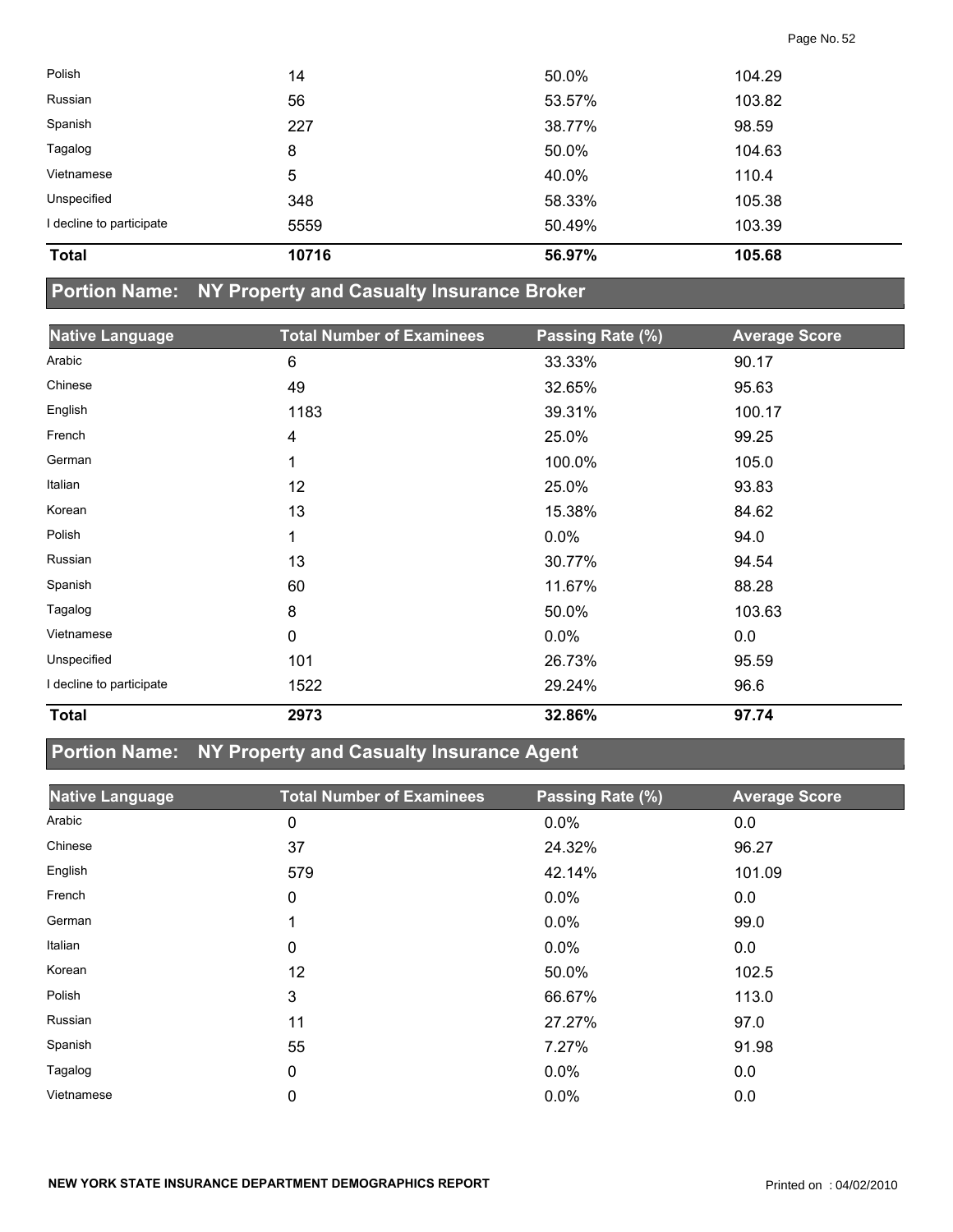| | | | |
|---|---|---|---|
| Polish | 14 | 50.0% | 104.29 |
| Russian | 56 | 53.57% | 103.82 |
| Spanish | 227 | 38.77% | 98.59 |
| Tagalog | 8 | 50.0% | 104.63 |
| Vietnamese | 5 | 40.0% | 110.4 |
| Unspecified | 348 | 58.33% | 105.38 |
| I decline to participate | 5559 | 50.49% | 103.39 |
| **Total** | **10716** | **56.97%** | **105.68** |

## Portion Name: NY Property and Casualty Insurance Broker

| Native Language | Total Number of Examinees | Passing Rate (%) | Average Score |
|---|---|---|---|
| Arabic | 6 | 33.33% | 90.17 |
| Chinese | 49 | 32.65% | 95.63 |
| English | 1183 | 39.31% | 100.17 |
| French | 4 | 25.0% | 99.25 |
| German | 1 | 100.0% | 105.0 |
| Italian | 12 | 25.0% | 93.83 |
| Korean | 13 | 15.38% | 84.62 |
| Polish | 1 | 0.0% | 94.0 |
| Russian | 13 | 30.77% | 94.54 |
| Spanish | 60 | 11.67% | 88.28 |
| Tagalog | 8 | 50.0% | 103.63 |
| Vietnamese | 0 | 0.0% | 0.0 |
| Unspecified | 101 | 26.73% | 95.59 |
| I decline to participate | 1522 | 29.24% | 96.6 |
| **Total** | **2973** | **32.86%** | **97.74** |

## Portion Name: NY Property and Casualty Insurance Agent

| Native Language | Total Number of Examinees | Passing Rate (%) | Average Score |
|---|---|---|---|
| Arabic | 0 | 0.0% | 0.0 |
| Chinese | 37 | 24.32% | 96.27 |
| English | 579 | 42.14% | 101.09 |
| French | 0 | 0.0% | 0.0 |
| German | 1 | 0.0% | 99.0 |
| Italian | 0 | 0.0% | 0.0 |
| Korean | 12 | 50.0% | 102.5 |
| Polish | 3 | 66.67% | 113.0 |
| Russian | 11 | 27.27% | 97.0 |
| Spanish | 55 | 7.27% | 91.98 |
| Tagalog | 0 | 0.0% | 0.0 |
| Vietnamese | 0 | 0.0% | 0.0 |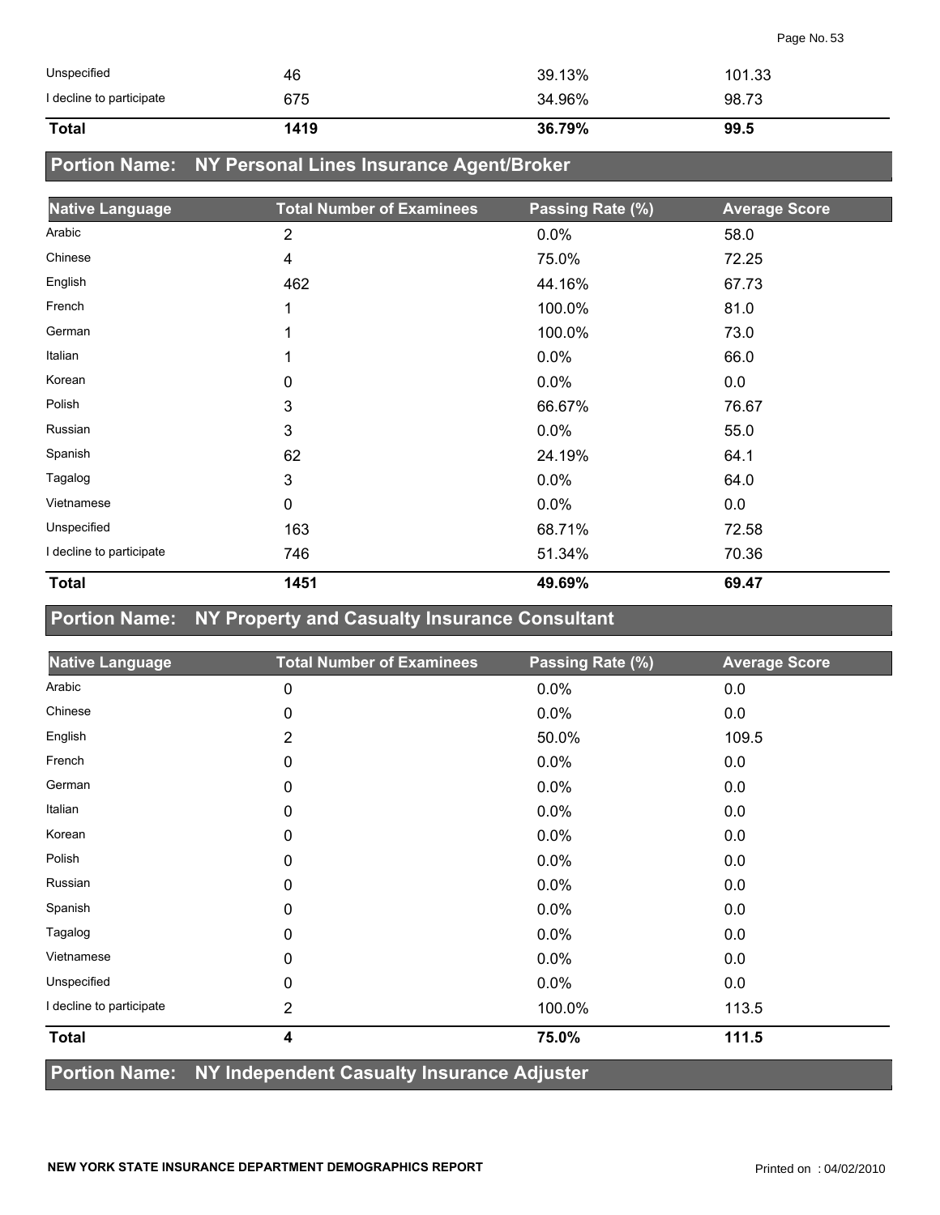| Native Language | Total Number of Examinees | Passing Rate (%) | Average Score |
|---|---|---|---|
| Unspecified | 46 | 39.13% | 101.33 |
| I decline to participate | 675 | 34.96% | 98.73 |
| **Total** | **1419** | **36.79%** | **99.5** |

## Portion Name: NY Personal Lines Insurance Agent/Broker

| Native Language | Total Number of Examinees | Passing Rate (%) | Average Score |
|---|---|---|---|
| Arabic | 2 | 0.0% | 58.0 |
| Chinese | 4 | 75.0% | 72.25 |
| English | 462 | 44.16% | 67.73 |
| French | 1 | 100.0% | 81.0 |
| German | 1 | 100.0% | 73.0 |
| Italian | 1 | 0.0% | 66.0 |
| Korean | 0 | 0.0% | 0.0 |
| Polish | 3 | 66.67% | 76.67 |
| Russian | 3 | 0.0% | 55.0 |
| Spanish | 62 | 24.19% | 64.1 |
| Tagalog | 3 | 0.0% | 64.0 |
| Vietnamese | 0 | 0.0% | 0.0 |
| Unspecified | 163 | 68.71% | 72.58 |
| I decline to participate | 746 | 51.34% | 70.36 |
| **Total** | **1451** | **49.69%** | **69.47** |

## Portion Name: NY Property and Casualty Insurance Consultant

| Native Language | Total Number of Examinees | Passing Rate (%) | Average Score |
|---|---|---|---|
| Arabic | 0 | 0.0% | 0.0 |
| Chinese | 0 | 0.0% | 0.0 |
| English | 2 | 50.0% | 109.5 |
| French | 0 | 0.0% | 0.0 |
| German | 0 | 0.0% | 0.0 |
| Italian | 0 | 0.0% | 0.0 |
| Korean | 0 | 0.0% | 0.0 |
| Polish | 0 | 0.0% | 0.0 |
| Russian | 0 | 0.0% | 0.0 |
| Spanish | 0 | 0.0% | 0.0 |
| Tagalog | 0 | 0.0% | 0.0 |
| Vietnamese | 0 | 0.0% | 0.0 |
| Unspecified | 0 | 0.0% | 0.0 |
| I decline to participate | 2 | 100.0% | 113.5 |
| **Total** | **4** | **75.0%** | **111.5** |

## Portion Name: NY Independent Casualty Insurance Adjuster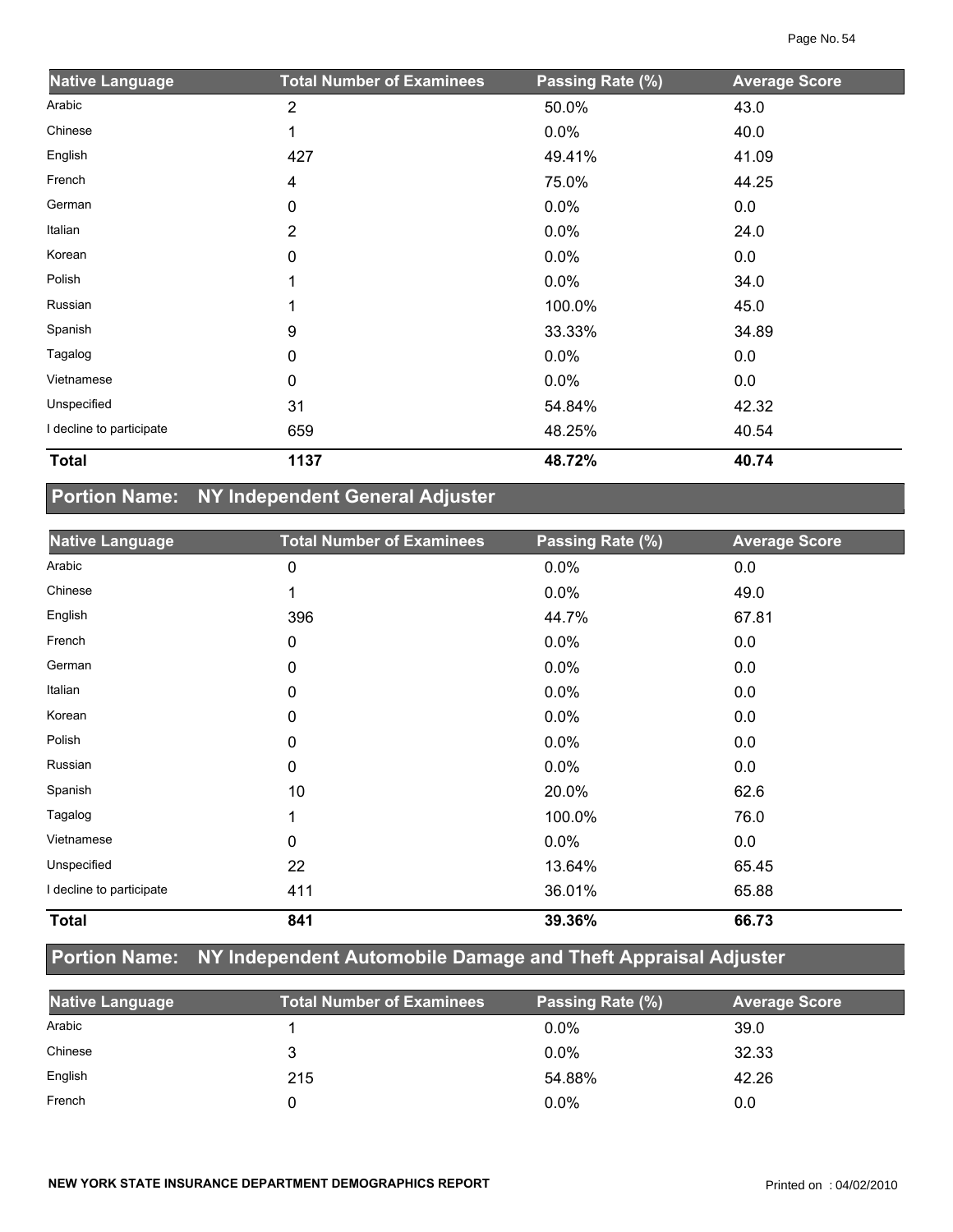| Native Language | Total Number of Examinees | Passing Rate (%) | Average Score |
|---|---|---|---|
| Arabic | 2 | 50.0% | 43.0 |
| Chinese | 1 | 0.0% | 40.0 |
| English | 427 | 49.41% | 41.09 |
| French | 4 | 75.0% | 44.25 |
| German | 0 | 0.0% | 0.0 |
| Italian | 2 | 0.0% | 24.0 |
| Korean | 0 | 0.0% | 0.0 |
| Polish | 1 | 0.0% | 34.0 |
| Russian | 1 | 100.0% | 45.0 |
| Spanish | 9 | 33.33% | 34.89 |
| Tagalog | 0 | 0.0% | 0.0 |
| Vietnamese | 0 | 0.0% | 0.0 |
| Unspecified | 31 | 54.84% | 42.32 |
| I decline to participate | 659 | 48.25% | 40.54 |
| **Total** | **1137** | **48.72%** | **40.74** |

## Portion Name: NY Independent General Adjuster

| Native Language | Total Number of Examinees | Passing Rate (%) | Average Score |
|---|---|---|---|
| Arabic | 0 | 0.0% | 0.0 |
| Chinese | 1 | 0.0% | 49.0 |
| English | 396 | 44.7% | 67.81 |
| French | 0 | 0.0% | 0.0 |
| German | 0 | 0.0% | 0.0 |
| Italian | 0 | 0.0% | 0.0 |
| Korean | 0 | 0.0% | 0.0 |
| Polish | 0 | 0.0% | 0.0 |
| Russian | 0 | 0.0% | 0.0 |
| Spanish | 10 | 20.0% | 62.6 |
| Tagalog | 1 | 100.0% | 76.0 |
| Vietnamese | 0 | 0.0% | 0.0 |
| Unspecified | 22 | 13.64% | 65.45 |
| I decline to participate | 411 | 36.01% | 65.88 |
| **Total** | **841** | **39.36%** | **66.73** |

## Portion Name: NY Independent Automobile Damage and Theft Appraisal Adjuster

| Native Language | Total Number of Examinees | Passing Rate (%) | Average Score |
|---|---|---|---|
| Arabic | 1 | 0.0% | 39.0 |
| Chinese | 3 | 0.0% | 32.33 |
| English | 215 | 54.88% | 42.26 |
| French | 0 | 0.0% | 0.0 |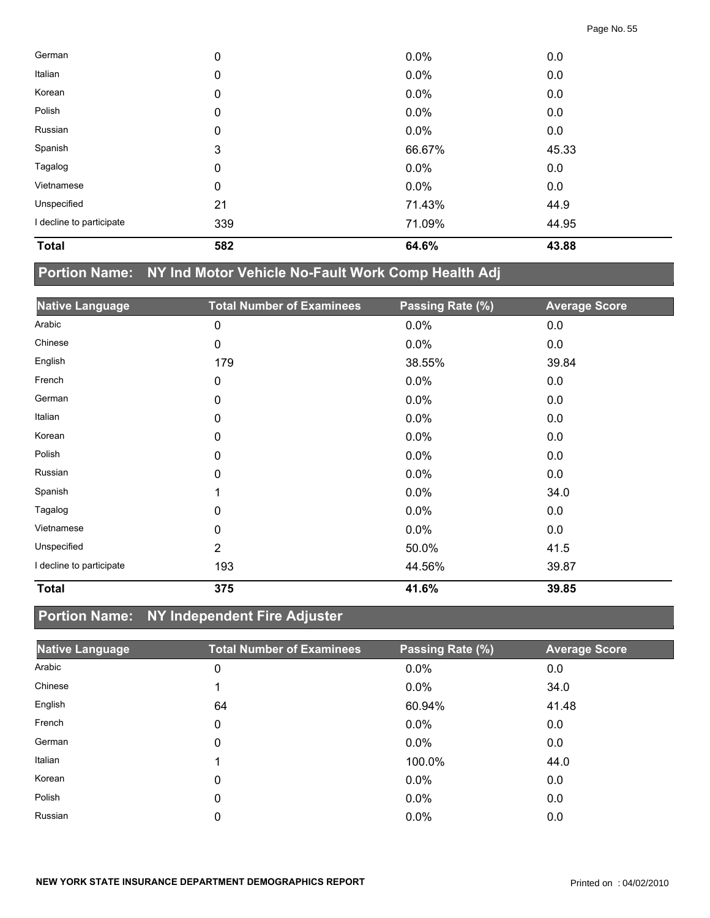| | | | |
|---|---|---|---|
| German | 0 | 0.0% | 0.0 |
| Italian | 0 | 0.0% | 0.0 |
| Korean | 0 | 0.0% | 0.0 |
| Polish | 0 | 0.0% | 0.0 |
| Russian | 0 | 0.0% | 0.0 |
| Spanish | 3 | 66.67% | 45.33 |
| Tagalog | 0 | 0.0% | 0.0 |
| Vietnamese | 0 | 0.0% | 0.0 |
| Unspecified | 21 | 71.43% | 44.9 |
| I decline to participate | 339 | 71.09% | 44.95 |
| **Total** | **582** | **64.6%** | **43.88** |

## Portion Name: NY Ind Motor Vehicle No-Fault Work Comp Health Adj

| Native Language | Total Number of Examinees | Passing Rate (%) | Average Score |
|---|---|---|---|
| Arabic | 0 | 0.0% | 0.0 |
| Chinese | 0 | 0.0% | 0.0 |
| English | 179 | 38.55% | 39.84 |
| French | 0 | 0.0% | 0.0 |
| German | 0 | 0.0% | 0.0 |
| Italian | 0 | 0.0% | 0.0 |
| Korean | 0 | 0.0% | 0.0 |
| Polish | 0 | 0.0% | 0.0 |
| Russian | 0 | 0.0% | 0.0 |
| Spanish | 1 | 0.0% | 34.0 |
| Tagalog | 0 | 0.0% | 0.0 |
| Vietnamese | 0 | 0.0% | 0.0 |
| Unspecified | 2 | 50.0% | 41.5 |
| I decline to participate | 193 | 44.56% | 39.87 |
| **Total** | **375** | **41.6%** | **39.85** |

## Portion Name: NY Independent Fire Adjuster

| Native Language | Total Number of Examinees | Passing Rate (%) | Average Score |
|---|---|---|---|
| Arabic | 0 | 0.0% | 0.0 |
| Chinese | 1 | 0.0% | 34.0 |
| English | 64 | 60.94% | 41.48 |
| French | 0 | 0.0% | 0.0 |
| German | 0 | 0.0% | 0.0 |
| Italian | 1 | 100.0% | 44.0 |
| Korean | 0 | 0.0% | 0.0 |
| Polish | 0 | 0.0% | 0.0 |
| Russian | 0 | 0.0% | 0.0 |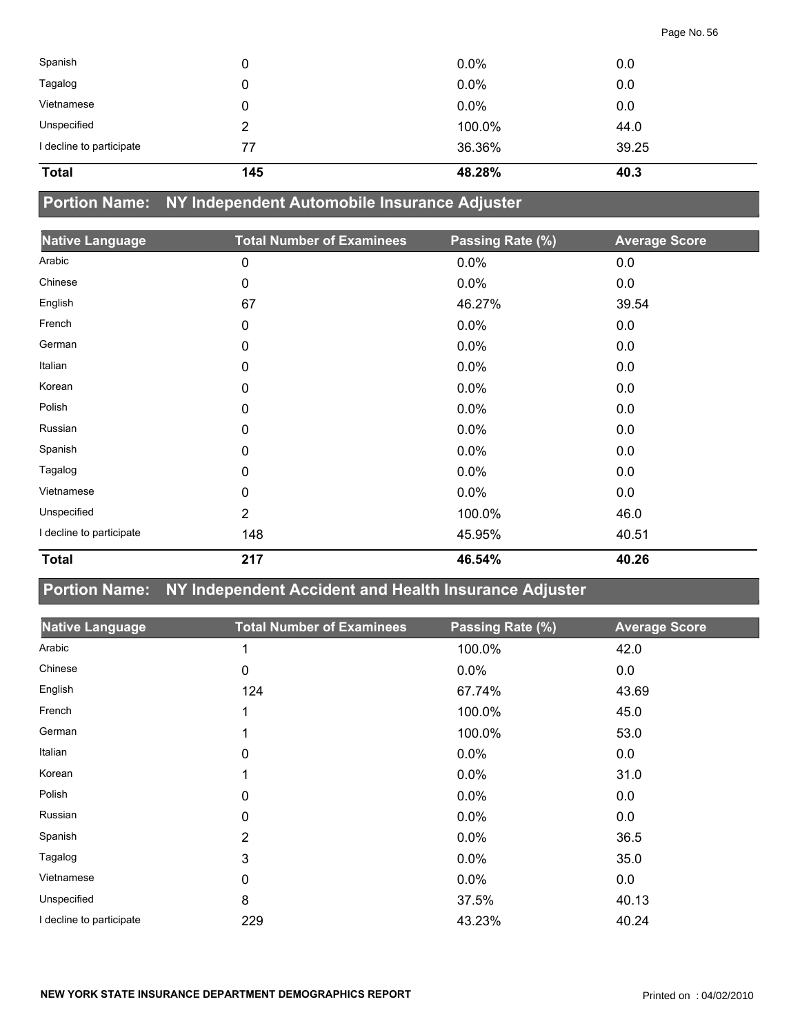| Native Language | Total Number of Examinees | Passing Rate (%) | Average Score |
|---|---|---|---|
| Spanish | 0 | 0.0% | 0.0 |
| Tagalog | 0 | 0.0% | 0.0 |
| Vietnamese | 0 | 0.0% | 0.0 |
| Unspecified | 2 | 100.0% | 44.0 |
| I decline to participate | 77 | 36.36% | 39.25 |
| **Total** | **145** | **48.28%** | **40.3** |

## Portion Name: NY Independent Automobile Insurance Adjuster

| Native Language | Total Number of Examinees | Passing Rate (%) | Average Score |
|---|---|---|---|
| Arabic | 0 | 0.0% | 0.0 |
| Chinese | 0 | 0.0% | 0.0 |
| English | 67 | 46.27% | 39.54 |
| French | 0 | 0.0% | 0.0 |
| German | 0 | 0.0% | 0.0 |
| Italian | 0 | 0.0% | 0.0 |
| Korean | 0 | 0.0% | 0.0 |
| Polish | 0 | 0.0% | 0.0 |
| Russian | 0 | 0.0% | 0.0 |
| Spanish | 0 | 0.0% | 0.0 |
| Tagalog | 0 | 0.0% | 0.0 |
| Vietnamese | 0 | 0.0% | 0.0 |
| Unspecified | 2 | 100.0% | 46.0 |
| I decline to participate | 148 | 45.95% | 40.51 |
| **Total** | **217** | **46.54%** | **40.26** |

## Portion Name: NY Independent Accident and Health Insurance Adjuster

| Native Language | Total Number of Examinees | Passing Rate (%) | Average Score |
|---|---|---|---|
| Arabic | 1 | 100.0% | 42.0 |
| Chinese | 0 | 0.0% | 0.0 |
| English | 124 | 67.74% | 43.69 |
| French | 1 | 100.0% | 45.0 |
| German | 1 | 100.0% | 53.0 |
| Italian | 0 | 0.0% | 0.0 |
| Korean | 1 | 0.0% | 31.0 |
| Polish | 0 | 0.0% | 0.0 |
| Russian | 0 | 0.0% | 0.0 |
| Spanish | 2 | 0.0% | 36.5 |
| Tagalog | 3 | 0.0% | 35.0 |
| Vietnamese | 0 | 0.0% | 0.0 |
| Unspecified | 8 | 37.5% | 40.13 |
| I decline to participate | 229 | 43.23% | 40.24 |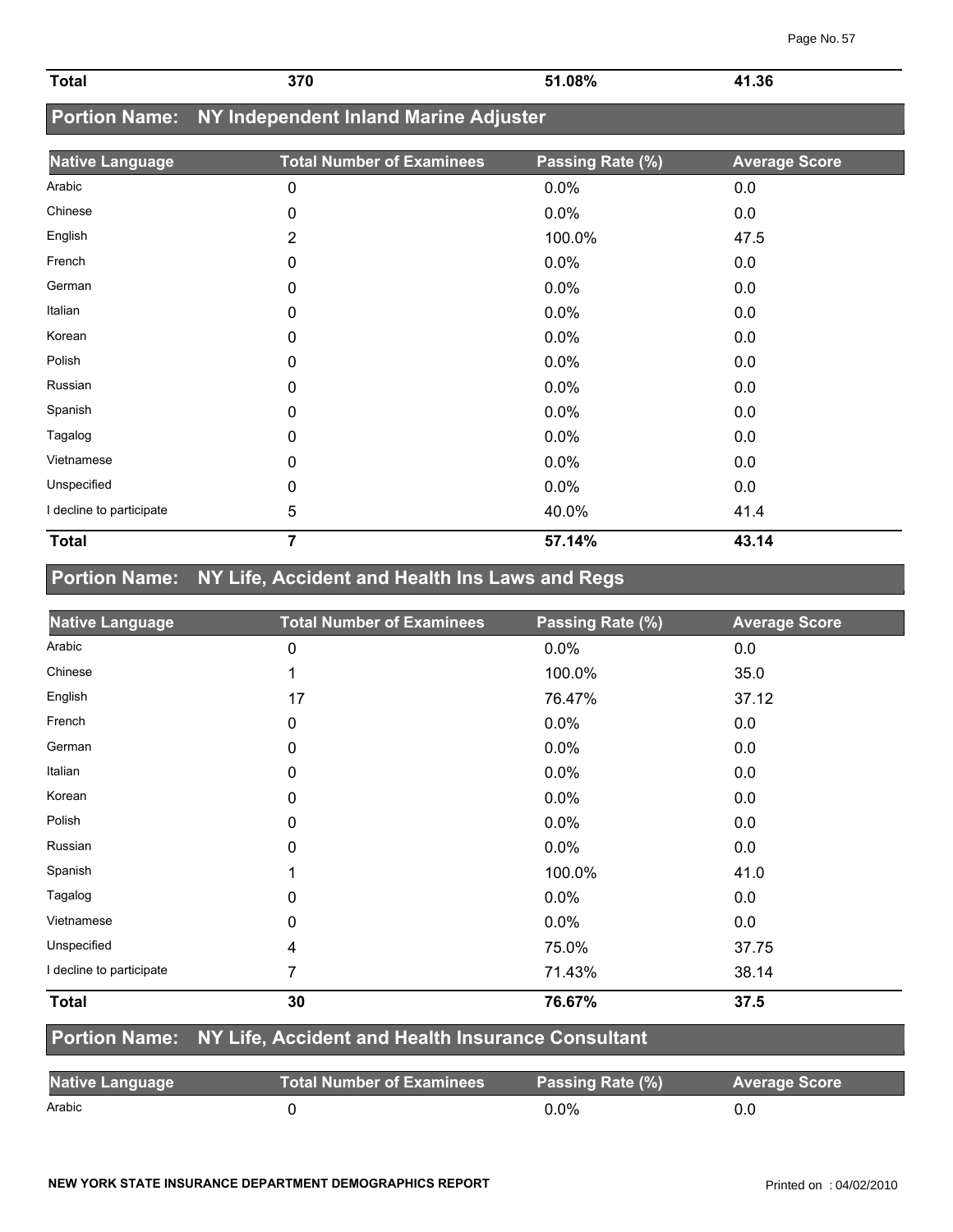| Total | 370 | 51.08% | 41.36 |
|---|---|---|---|

## Portion Name: NY Independent Inland Marine Adjuster

| Native Language | Total Number of Examinees | Passing Rate (%) | Average Score |
|---|---|---|---|
| Arabic | 0 | 0.0% | 0.0 |
| Chinese | 0 | 0.0% | 0.0 |
| English | 2 | 100.0% | 47.5 |
| French | 0 | 0.0% | 0.0 |
| German | 0 | 0.0% | 0.0 |
| Italian | 0 | 0.0% | 0.0 |
| Korean | 0 | 0.0% | 0.0 |
| Polish | 0 | 0.0% | 0.0 |
| Russian | 0 | 0.0% | 0.0 |
| Spanish | 0 | 0.0% | 0.0 |
| Tagalog | 0 | 0.0% | 0.0 |
| Vietnamese | 0 | 0.0% | 0.0 |
| Unspecified | 0 | 0.0% | 0.0 |
| I decline to participate | 5 | 40.0% | 41.4 |
| **Total** | **7** | **57.14%** | **43.14** |

## Portion Name: NY Life, Accident and Health Ins Laws and Regs

| Native Language | Total Number of Examinees | Passing Rate (%) | Average Score |
|---|---|---|---|
| Arabic | 0 | 0.0% | 0.0 |
| Chinese | 1 | 100.0% | 35.0 |
| English | 17 | 76.47% | 37.12 |
| French | 0 | 0.0% | 0.0 |
| German | 0 | 0.0% | 0.0 |
| Italian | 0 | 0.0% | 0.0 |
| Korean | 0 | 0.0% | 0.0 |
| Polish | 0 | 0.0% | 0.0 |
| Russian | 0 | 0.0% | 0.0 |
| Spanish | 1 | 100.0% | 41.0 |
| Tagalog | 0 | 0.0% | 0.0 |
| Vietnamese | 0 | 0.0% | 0.0 |
| Unspecified | 4 | 75.0% | 37.75 |
| I decline to participate | 7 | 71.43% | 38.14 |
| **Total** | **30** | **76.67%** | **37.5** |

## Portion Name: NY Life, Accident and Health Insurance Consultant

| Native Language | Total Number of Examinees | Passing Rate (%) | Average Score |
|---|---|---|---|
| Arabic | 0 | 0.0% | 0.0 |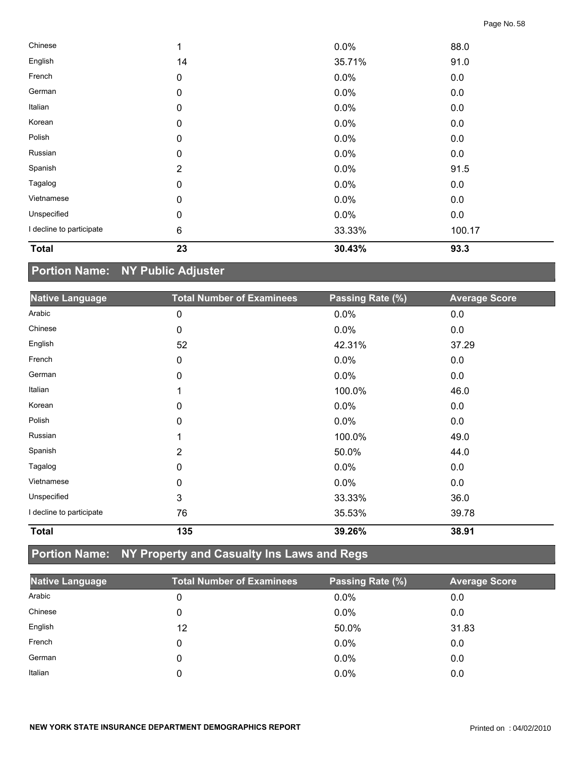| Native Language | Total Number of Examinees | Passing Rate (%) | Average Score |
|---|---|---|---|
| Chinese | 1 | 0.0% | 88.0 |
| English | 14 | 35.71% | 91.0 |
| French | 0 | 0.0% | 0.0 |
| German | 0 | 0.0% | 0.0 |
| Italian | 0 | 0.0% | 0.0 |
| Korean | 0 | 0.0% | 0.0 |
| Polish | 0 | 0.0% | 0.0 |
| Russian | 0 | 0.0% | 0.0 |
| Spanish | 2 | 0.0% | 91.5 |
| Tagalog | 0 | 0.0% | 0.0 |
| Vietnamese | 0 | 0.0% | 0.0 |
| Unspecified | 0 | 0.0% | 0.0 |
| I decline to participate | 6 | 33.33% | 100.17 |
| **Total** | **23** | **30.43%** | **93.3** |

## Portion Name: NY Public Adjuster

| Native Language | Total Number of Examinees | Passing Rate (%) | Average Score |
|---|---|---|---|
| Arabic | 0 | 0.0% | 0.0 |
| Chinese | 0 | 0.0% | 0.0 |
| English | 52 | 42.31% | 37.29 |
| French | 0 | 0.0% | 0.0 |
| German | 0 | 0.0% | 0.0 |
| Italian | 1 | 100.0% | 46.0 |
| Korean | 0 | 0.0% | 0.0 |
| Polish | 0 | 0.0% | 0.0 |
| Russian | 1 | 100.0% | 49.0 |
| Spanish | 2 | 50.0% | 44.0 |
| Tagalog | 0 | 0.0% | 0.0 |
| Vietnamese | 0 | 0.0% | 0.0 |
| Unspecified | 3 | 33.33% | 36.0 |
| I decline to participate | 76 | 35.53% | 39.78 |
| **Total** | **135** | **39.26%** | **38.91** |

## Portion Name: NY Property and Casualty Ins Laws and Regs

| Native Language | Total Number of Examinees | Passing Rate (%) | Average Score |
|---|---|---|---|
| Arabic | 0 | 0.0% | 0.0 |
| Chinese | 0 | 0.0% | 0.0 |
| English | 12 | 50.0% | 31.83 |
| French | 0 | 0.0% | 0.0 |
| German | 0 | 0.0% | 0.0 |
| Italian | 0 | 0.0% | 0.0 |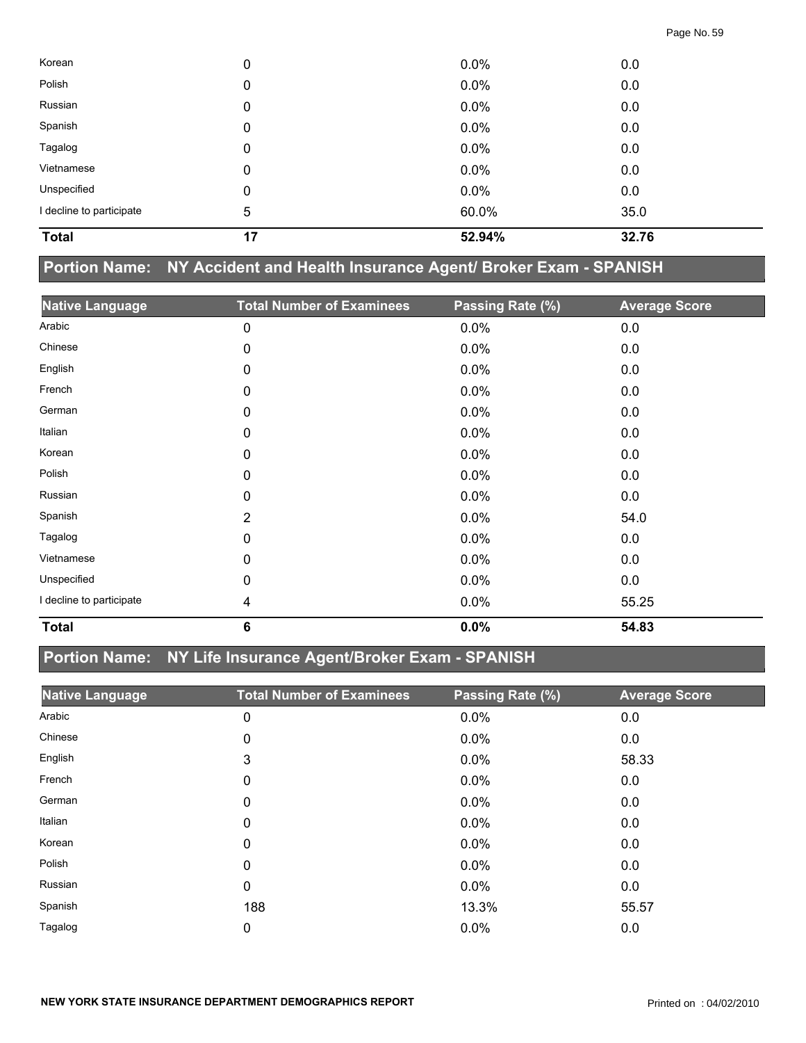| Native Language | Total Number of Examinees | Passing Rate (%) | Average Score |
|---|---|---|---|
| Korean | 0 | 0.0% | 0.0 |
| Polish | 0 | 0.0% | 0.0 |
| Russian | 0 | 0.0% | 0.0 |
| Spanish | 0 | 0.0% | 0.0 |
| Tagalog | 0 | 0.0% | 0.0 |
| Vietnamese | 0 | 0.0% | 0.0 |
| Unspecified | 0 | 0.0% | 0.0 |
| I decline to participate | 5 | 60.0% | 35.0 |
| **Total** | **17** | **52.94%** | **32.76** |

## Portion Name: NY Accident and Health Insurance Agent/ Broker Exam - SPANISH

| Native Language | Total Number of Examinees | Passing Rate (%) | Average Score |
|---|---|---|---|
| Arabic | 0 | 0.0% | 0.0 |
| Chinese | 0 | 0.0% | 0.0 |
| English | 0 | 0.0% | 0.0 |
| French | 0 | 0.0% | 0.0 |
| German | 0 | 0.0% | 0.0 |
| Italian | 0 | 0.0% | 0.0 |
| Korean | 0 | 0.0% | 0.0 |
| Polish | 0 | 0.0% | 0.0 |
| Russian | 0 | 0.0% | 0.0 |
| Spanish | 2 | 0.0% | 54.0 |
| Tagalog | 0 | 0.0% | 0.0 |
| Vietnamese | 0 | 0.0% | 0.0 |
| Unspecified | 0 | 0.0% | 0.0 |
| I decline to participate | 4 | 0.0% | 55.25 |
| **Total** | **6** | **0.0%** | **54.83** |

## Portion Name: NY Life Insurance Agent/Broker Exam - SPANISH

| Native Language | Total Number of Examinees | Passing Rate (%) | Average Score |
|---|---|---|---|
| Arabic | 0 | 0.0% | 0.0 |
| Chinese | 0 | 0.0% | 0.0 |
| English | 3 | 0.0% | 58.33 |
| French | 0 | 0.0% | 0.0 |
| German | 0 | 0.0% | 0.0 |
| Italian | 0 | 0.0% | 0.0 |
| Korean | 0 | 0.0% | 0.0 |
| Polish | 0 | 0.0% | 0.0 |
| Russian | 0 | 0.0% | 0.0 |
| Spanish | 188 | 13.3% | 55.57 |
| Tagalog | 0 | 0.0% | 0.0 |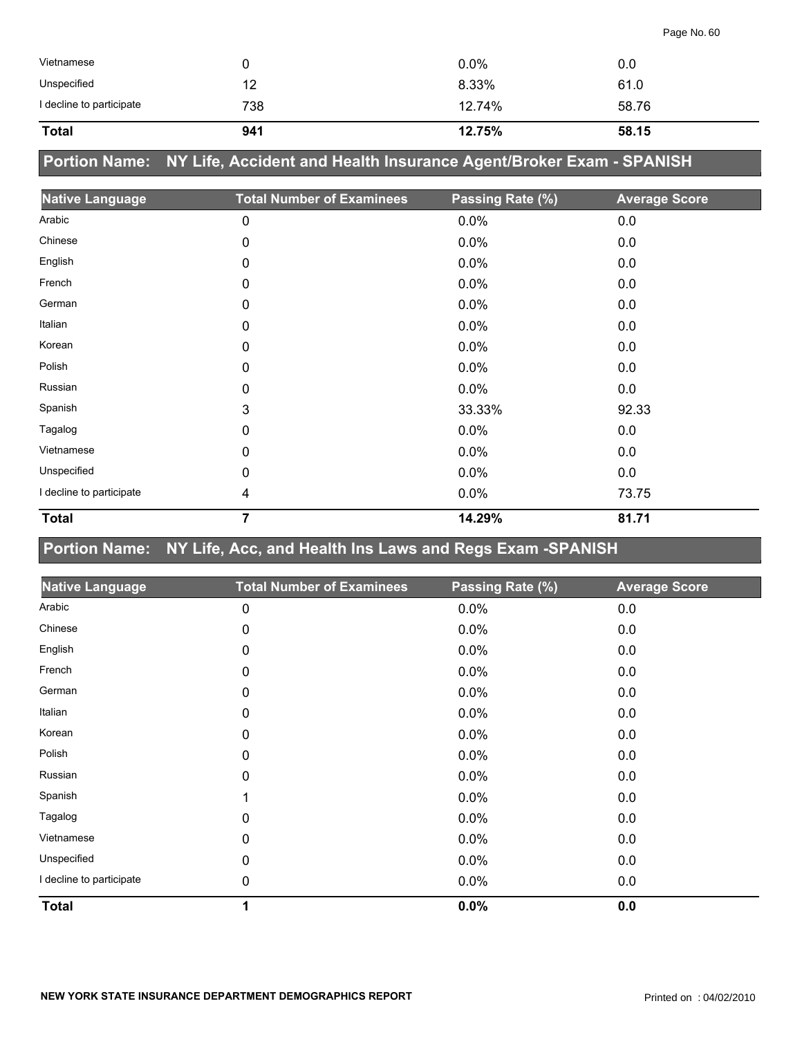| | | | |
|---|---|---|---|
| Vietnamese | 0 | 0.0% | 0.0 |
| Unspecified | 12 | 8.33% | 61.0 |
| I decline to participate | 738 | 12.74% | 58.76 |
| **Total** | **941** | **12.75%** | **58.15** |

## Portion Name: NY Life, Accident and Health Insurance Agent/Broker Exam - SPANISH

| Native Language | Total Number of Examinees | Passing Rate (%) | Average Score |
|---|---|---|---|
| Arabic | 0 | 0.0% | 0.0 |
| Chinese | 0 | 0.0% | 0.0 |
| English | 0 | 0.0% | 0.0 |
| French | 0 | 0.0% | 0.0 |
| German | 0 | 0.0% | 0.0 |
| Italian | 0 | 0.0% | 0.0 |
| Korean | 0 | 0.0% | 0.0 |
| Polish | 0 | 0.0% | 0.0 |
| Russian | 0 | 0.0% | 0.0 |
| Spanish | 3 | 33.33% | 92.33 |
| Tagalog | 0 | 0.0% | 0.0 |
| Vietnamese | 0 | 0.0% | 0.0 |
| Unspecified | 0 | 0.0% | 0.0 |
| I decline to participate | 4 | 0.0% | 73.75 |
| **Total** | **7** | **14.29%** | **81.71** |

## Portion Name: NY Life, Acc, and Health Ins Laws and Regs Exam -SPANISH

| Native Language | Total Number of Examinees | Passing Rate (%) | Average Score |
|---|---|---|---|
| Arabic | 0 | 0.0% | 0.0 |
| Chinese | 0 | 0.0% | 0.0 |
| English | 0 | 0.0% | 0.0 |
| French | 0 | 0.0% | 0.0 |
| German | 0 | 0.0% | 0.0 |
| Italian | 0 | 0.0% | 0.0 |
| Korean | 0 | 0.0% | 0.0 |
| Polish | 0 | 0.0% | 0.0 |
| Russian | 0 | 0.0% | 0.0 |
| Spanish | 1 | 0.0% | 0.0 |
| Tagalog | 0 | 0.0% | 0.0 |
| Vietnamese | 0 | 0.0% | 0.0 |
| Unspecified | 0 | 0.0% | 0.0 |
| I decline to participate | 0 | 0.0% | 0.0 |
| **Total** | **1** | **0.0%** | **0.0** |